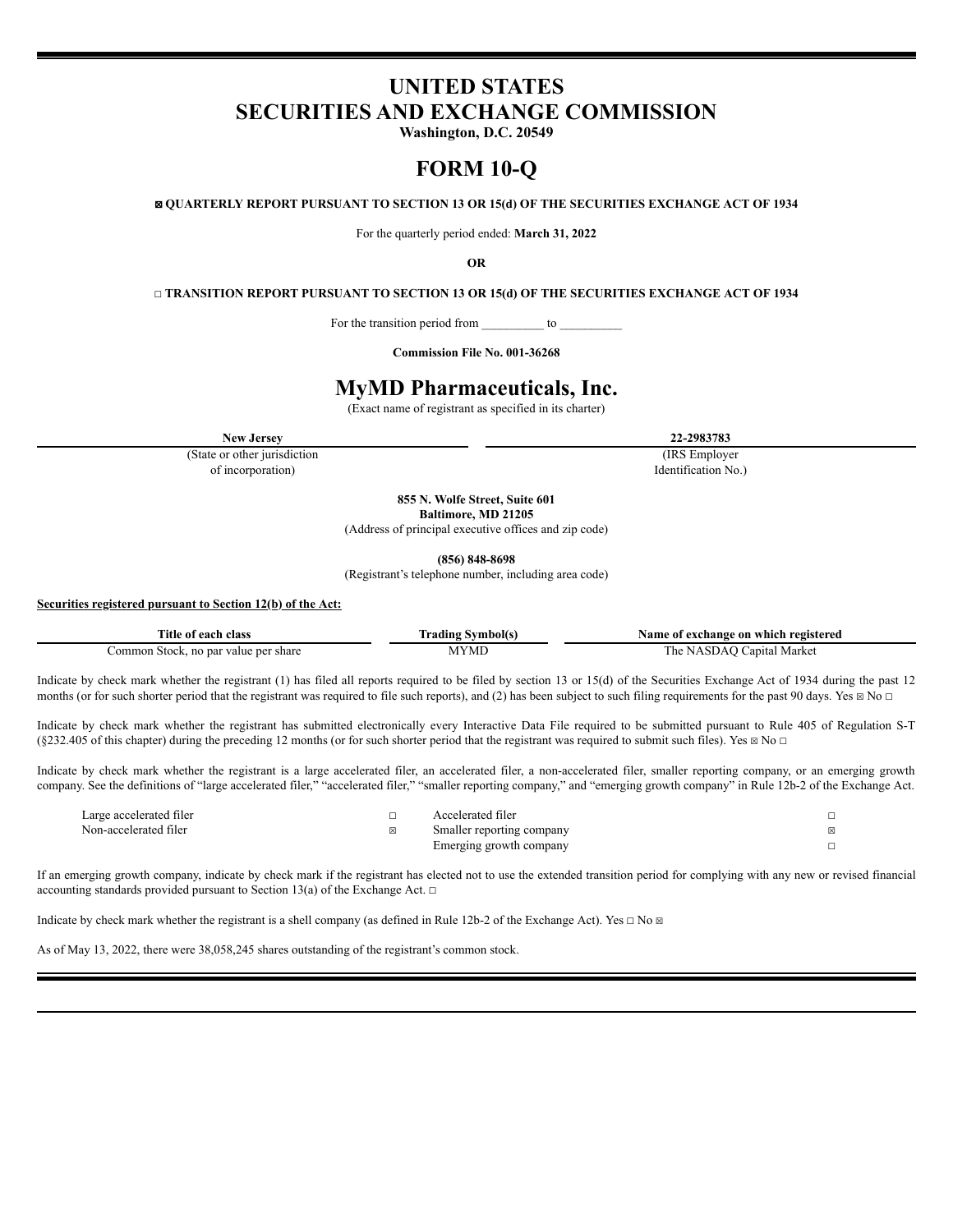# UNITED STATES
# SECURITIES AND EXCHANGE COMMISSION

**Washington, D.C. 20549**

# FORM 10-Q

**☒ QUARTERLY REPORT PURSUANT TO SECTION 13 OR 15(d) OF THE SECURITIES EXCHANGE ACT OF 1934**

For the quarterly period ended: **March 31, 2022**

**OR**

**☐ TRANSITION REPORT PURSUANT TO SECTION 13 OR 15(d) OF THE SECURITIES EXCHANGE ACT OF 1934**

For the transition period from __________ to __________

**Commission File No. 001-36268**

# MyMD Pharmaceuticals, Inc.

(Exact name of registrant as specified in its charter)

| **New Jersey** | **22-2983783** |
|---|---|
| (State or other jurisdiction of incorporation) | (IRS Employer Identification No.) |

**855 N. Wolfe Street, Suite 601**
**Baltimore, MD 21205**
(Address of principal executive offices and zip code)

**(856) 848-8698**
(Registrant's telephone number, including area code)

**Securities registered pursuant to Section 12(b) of the Act:**

| Title of each class | Trading Symbol(s) | Name of exchange on which registered |
|---|---|---|
| Common Stock, no par value per share | MYMD | The NASDAQ Capital Market |

Indicate by check mark whether the registrant (1) has filed all reports required to be filed by section 13 or 15(d) of the Securities Exchange Act of 1934 during the past 12 months (or for such shorter period that the registrant was required to file such reports), and (2) has been subject to such filing requirements for the past 90 days. Yes ☒ No ☐

Indicate by check mark whether the registrant has submitted electronically every Interactive Data File required to be submitted pursuant to Rule 405 of Regulation S-T (§232.405 of this chapter) during the preceding 12 months (or for such shorter period that the registrant was required to submit such files). Yes ☒ No ☐

Indicate by check mark whether the registrant is a large accelerated filer, an accelerated filer, a non-accelerated filer, smaller reporting company, or an emerging growth company. See the definitions of "large accelerated filer," "accelerated filer," "smaller reporting company," and "emerging growth company" in Rule 12b-2 of the Exchange Act.

| | | | |
|---|---|---|---|
| Large accelerated filer | ☐ | Accelerated filer | ☐ |
| Non-accelerated filer | ☒ | Smaller reporting company | ☒ |
| | | Emerging growth company | ☐ |

If an emerging growth company, indicate by check mark if the registrant has elected not to use the extended transition period for complying with any new or revised financial accounting standards provided pursuant to Section 13(a) of the Exchange Act. ☐

Indicate by check mark whether the registrant is a shell company (as defined in Rule 12b-2 of the Exchange Act). Yes ☐ No ☒

As of May 13, 2022, there were 38,058,245 shares outstanding of the registrant's common stock.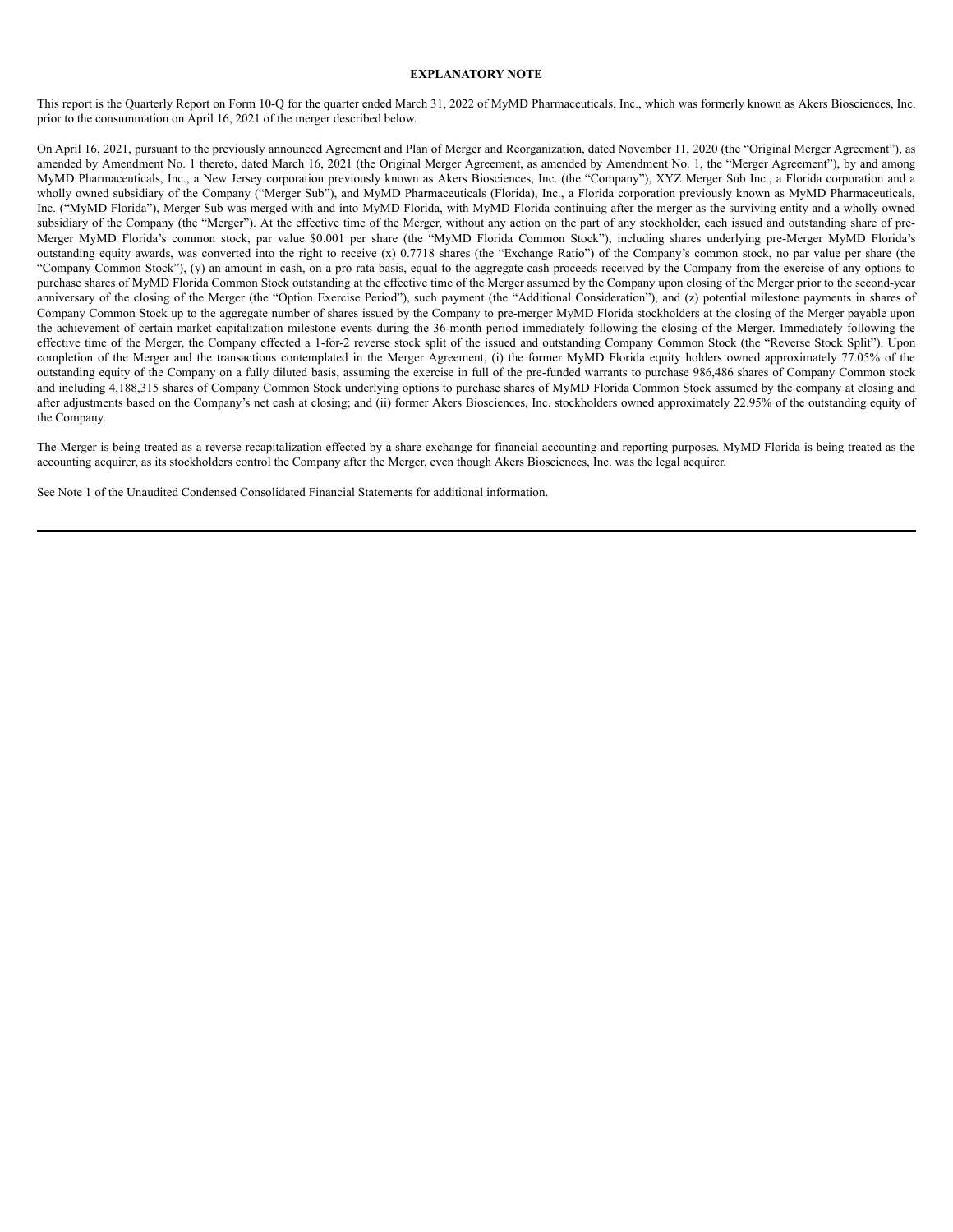**EXPLANATORY NOTE**

This report is the Quarterly Report on Form 10-Q for the quarter ended March 31, 2022 of MyMD Pharmaceuticals, Inc., which was formerly known as Akers Biosciences, Inc. prior to the consummation on April 16, 2021 of the merger described below.

On April 16, 2021, pursuant to the previously announced Agreement and Plan of Merger and Reorganization, dated November 11, 2020 (the "Original Merger Agreement"), as amended by Amendment No. 1 thereto, dated March 16, 2021 (the Original Merger Agreement, as amended by Amendment No. 1, the "Merger Agreement"), by and among MyMD Pharmaceuticals, Inc., a New Jersey corporation previously known as Akers Biosciences, Inc. (the "Company"), XYZ Merger Sub Inc., a Florida corporation and a wholly owned subsidiary of the Company ("Merger Sub"), and MyMD Pharmaceuticals (Florida), Inc., a Florida corporation previously known as MyMD Pharmaceuticals, Inc. ("MyMD Florida"), Merger Sub was merged with and into MyMD Florida, with MyMD Florida continuing after the merger as the surviving entity and a wholly owned subsidiary of the Company (the "Merger"). At the effective time of the Merger, without any action on the part of any stockholder, each issued and outstanding share of pre-Merger MyMD Florida's common stock, par value $0.001 per share (the "MyMD Florida Common Stock"), including shares underlying pre-Merger MyMD Florida's outstanding equity awards, was converted into the right to receive (x) 0.7718 shares (the "Exchange Ratio") of the Company's common stock, no par value per share (the "Company Common Stock"), (y) an amount in cash, on a pro rata basis, equal to the aggregate cash proceeds received by the Company from the exercise of any options to purchase shares of MyMD Florida Common Stock outstanding at the effective time of the Merger assumed by the Company upon closing of the Merger prior to the second-year anniversary of the closing of the Merger (the "Option Exercise Period"), such payment (the "Additional Consideration"), and (z) potential milestone payments in shares of Company Common Stock up to the aggregate number of shares issued by the Company to pre-merger MyMD Florida stockholders at the closing of the Merger payable upon the achievement of certain market capitalization milestone events during the 36-month period immediately following the closing of the Merger. Immediately following the effective time of the Merger, the Company effected a 1-for-2 reverse stock split of the issued and outstanding Company Common Stock (the "Reverse Stock Split"). Upon completion of the Merger and the transactions contemplated in the Merger Agreement, (i) the former MyMD Florida equity holders owned approximately 77.05% of the outstanding equity of the Company on a fully diluted basis, assuming the exercise in full of the pre-funded warrants to purchase 986,486 shares of Company Common stock and including 4,188,315 shares of Company Common Stock underlying options to purchase shares of MyMD Florida Common Stock assumed by the company at closing and after adjustments based on the Company's net cash at closing; and (ii) former Akers Biosciences, Inc. stockholders owned approximately 22.95% of the outstanding equity of the Company.

The Merger is being treated as a reverse recapitalization effected by a share exchange for financial accounting and reporting purposes. MyMD Florida is being treated as the accounting acquirer, as its stockholders control the Company after the Merger, even though Akers Biosciences, Inc. was the legal acquirer.

See Note 1 of the Unaudited Condensed Consolidated Financial Statements for additional information.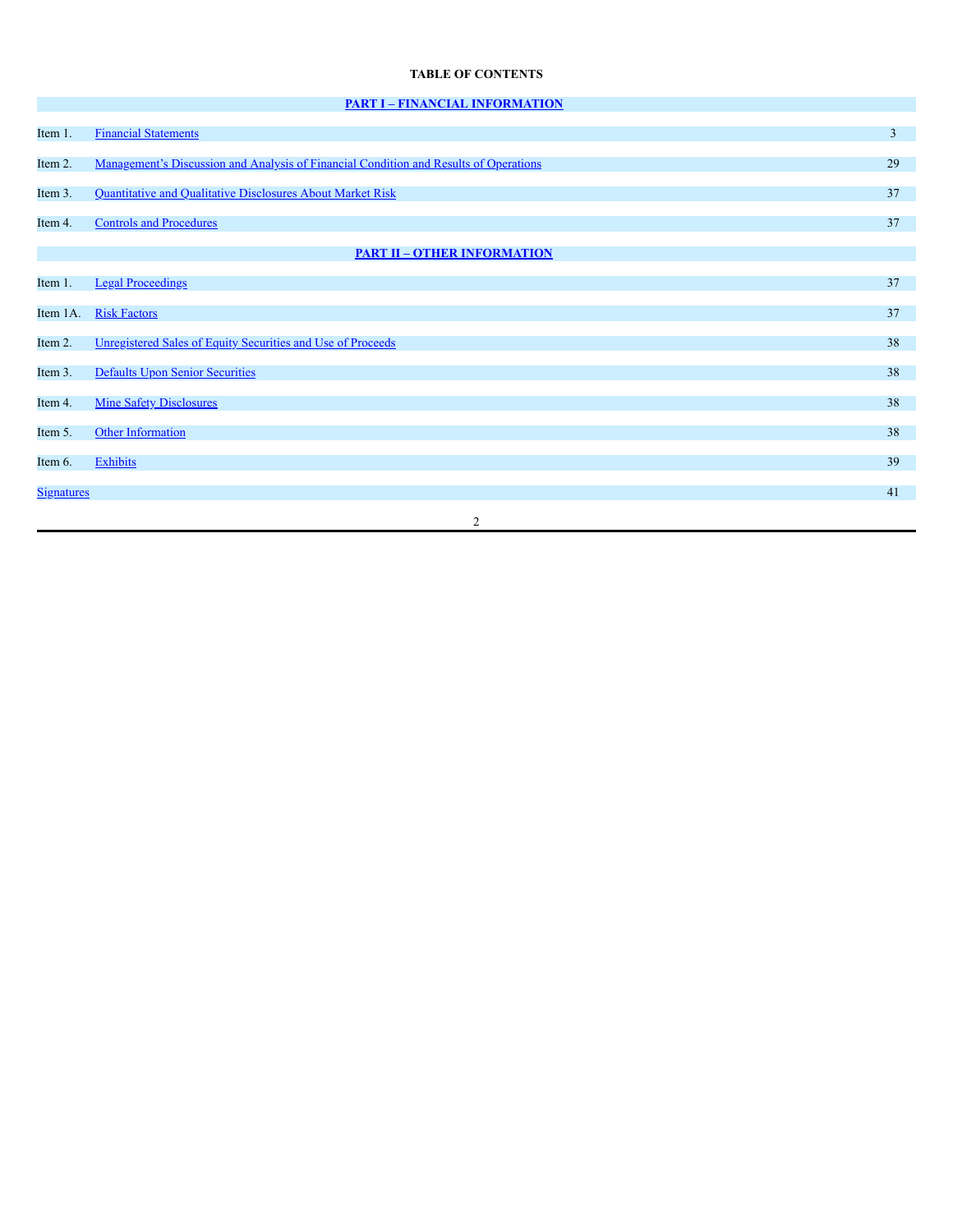**TABLE OF CONTENTS**

| | | |
|---|---|---|
| **PART I – FINANCIAL INFORMATION** | | |
| Item 1. | Financial Statements | 3 |
| Item 2. | Management's Discussion and Analysis of Financial Condition and Results of Operations | 29 |
| Item 3. | Quantitative and Qualitative Disclosures About Market Risk | 37 |
| Item 4. | Controls and Procedures | 37 |
| **PART II – OTHER INFORMATION** | | |
| Item 1. | Legal Proceedings | 37 |
| Item 1A. | Risk Factors | 37 |
| Item 2. | Unregistered Sales of Equity Securities and Use of Proceeds | 38 |
| Item 3. | Defaults Upon Senior Securities | 38 |
| Item 4. | Mine Safety Disclosures | 38 |
| Item 5. | Other Information | 38 |
| Item 6. | Exhibits | 39 |
| Signatures | | 41 |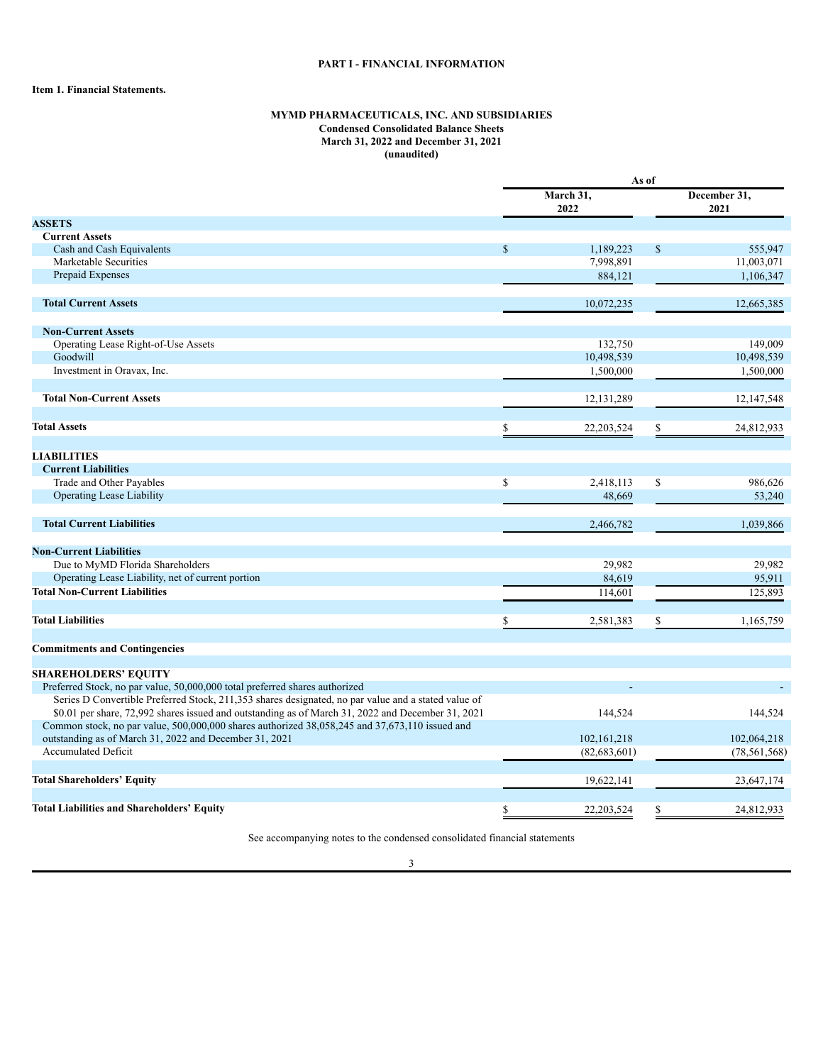# PART I - FINANCIAL INFORMATION

## Item 1. Financial Statements.

**MYMD PHARMACEUTICALS, INC. AND SUBSIDIARIES**
**Condensed Consolidated Balance Sheets**
**March 31, 2022 and December 31, 2021**
**(unaudited)**

| | As of | |
|---|---|---|
| | March 31, 2022 | December 31, 2021 |
| **ASSETS** | | |
| **Current Assets** | | |
| Cash and Cash Equivalents | $ 1,189,223 | $ 555,947 |
| Marketable Securities | 7,998,891 | 11,003,071 |
| Prepaid Expenses | 884,121 | 1,106,347 |
| **Total Current Assets** | 10,072,235 | 12,665,385 |
| **Non-Current Assets** | | |
| Operating Lease Right-of-Use Assets | 132,750 | 149,009 |
| Goodwill | 10,498,539 | 10,498,539 |
| Investment in Oravax, Inc. | 1,500,000 | 1,500,000 |
| **Total Non-Current Assets** | 12,131,289 | 12,147,548 |
| **Total Assets** | $ 22,203,524 | $ 24,812,933 |
| **LIABILITIES** | | |
| **Current Liabilities** | | |
| Trade and Other Payables | $ 2,418,113 | $ 986,626 |
| Operating Lease Liability | 48,669 | 53,240 |
| **Total Current Liabilities** | 2,466,782 | 1,039,866 |
| **Non-Current Liabilities** | | |
| Due to MyMD Florida Shareholders | 29,982 | 29,982 |
| Operating Lease Liability, net of current portion | 84,619 | 95,911 |
| **Total Non-Current Liabilities** | 114,601 | 125,893 |
| **Total Liabilities** | $ 2,581,383 | $ 1,165,759 |
| **Commitments and Contingencies** | | |
| **SHAREHOLDERS' EQUITY** | | |
| Preferred Stock, no par value, 50,000,000 total preferred shares authorized | - | - |
| Series D Convertible Preferred Stock, 211,353 shares designated, no par value and a stated value of $0.01 per share, 72,992 shares issued and outstanding as of March 31, 2022 and December 31, 2021 | 144,524 | 144,524 |
| Common stock, no par value, 500,000,000 shares authorized 38,058,245 and 37,673,110 issued and outstanding as of March 31, 2022 and December 31, 2021 | 102,161,218 | 102,064,218 |
| Accumulated Deficit | (82,683,601) | (78,561,568) |
| **Total Shareholders' Equity** | 19,622,141 | 23,647,174 |
| **Total Liabilities and Shareholders' Equity** | $ 22,203,524 | $ 24,812,933 |

See accompanying notes to the condensed consolidated financial statements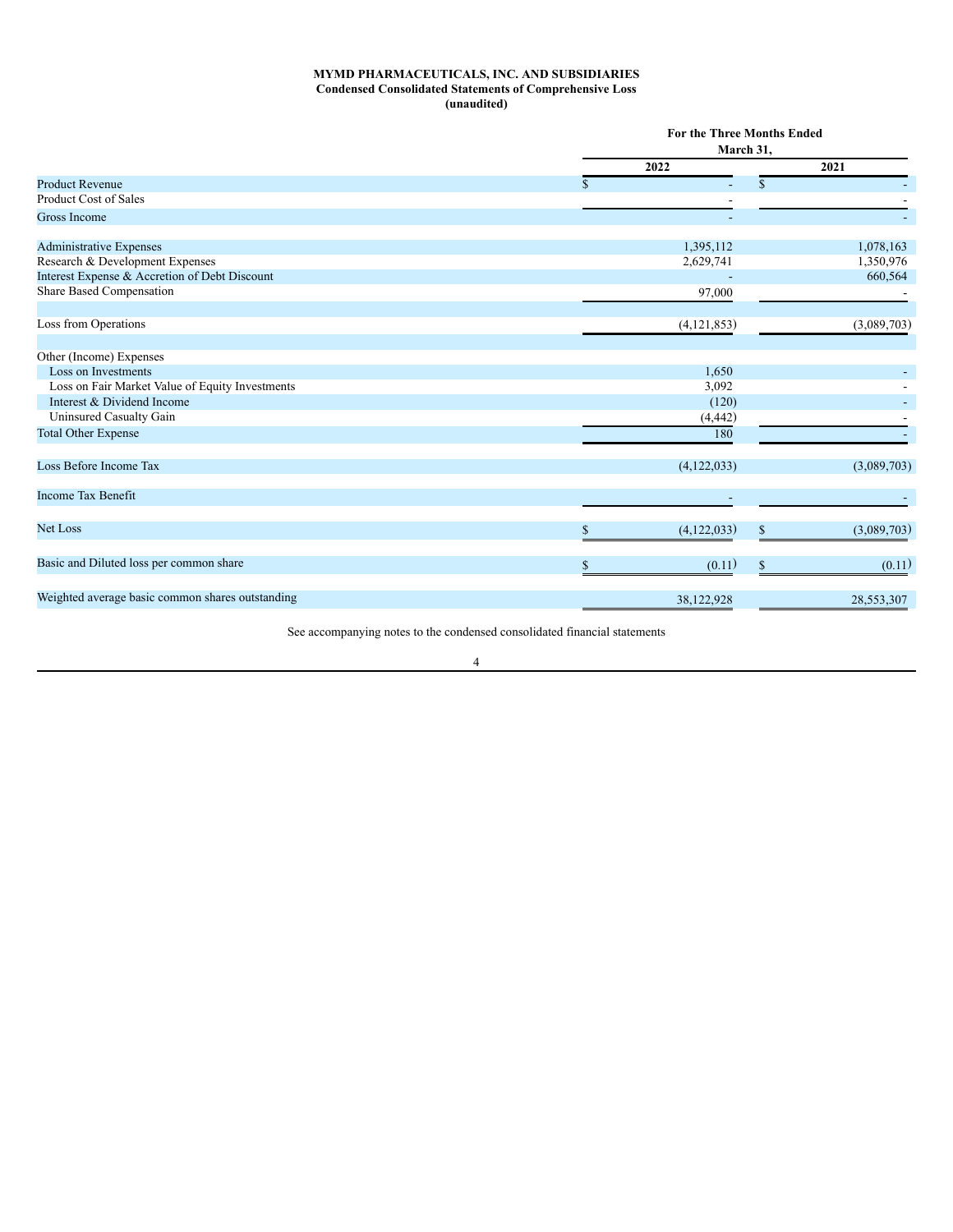**MYMD PHARMACEUTICALS, INC. AND SUBSIDIARIES**
**Condensed Consolidated Statements of Comprehensive Loss**
**(unaudited)**

| | For the Three Months Ended March 31, | |
|---|---|---|
| | 2022 | 2021 |
| Product Revenue | $ - | $ - |
| Product Cost of Sales | - | - |
| Gross Income | - | - |
| | | |
| Administrative Expenses | 1,395,112 | 1,078,163 |
| Research & Development Expenses | 2,629,741 | 1,350,976 |
| Interest Expense & Accretion of Debt Discount | - | 660,564 |
| Share Based Compensation | 97,000 | - |
| | | |
| Loss from Operations | (4,121,853) | (3,089,703) |
| | | |
| Other (Income) Expenses | | |
| Loss on Investments | 1,650 | - |
| Loss on Fair Market Value of Equity Investments | 3,092 | - |
| Interest & Dividend Income | (120) | - |
| Uninsured Casualty Gain | (4,442) | - |
| Total Other Expense | 180 | - |
| | | |
| Loss Before Income Tax | (4,122,033) | (3,089,703) |
| | | |
| Income Tax Benefit | - | - |
| | | |
| Net Loss | $ (4,122,033) | $ (3,089,703) |
| | | |
| Basic and Diluted loss per common share | $ (0.11) | $ (0.11) |
| | | |
| Weighted average basic common shares outstanding | 38,122,928 | 28,553,307 |

See accompanying notes to the condensed consolidated financial statements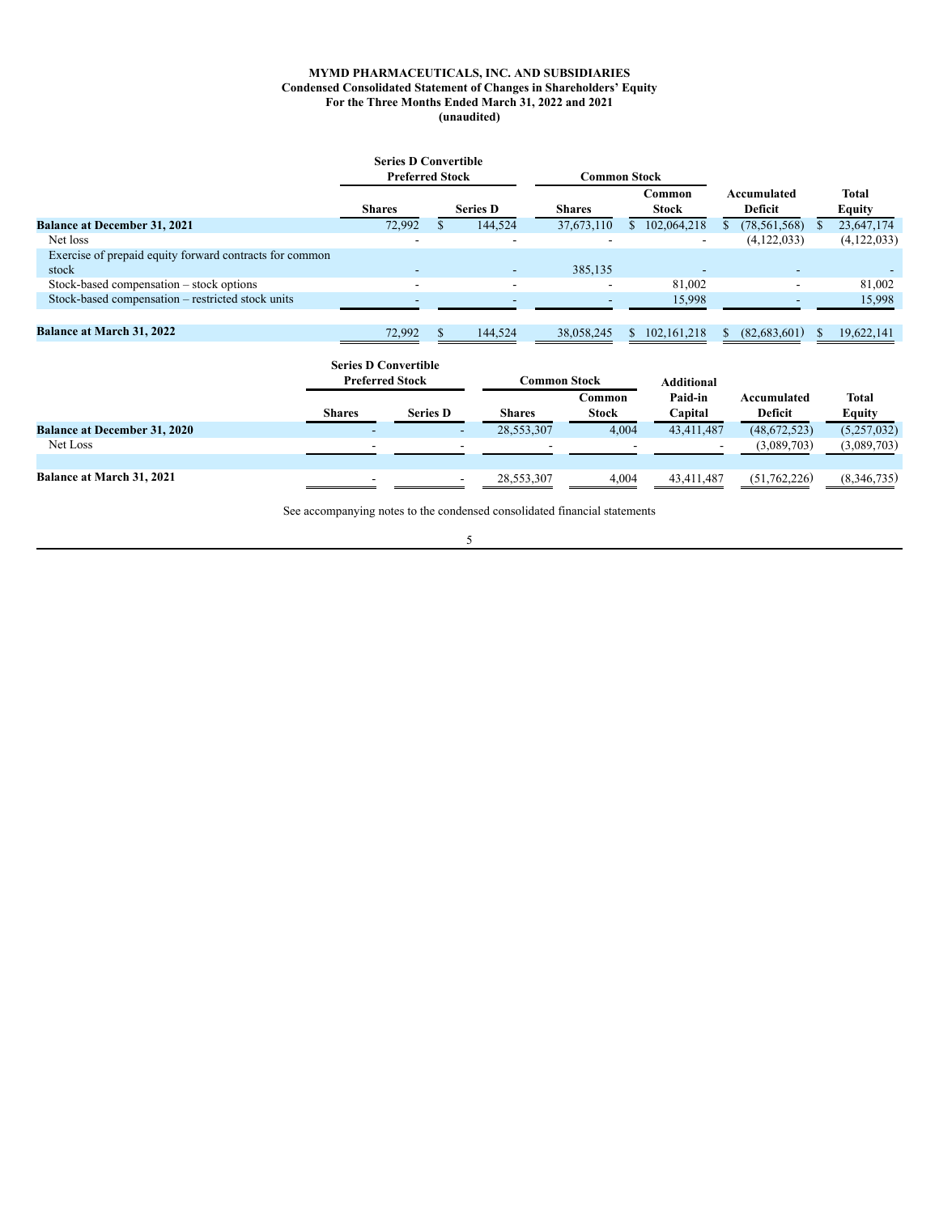**MYMD PHARMACEUTICALS, INC. AND SUBSIDIARIES**
**Condensed Consolidated Statement of Changes in Shareholders' Equity**
**For the Three Months Ended March 31, 2022 and 2021**
**(unaudited)**

| | Series D Convertible Preferred Stock | | Common Stock | | | |
|---|---|---|---|---|---|---|
| | Shares | Series D | Shares | Common Stock | Accumulated Deficit | Total Equity |
| **Balance at December 31, 2021** | 72,992 | $ 144,524 | 37,673,110 | $ 102,064,218 | $ (78,561,568) | $ 23,647,174 |
| Net loss | - | - | - | - | (4,122,033) | (4,122,033) |
| Exercise of prepaid equity forward contracts for common stock | - | - | 385,135 | - | - | - |
| Stock-based compensation – stock options | - | - | - | 81,002 | - | 81,002 |
| Stock-based compensation – restricted stock units | - | - | - | 15,998 | - | 15,998 |
| **Balance at March 31, 2022** | 72,992 | $ 144,524 | 38,058,245 | $ 102,161,218 | $ (82,683,601) | $ 19,622,141 |

| | Series D Convertible Preferred Stock | | Common Stock | | | | |
|---|---|---|---|---|---|---|---|
| | Shares | Series D | Shares | Common Stock | Additional Paid-in Capital | Accumulated Deficit | Total Equity |
| **Balance at December 31, 2020** | - | - | 28,553,307 | 4,004 | 43,411,487 | (48,672,523) | (5,257,032) |
| Net Loss | - | - | - | - | - | (3,089,703) | (3,089,703) |
| **Balance at March 31, 2021** | - | - | 28,553,307 | 4,004 | 43,411,487 | (51,762,226) | (8,346,735) |

See accompanying notes to the condensed consolidated financial statements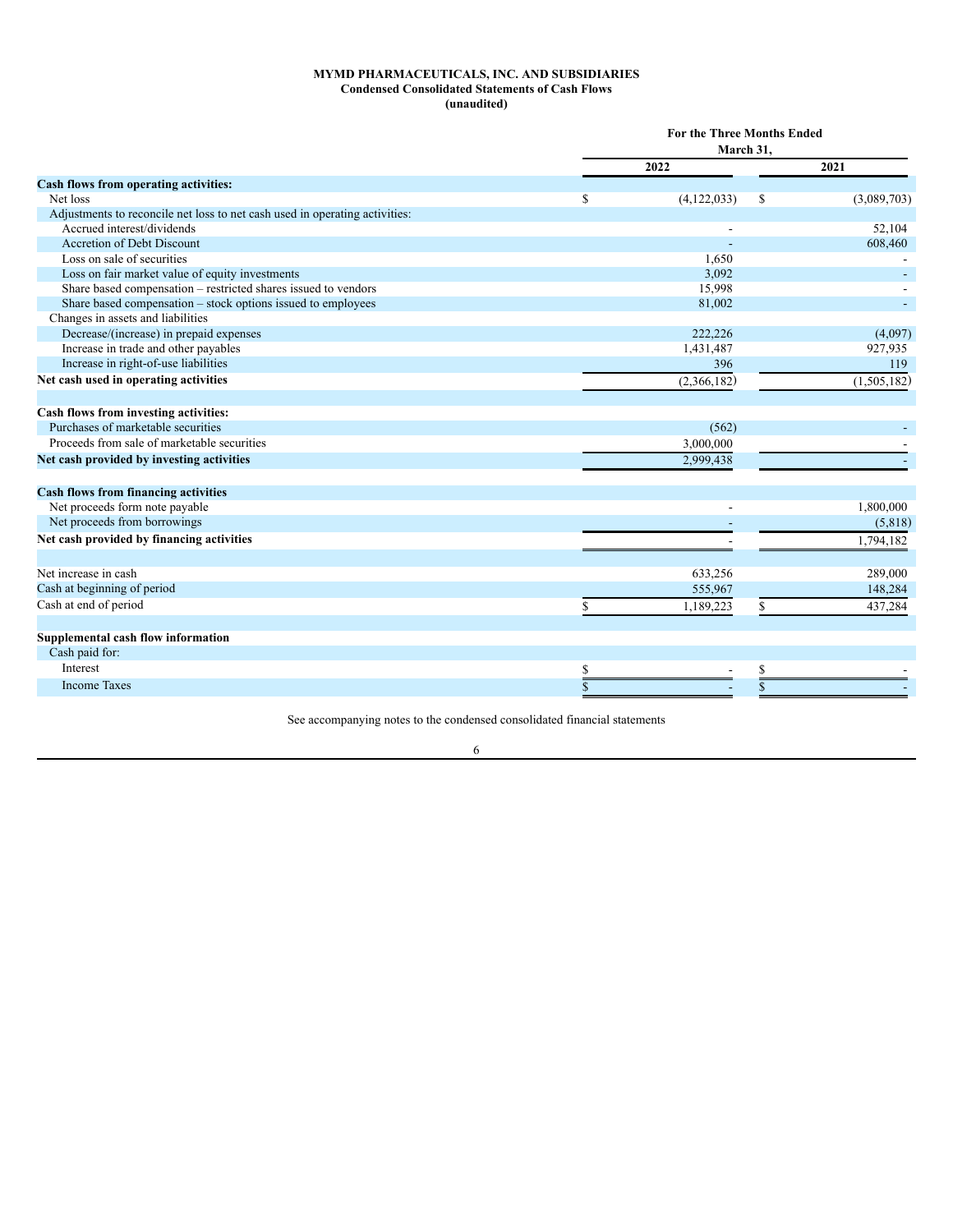**MYMD PHARMACEUTICALS, INC. AND SUBSIDIARIES**
**Condensed Consolidated Statements of Cash Flows**
**(unaudited)**

| | For the Three Months Ended March 31, | |
|---|---|---|
| | 2022 | 2021 |
| **Cash flows from operating activities:** | | |
| Net loss | $ (4,122,033) | $ (3,089,703) |
| Adjustments to reconcile net loss to net cash used in operating activities: | | |
| Accrued interest/dividends | - | 52,104 |
| Accretion of Debt Discount | - | 608,460 |
| Loss on sale of securities | 1,650 | - |
| Loss on fair market value of equity investments | 3,092 | - |
| Share based compensation – restricted shares issued to vendors | 15,998 | - |
| Share based compensation – stock options issued to employees | 81,002 | - |
| Changes in assets and liabilities | | |
| Decrease/(increase) in prepaid expenses | 222,226 | (4,097) |
| Increase in trade and other payables | 1,431,487 | 927,935 |
| Increase in right-of-use liabilities | 396 | 119 |
| **Net cash used in operating activities** | (2,366,182) | (1,505,182) |
| | | |
| **Cash flows from investing activities:** | | |
| Purchases of marketable securities | (562) | - |
| Proceeds from sale of marketable securities | 3,000,000 | - |
| **Net cash provided by investing activities** | 2,999,438 | - |
| | | |
| **Cash flows from financing activities** | | |
| Net proceeds form note payable | - | 1,800,000 |
| Net proceeds from borrowings | - | (5,818) |
| **Net cash provided by financing activities** | - | 1,794,182 |
| | | |
| Net increase in cash | 633,256 | 289,000 |
| Cash at beginning of period | 555,967 | 148,284 |
| Cash at end of period | $ 1,189,223 | $ 437,284 |
| | | |
| **Supplemental cash flow information** | | |
| Cash paid for: | | |
| Interest | $ - | $ - |
| Income Taxes | $ - | $ - |

See accompanying notes to the condensed consolidated financial statements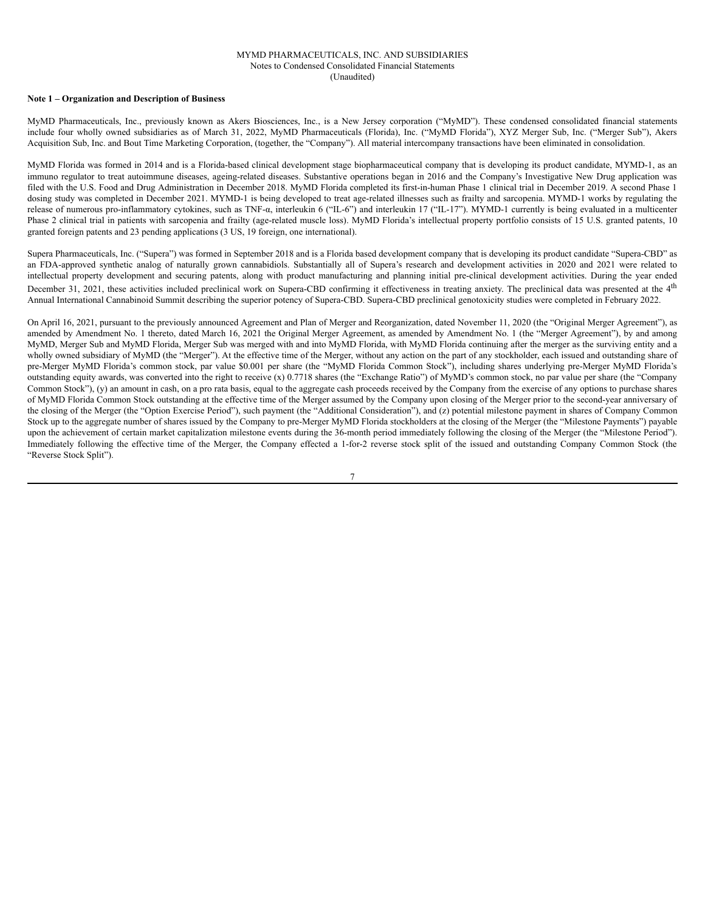MYMD PHARMACEUTICALS, INC. AND SUBSIDIARIES
Notes to Condensed Consolidated Financial Statements
(Unaudited)

**Note 1 – Organization and Description of Business**

MyMD Pharmaceuticals, Inc., previously known as Akers Biosciences, Inc., is a New Jersey corporation ("MyMD"). These condensed consolidated financial statements include four wholly owned subsidiaries as of March 31, 2022, MyMD Pharmaceuticals (Florida), Inc. ("MyMD Florida"), XYZ Merger Sub, Inc. ("Merger Sub"), Akers Acquisition Sub, Inc. and Bout Time Marketing Corporation, (together, the "Company"). All material intercompany transactions have been eliminated in consolidation.

MyMD Florida was formed in 2014 and is a Florida-based clinical development stage biopharmaceutical company that is developing its product candidate, MYMD-1, as an immuno regulator to treat autoimmune diseases, ageing-related diseases. Substantive operations began in 2016 and the Company's Investigative New Drug application was filed with the U.S. Food and Drug Administration in December 2018. MyMD Florida completed its first-in-human Phase 1 clinical trial in December 2019. A second Phase 1 dosing study was completed in December 2021. MYMD-1 is being developed to treat age-related illnesses such as frailty and sarcopenia. MYMD-1 works by regulating the release of numerous pro-inflammatory cytokines, such as TNF-α, interleukin 6 ("IL-6") and interleukin 17 ("IL-17"). MYMD-1 currently is being evaluated in a multicenter Phase 2 clinical trial in patients with sarcopenia and frailty (age-related muscle loss). MyMD Florida's intellectual property portfolio consists of 15 U.S. granted patents, 10 granted foreign patents and 23 pending applications (3 US, 19 foreign, one international).

Supera Pharmaceuticals, Inc. ("Supera") was formed in September 2018 and is a Florida based development company that is developing its product candidate "Supera-CBD" as an FDA-approved synthetic analog of naturally grown cannabidiols. Substantially all of Supera's research and development activities in 2020 and 2021 were related to intellectual property development and securing patents, along with product manufacturing and planning initial pre-clinical development activities. During the year ended December 31, 2021, these activities included preclinical work on Supera-CBD confirming it effectiveness in treating anxiety. The preclinical data was presented at the 4th Annual International Cannabinoid Summit describing the superior potency of Supera-CBD. Supera-CBD preclinical genotoxicity studies were completed in February 2022.

On April 16, 2021, pursuant to the previously announced Agreement and Plan of Merger and Reorganization, dated November 11, 2020 (the "Original Merger Agreement"), as amended by Amendment No. 1 thereto, dated March 16, 2021 the Original Merger Agreement, as amended by Amendment No. 1 (the "Merger Agreement"), by and among MyMD, Merger Sub and MyMD Florida, Merger Sub was merged with and into MyMD Florida, with MyMD Florida continuing after the merger as the surviving entity and a wholly owned subsidiary of MyMD (the "Merger"). At the effective time of the Merger, without any action on the part of any stockholder, each issued and outstanding share of pre-Merger MyMD Florida's common stock, par value \$0.001 per share (the "MyMD Florida Common Stock"), including shares underlying pre-Merger MyMD Florida's outstanding equity awards, was converted into the right to receive (x) 0.7718 shares (the "Exchange Ratio") of MyMD's common stock, no par value per share (the "Company Common Stock"), (y) an amount in cash, on a pro rata basis, equal to the aggregate cash proceeds received by the Company from the exercise of any options to purchase shares of MyMD Florida Common Stock outstanding at the effective time of the Merger assumed by the Company upon closing of the Merger prior to the second-year anniversary of the closing of the Merger (the "Option Exercise Period"), such payment (the "Additional Consideration"), and (z) potential milestone payment in shares of Company Common Stock up to the aggregate number of shares issued by the Company to pre-Merger MyMD Florida stockholders at the closing of the Merger (the "Milestone Payments") payable upon the achievement of certain market capitalization milestone events during the 36-month period immediately following the closing of the Merger (the "Milestone Period"). Immediately following the effective time of the Merger, the Company effected a 1-for-2 reverse stock split of the issued and outstanding Company Common Stock (the "Reverse Stock Split").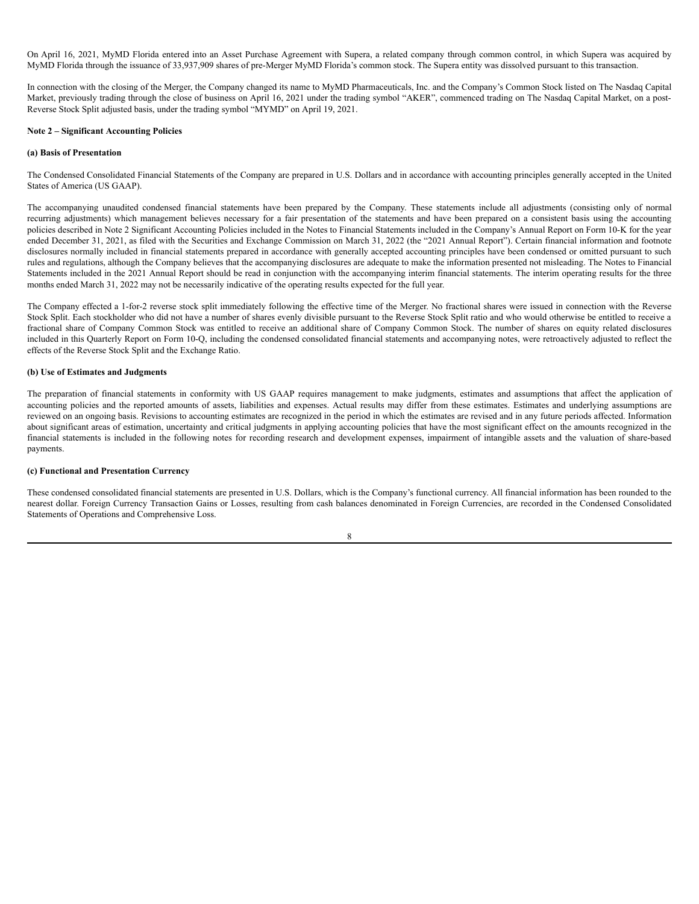On April 16, 2021, MyMD Florida entered into an Asset Purchase Agreement with Supera, a related company through common control, in which Supera was acquired by MyMD Florida through the issuance of 33,937,909 shares of pre-Merger MyMD Florida's common stock. The Supera entity was dissolved pursuant to this transaction.

In connection with the closing of the Merger, the Company changed its name to MyMD Pharmaceuticals, Inc. and the Company's Common Stock listed on The Nasdaq Capital Market, previously trading through the close of business on April 16, 2021 under the trading symbol "AKER", commenced trading on The Nasdaq Capital Market, on a post-Reverse Stock Split adjusted basis, under the trading symbol "MYMD" on April 19, 2021.

**Note 2 – Significant Accounting Policies**

**(a) Basis of Presentation**

The Condensed Consolidated Financial Statements of the Company are prepared in U.S. Dollars and in accordance with accounting principles generally accepted in the United States of America (US GAAP).

The accompanying unaudited condensed financial statements have been prepared by the Company. These statements include all adjustments (consisting only of normal recurring adjustments) which management believes necessary for a fair presentation of the statements and have been prepared on a consistent basis using the accounting policies described in Note 2 Significant Accounting Policies included in the Notes to Financial Statements included in the Company's Annual Report on Form 10-K for the year ended December 31, 2021, as filed with the Securities and Exchange Commission on March 31, 2022 (the "2021 Annual Report"). Certain financial information and footnote disclosures normally included in financial statements prepared in accordance with generally accepted accounting principles have been condensed or omitted pursuant to such rules and regulations, although the Company believes that the accompanying disclosures are adequate to make the information presented not misleading. The Notes to Financial Statements included in the 2021 Annual Report should be read in conjunction with the accompanying interim financial statements. The interim operating results for the three months ended March 31, 2022 may not be necessarily indicative of the operating results expected for the full year.

The Company effected a 1-for-2 reverse stock split immediately following the effective time of the Merger. No fractional shares were issued in connection with the Reverse Stock Split. Each stockholder who did not have a number of shares evenly divisible pursuant to the Reverse Stock Split ratio and who would otherwise be entitled to receive a fractional share of Company Common Stock was entitled to receive an additional share of Company Common Stock. The number of shares on equity related disclosures included in this Quarterly Report on Form 10-Q, including the condensed consolidated financial statements and accompanying notes, were retroactively adjusted to reflect the effects of the Reverse Stock Split and the Exchange Ratio.

**(b) Use of Estimates and Judgments**

The preparation of financial statements in conformity with US GAAP requires management to make judgments, estimates and assumptions that affect the application of accounting policies and the reported amounts of assets, liabilities and expenses. Actual results may differ from these estimates. Estimates and underlying assumptions are reviewed on an ongoing basis. Revisions to accounting estimates are recognized in the period in which the estimates are revised and in any future periods affected. Information about significant areas of estimation, uncertainty and critical judgments in applying accounting policies that have the most significant effect on the amounts recognized in the financial statements is included in the following notes for recording research and development expenses, impairment of intangible assets and the valuation of share-based payments.

**(c) Functional and Presentation Currency**

These condensed consolidated financial statements are presented in U.S. Dollars, which is the Company's functional currency. All financial information has been rounded to the nearest dollar. Foreign Currency Transaction Gains or Losses, resulting from cash balances denominated in Foreign Currencies, are recorded in the Condensed Consolidated Statements of Operations and Comprehensive Loss.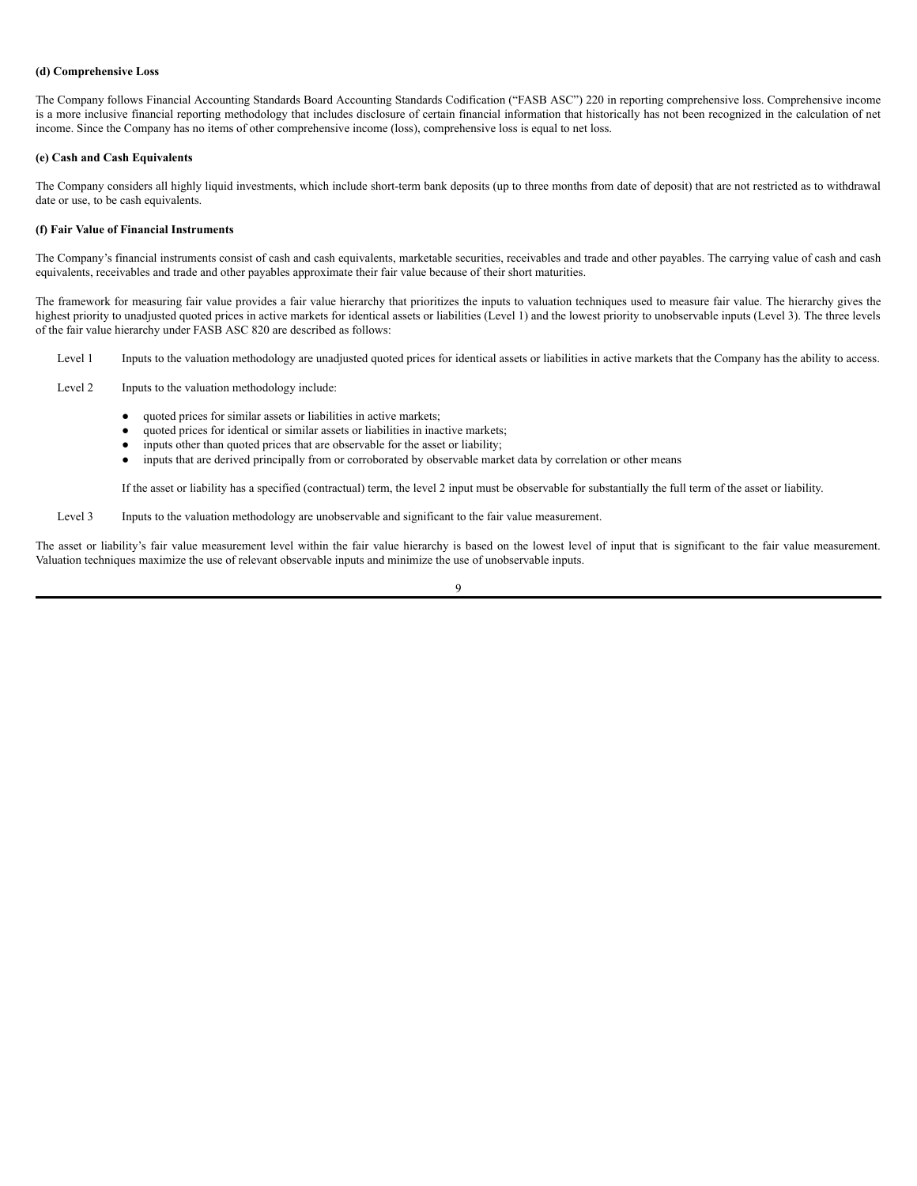**(d) Comprehensive Loss**

The Company follows Financial Accounting Standards Board Accounting Standards Codification ("FASB ASC") 220 in reporting comprehensive loss. Comprehensive income is a more inclusive financial reporting methodology that includes disclosure of certain financial information that historically has not been recognized in the calculation of net income. Since the Company has no items of other comprehensive income (loss), comprehensive loss is equal to net loss.

**(e) Cash and Cash Equivalents**

The Company considers all highly liquid investments, which include short-term bank deposits (up to three months from date of deposit) that are not restricted as to withdrawal date or use, to be cash equivalents.

**(f) Fair Value of Financial Instruments**

The Company's financial instruments consist of cash and cash equivalents, marketable securities, receivables and trade and other payables. The carrying value of cash and cash equivalents, receivables and trade and other payables approximate their fair value because of their short maturities.

The framework for measuring fair value provides a fair value hierarchy that prioritizes the inputs to valuation techniques used to measure fair value. The hierarchy gives the highest priority to unadjusted quoted prices in active markets for identical assets or liabilities (Level 1) and the lowest priority to unobservable inputs (Level 3). The three levels of the fair value hierarchy under FASB ASC 820 are described as follows:

Level 1 Inputs to the valuation methodology are unadjusted quoted prices for identical assets or liabilities in active markets that the Company has the ability to access.

Level 2 Inputs to the valuation methodology include:

- quoted prices for similar assets or liabilities in active markets;
- quoted prices for identical or similar assets or liabilities in inactive markets;
- inputs other than quoted prices that are observable for the asset or liability;
- inputs that are derived principally from or corroborated by observable market data by correlation or other means

If the asset or liability has a specified (contractual) term, the level 2 input must be observable for substantially the full term of the asset or liability.

Level 3 Inputs to the valuation methodology are unobservable and significant to the fair value measurement.

The asset or liability's fair value measurement level within the fair value hierarchy is based on the lowest level of input that is significant to the fair value measurement. Valuation techniques maximize the use of relevant observable inputs and minimize the use of unobservable inputs.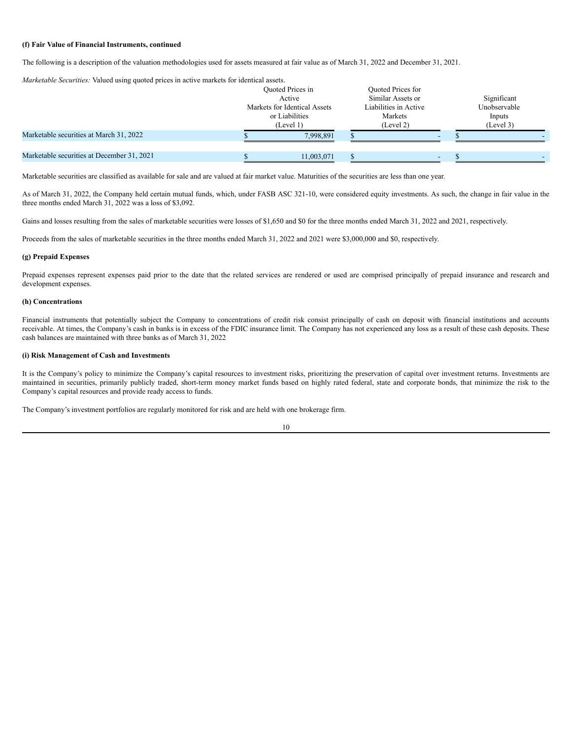**(f) Fair Value of Financial Instruments, continued**

The following is a description of the valuation methodologies used for assets measured at fair value as of March 31, 2022 and December 31, 2021.

*Marketable Securities:* Valued using quoted prices in active markets for identical assets.

| | Quoted Prices in Active Markets for Identical Assets or Liabilities (Level 1) | Quoted Prices for Similar Assets or Liabilities in Active Markets (Level 2) | Significant Unobservable Inputs (Level 3) |
|---|---|---|---|
| Marketable securities at March 31, 2022 | $ 7,998,891 | $ - | $ - |
| Marketable securities at December 31, 2021 | $ 11,003,071 | $ - | $ - |

Marketable securities are classified as available for sale and are valued at fair market value. Maturities of the securities are less than one year.

As of March 31, 2022, the Company held certain mutual funds, which, under FASB ASC 321-10, were considered equity investments. As such, the change in fair value in the three months ended March 31, 2022 was a loss of $3,092.

Gains and losses resulting from the sales of marketable securities were losses of $1,650 and $0 for the three months ended March 31, 2022 and 2021, respectively.

Proceeds from the sales of marketable securities in the three months ended March 31, 2022 and 2021 were $3,000,000 and $0, respectively.

**(g) Prepaid Expenses**

Prepaid expenses represent expenses paid prior to the date that the related services are rendered or used are comprised principally of prepaid insurance and research and development expenses.

**(h) Concentrations**

Financial instruments that potentially subject the Company to concentrations of credit risk consist principally of cash on deposit with financial institutions and accounts receivable. At times, the Company's cash in banks is in excess of the FDIC insurance limit. The Company has not experienced any loss as a result of these cash deposits. These cash balances are maintained with three banks as of March 31, 2022

**(i) Risk Management of Cash and Investments**

It is the Company's policy to minimize the Company's capital resources to investment risks, prioritizing the preservation of capital over investment returns. Investments are maintained in securities, primarily publicly traded, short-term money market funds based on highly rated federal, state and corporate bonds, that minimize the risk to the Company's capital resources and provide ready access to funds.

The Company's investment portfolios are regularly monitored for risk and are held with one brokerage firm.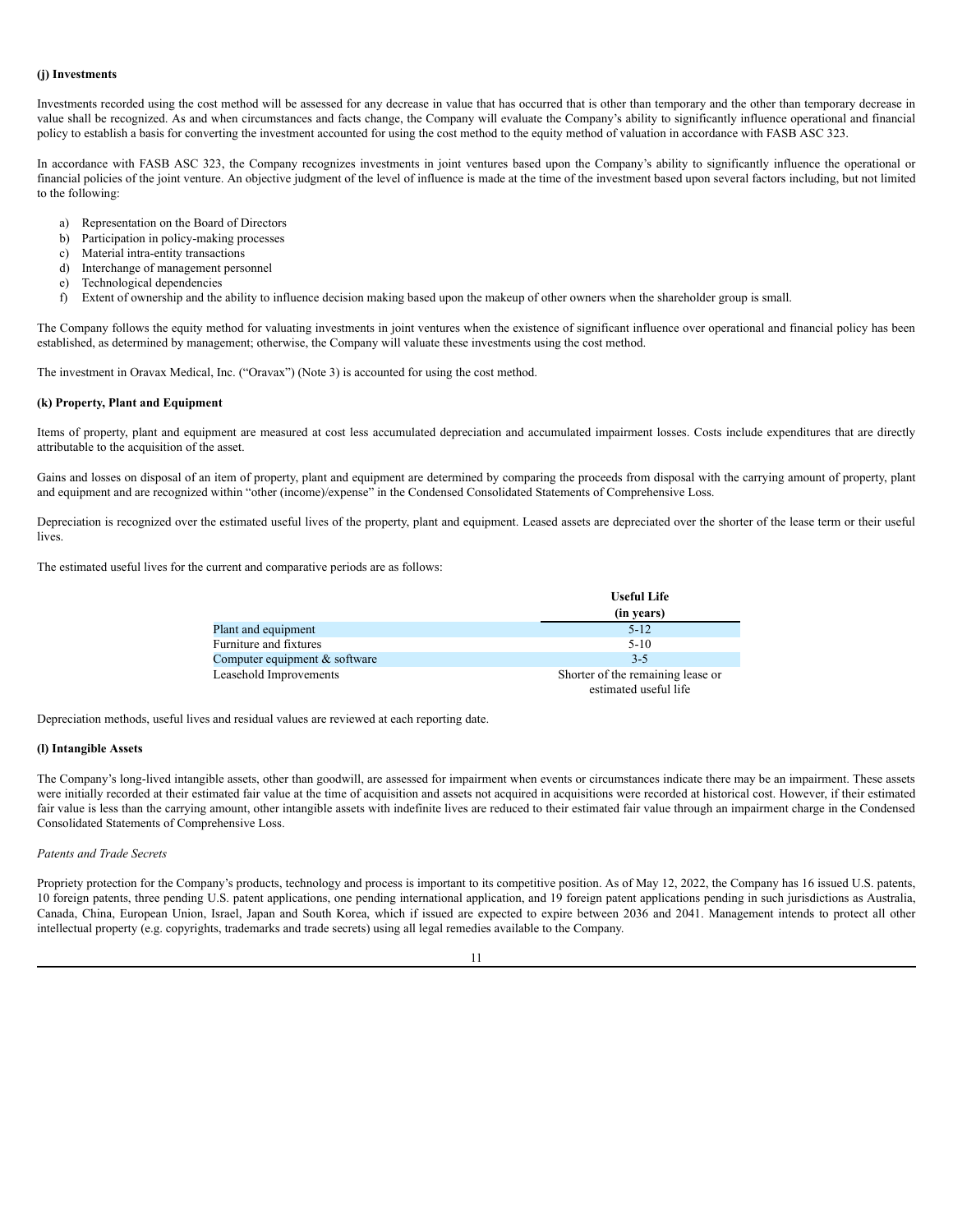**(j) Investments**

Investments recorded using the cost method will be assessed for any decrease in value that has occurred that is other than temporary and the other than temporary decrease in value shall be recognized. As and when circumstances and facts change, the Company will evaluate the Company's ability to significantly influence operational and financial policy to establish a basis for converting the investment accounted for using the cost method to the equity method of valuation in accordance with FASB ASC 323.

In accordance with FASB ASC 323, the Company recognizes investments in joint ventures based upon the Company's ability to significantly influence the operational or financial policies of the joint venture. An objective judgment of the level of influence is made at the time of the investment based upon several factors including, but not limited to the following:

a) Representation on the Board of Directors
b) Participation in policy-making processes
c) Material intra-entity transactions
d) Interchange of management personnel
e) Technological dependencies
f) Extent of ownership and the ability to influence decision making based upon the makeup of other owners when the shareholder group is small.

The Company follows the equity method for valuating investments in joint ventures when the existence of significant influence over operational and financial policy has been established, as determined by management; otherwise, the Company will valuate these investments using the cost method.

The investment in Oravax Medical, Inc. ("Oravax") (Note 3) is accounted for using the cost method.

**(k) Property, Plant and Equipment**

Items of property, plant and equipment are measured at cost less accumulated depreciation and accumulated impairment losses. Costs include expenditures that are directly attributable to the acquisition of the asset.

Gains and losses on disposal of an item of property, plant and equipment are determined by comparing the proceeds from disposal with the carrying amount of property, plant and equipment and are recognized within "other (income)/expense" in the Condensed Consolidated Statements of Comprehensive Loss.

Depreciation is recognized over the estimated useful lives of the property, plant and equipment. Leased assets are depreciated over the shorter of the lease term or their useful lives.

The estimated useful lives for the current and comparative periods are as follows:

| | Useful Life (in years) |
|---|---|
| Plant and equipment | 5-12 |
| Furniture and fixtures | 5-10 |
| Computer equipment & software | 3-5 |
| Leasehold Improvements | Shorter of the remaining lease or estimated useful life |

Depreciation methods, useful lives and residual values are reviewed at each reporting date.

**(l) Intangible Assets**

The Company's long-lived intangible assets, other than goodwill, are assessed for impairment when events or circumstances indicate there may be an impairment. These assets were initially recorded at their estimated fair value at the time of acquisition and assets not acquired in acquisitions were recorded at historical cost. However, if their estimated fair value is less than the carrying amount, other intangible assets with indefinite lives are reduced to their estimated fair value through an impairment charge in the Condensed Consolidated Statements of Comprehensive Loss.

*Patents and Trade Secrets*

Propriety protection for the Company's products, technology and process is important to its competitive position. As of May 12, 2022, the Company has 16 issued U.S. patents, 10 foreign patents, three pending U.S. patent applications, one pending international application, and 19 foreign patent applications pending in such jurisdictions as Australia, Canada, China, European Union, Israel, Japan and South Korea, which if issued are expected to expire between 2036 and 2041. Management intends to protect all other intellectual property (e.g. copyrights, trademarks and trade secrets) using all legal remedies available to the Company.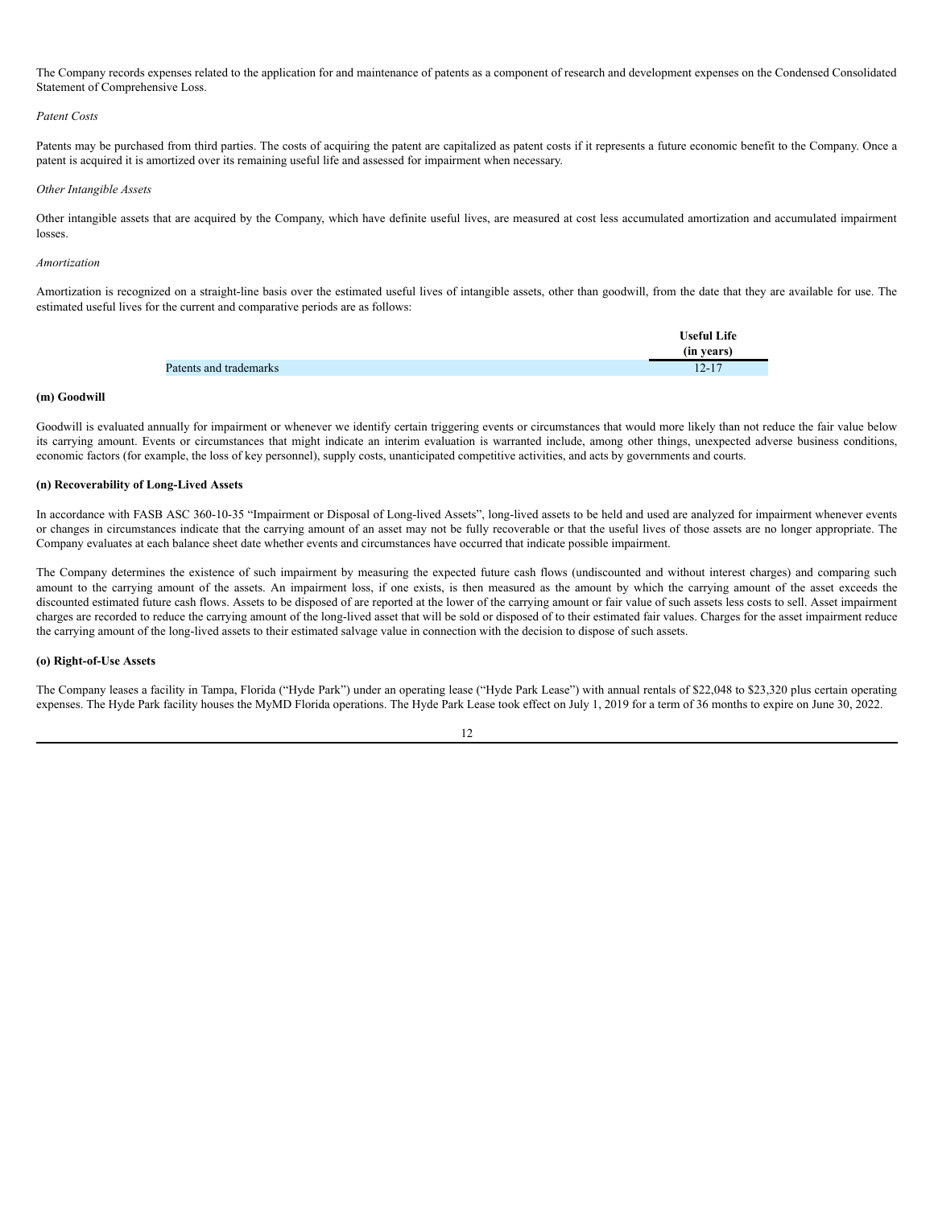The Company records expenses related to the application for and maintenance of patents as a component of research and development expenses on the Condensed Consolidated Statement of Comprehensive Loss.

*Patent Costs*

Patents may be purchased from third parties. The costs of acquiring the patent are capitalized as patent costs if it represents a future economic benefit to the Company. Once a patent is acquired it is amortized over its remaining useful life and assessed for impairment when necessary.

*Other Intangible Assets*

Other intangible assets that are acquired by the Company, which have definite useful lives, are measured at cost less accumulated amortization and accumulated impairment losses.

*Amortization*

Amortization is recognized on a straight-line basis over the estimated useful lives of intangible assets, other than goodwill, from the date that they are available for use. The estimated useful lives for the current and comparative periods are as follows:

| | Useful Life (in years) |
|---|---|
| Patents and trademarks | 12-17 |

**(m) Goodwill**

Goodwill is evaluated annually for impairment or whenever we identify certain triggering events or circumstances that would more likely than not reduce the fair value below its carrying amount. Events or circumstances that might indicate an interim evaluation is warranted include, among other things, unexpected adverse business conditions, economic factors (for example, the loss of key personnel), supply costs, unanticipated competitive activities, and acts by governments and courts.

**(n) Recoverability of Long-Lived Assets**

In accordance with FASB ASC 360-10-35 "Impairment or Disposal of Long-lived Assets", long-lived assets to be held and used are analyzed for impairment whenever events or changes in circumstances indicate that the carrying amount of an asset may not be fully recoverable or that the useful lives of those assets are no longer appropriate. The Company evaluates at each balance sheet date whether events and circumstances have occurred that indicate possible impairment.

The Company determines the existence of such impairment by measuring the expected future cash flows (undiscounted and without interest charges) and comparing such amount to the carrying amount of the assets. An impairment loss, if one exists, is then measured as the amount by which the carrying amount of the asset exceeds the discounted estimated future cash flows. Assets to be disposed of are reported at the lower of the carrying amount or fair value of such assets less costs to sell. Asset impairment charges are recorded to reduce the carrying amount of the long-lived asset that will be sold or disposed of to their estimated fair values. Charges for the asset impairment reduce the carrying amount of the long-lived assets to their estimated salvage value in connection with the decision to dispose of such assets.

**(o) Right-of-Use Assets**

The Company leases a facility in Tampa, Florida ("Hyde Park") under an operating lease ("Hyde Park Lease") with annual rentals of $22,048 to $23,320 plus certain operating expenses. The Hyde Park facility houses the MyMD Florida operations. The Hyde Park Lease took effect on July 1, 2019 for a term of 36 months to expire on June 30, 2022.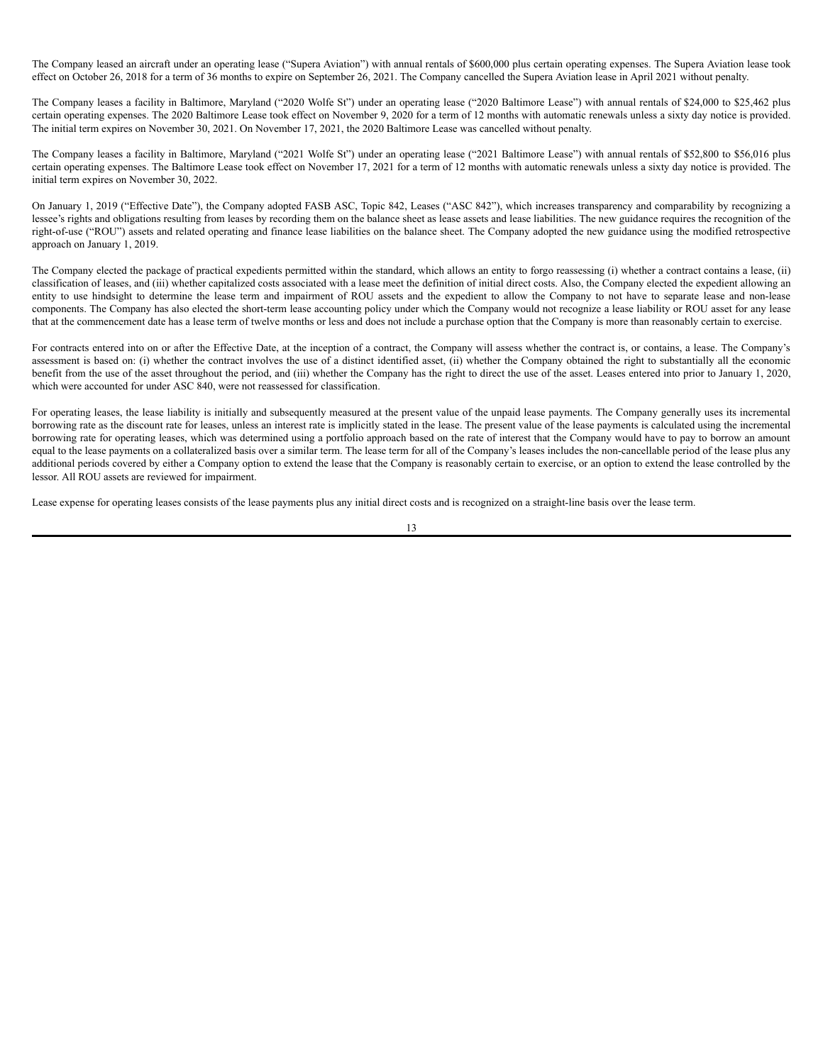The Company leased an aircraft under an operating lease ("Supera Aviation") with annual rentals of $600,000 plus certain operating expenses. The Supera Aviation lease took effect on October 26, 2018 for a term of 36 months to expire on September 26, 2021. The Company cancelled the Supera Aviation lease in April 2021 without penalty.

The Company leases a facility in Baltimore, Maryland ("2020 Wolfe St") under an operating lease ("2020 Baltimore Lease") with annual rentals of $24,000 to $25,462 plus certain operating expenses. The 2020 Baltimore Lease took effect on November 9, 2020 for a term of 12 months with automatic renewals unless a sixty day notice is provided. The initial term expires on November 30, 2021. On November 17, 2021, the 2020 Baltimore Lease was cancelled without penalty.

The Company leases a facility in Baltimore, Maryland ("2021 Wolfe St") under an operating lease ("2021 Baltimore Lease") with annual rentals of $52,800 to $56,016 plus certain operating expenses. The Baltimore Lease took effect on November 17, 2021 for a term of 12 months with automatic renewals unless a sixty day notice is provided. The initial term expires on November 30, 2022.

On January 1, 2019 ("Effective Date"), the Company adopted FASB ASC, Topic 842, Leases ("ASC 842"), which increases transparency and comparability by recognizing a lessee's rights and obligations resulting from leases by recording them on the balance sheet as lease assets and lease liabilities. The new guidance requires the recognition of the right-of-use ("ROU") assets and related operating and finance lease liabilities on the balance sheet. The Company adopted the new guidance using the modified retrospective approach on January 1, 2019.

The Company elected the package of practical expedients permitted within the standard, which allows an entity to forgo reassessing (i) whether a contract contains a lease, (ii) classification of leases, and (iii) whether capitalized costs associated with a lease meet the definition of initial direct costs. Also, the Company elected the expedient allowing an entity to use hindsight to determine the lease term and impairment of ROU assets and the expedient to allow the Company to not have to separate lease and non-lease components. The Company has also elected the short-term lease accounting policy under which the Company would not recognize a lease liability or ROU asset for any lease that at the commencement date has a lease term of twelve months or less and does not include a purchase option that the Company is more than reasonably certain to exercise.

For contracts entered into on or after the Effective Date, at the inception of a contract, the Company will assess whether the contract is, or contains, a lease. The Company's assessment is based on: (i) whether the contract involves the use of a distinct identified asset, (ii) whether the Company obtained the right to substantially all the economic benefit from the use of the asset throughout the period, and (iii) whether the Company has the right to direct the use of the asset. Leases entered into prior to January 1, 2020, which were accounted for under ASC 840, were not reassessed for classification.

For operating leases, the lease liability is initially and subsequently measured at the present value of the unpaid lease payments. The Company generally uses its incremental borrowing rate as the discount rate for leases, unless an interest rate is implicitly stated in the lease. The present value of the lease payments is calculated using the incremental borrowing rate for operating leases, which was determined using a portfolio approach based on the rate of interest that the Company would have to pay to borrow an amount equal to the lease payments on a collateralized basis over a similar term. The lease term for all of the Company's leases includes the non-cancellable period of the lease plus any additional periods covered by either a Company option to extend the lease that the Company is reasonably certain to exercise, or an option to extend the lease controlled by the lessor. All ROU assets are reviewed for impairment.

Lease expense for operating leases consists of the lease payments plus any initial direct costs and is recognized on a straight-line basis over the lease term.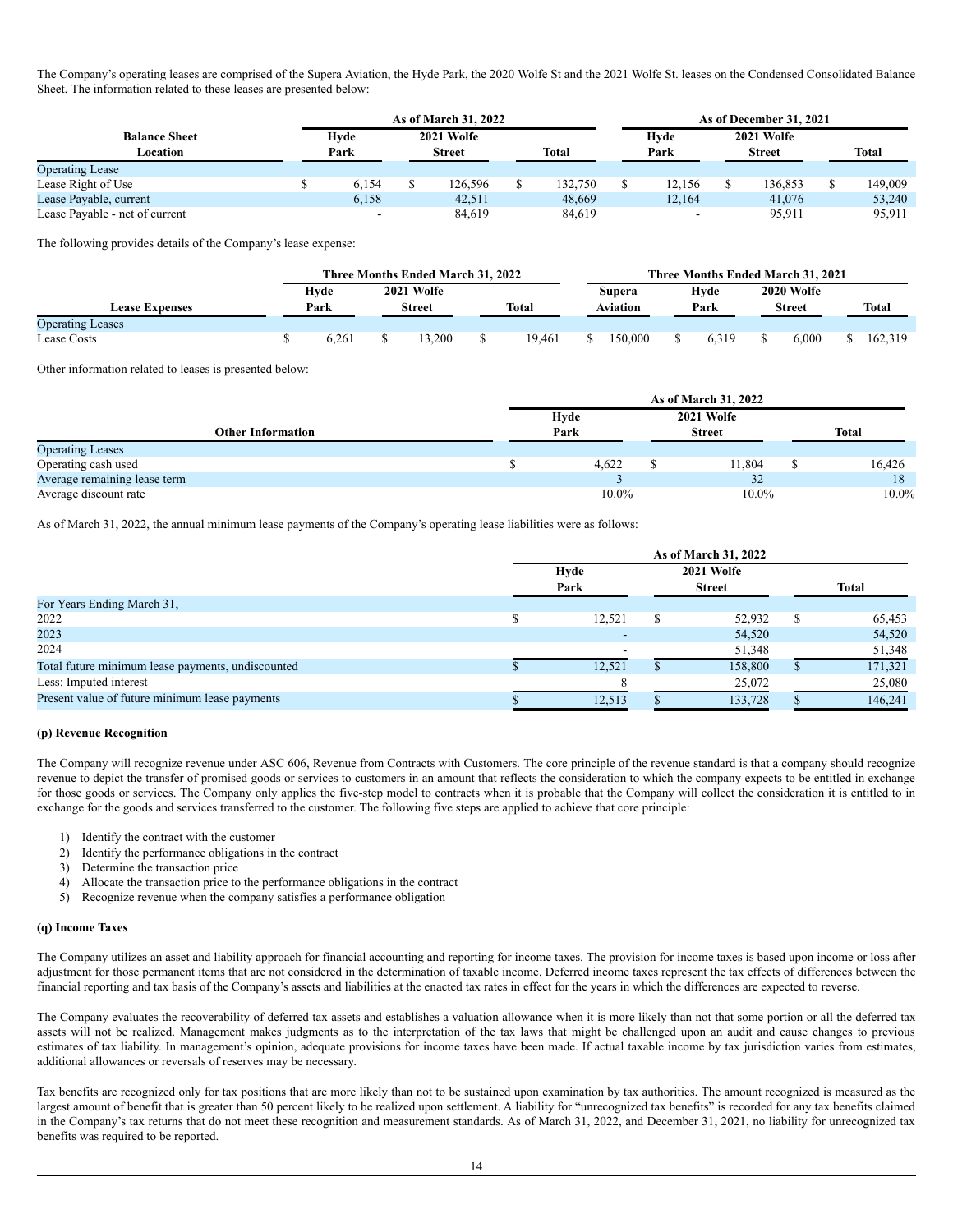The Company's operating leases are comprised of the Supera Aviation, the Hyde Park, the 2020 Wolfe St and the 2021 Wolfe St. leases on the Condensed Consolidated Balance Sheet. The information related to these leases are presented below:

| Balance Sheet Location | As of March 31, 2022 | | | As of December 31, 2021 | | |
|---|---|---|---|---|---|---|
| | Hyde Park | 2021 Wolfe Street | Total | Hyde Park | 2021 Wolfe Street | Total |
| Operating Lease | | | | | | |
| Lease Right of Use | $ 6,154 | $ 126,596 | $ 132,750 | $ 12,156 | $ 136,853 | $ 149,009 |
| Lease Payable, current | 6,158 | 42,511 | 48,669 | 12,164 | 41,076 | 53,240 |
| Lease Payable - net of current | - | 84,619 | 84,619 | - | 95,911 | 95,911 |

The following provides details of the Company's lease expense:

| Lease Expenses | Three Months Ended March 31, 2022 | | | Three Months Ended March 31, 2021 | | | |
|---|---|---|---|---|---|---|---|
| | Hyde Park | 2021 Wolfe Street | Total | Supera Aviation | Hyde Park | 2020 Wolfe Street | Total |
| Operating Leases | | | | | | | |
| Lease Costs | $ 6,261 | $ 13,200 | $ 19,461 | $ 150,000 | $ 6,319 | $ 6,000 | $ 162,319 |

Other information related to leases is presented below:

| Other Information | As of March 31, 2022 | | |
|---|---|---|---|
| | Hyde Park | 2021 Wolfe Street | Total |
| Operating Leases | | | |
| Operating cash used | $ 4,622 | $ 11,804 | $ 16,426 |
| Average remaining lease term | 3 | 32 | 18 |
| Average discount rate | 10.0% | 10.0% | 10.0% |

As of March 31, 2022, the annual minimum lease payments of the Company's operating lease liabilities were as follows:

| | As of March 31, 2022 | | |
|---|---|---|---|
| | Hyde Park | 2021 Wolfe Street | Total |
| For Years Ending March 31, | | | |
| 2022 | $ 12,521 | $ 52,932 | $ 65,453 |
| 2023 | - | 54,520 | 54,520 |
| 2024 | - | 51,348 | 51,348 |
| Total future minimum lease payments, undiscounted | $ 12,521 | $ 158,800 | $ 171,321 |
| Less: Imputed interest | 8 | 25,072 | 25,080 |
| Present value of future minimum lease payments | $ 12,513 | $ 133,728 | $ 146,241 |

**(p) Revenue Recognition**

The Company will recognize revenue under ASC 606, Revenue from Contracts with Customers. The core principle of the revenue standard is that a company should recognize revenue to depict the transfer of promised goods or services to customers in an amount that reflects the consideration to which the company expects to be entitled in exchange for those goods or services. The Company only applies the five-step model to contracts when it is probable that the Company will collect the consideration it is entitled to in exchange for the goods and services transferred to the customer. The following five steps are applied to achieve that core principle:

1) Identify the contract with the customer
2) Identify the performance obligations in the contract
3) Determine the transaction price
4) Allocate the transaction price to the performance obligations in the contract
5) Recognize revenue when the company satisfies a performance obligation

**(q) Income Taxes**

The Company utilizes an asset and liability approach for financial accounting and reporting for income taxes. The provision for income taxes is based upon income or loss after adjustment for those permanent items that are not considered in the determination of taxable income. Deferred income taxes represent the tax effects of differences between the financial reporting and tax basis of the Company's assets and liabilities at the enacted tax rates in effect for the years in which the differences are expected to reverse.

The Company evaluates the recoverability of deferred tax assets and establishes a valuation allowance when it is more likely than not that some portion or all the deferred tax assets will not be realized. Management makes judgments as to the interpretation of the tax laws that might be challenged upon an audit and cause changes to previous estimates of tax liability. In management's opinion, adequate provisions for income taxes have been made. If actual taxable income by tax jurisdiction varies from estimates, additional allowances or reversals of reserves may be necessary.

Tax benefits are recognized only for tax positions that are more likely than not to be sustained upon examination by tax authorities. The amount recognized is measured as the largest amount of benefit that is greater than 50 percent likely to be realized upon settlement. A liability for "unrecognized tax benefits" is recorded for any tax benefits claimed in the Company's tax returns that do not meet these recognition and measurement standards. As of March 31, 2022, and December 31, 2021, no liability for unrecognized tax benefits was required to be reported.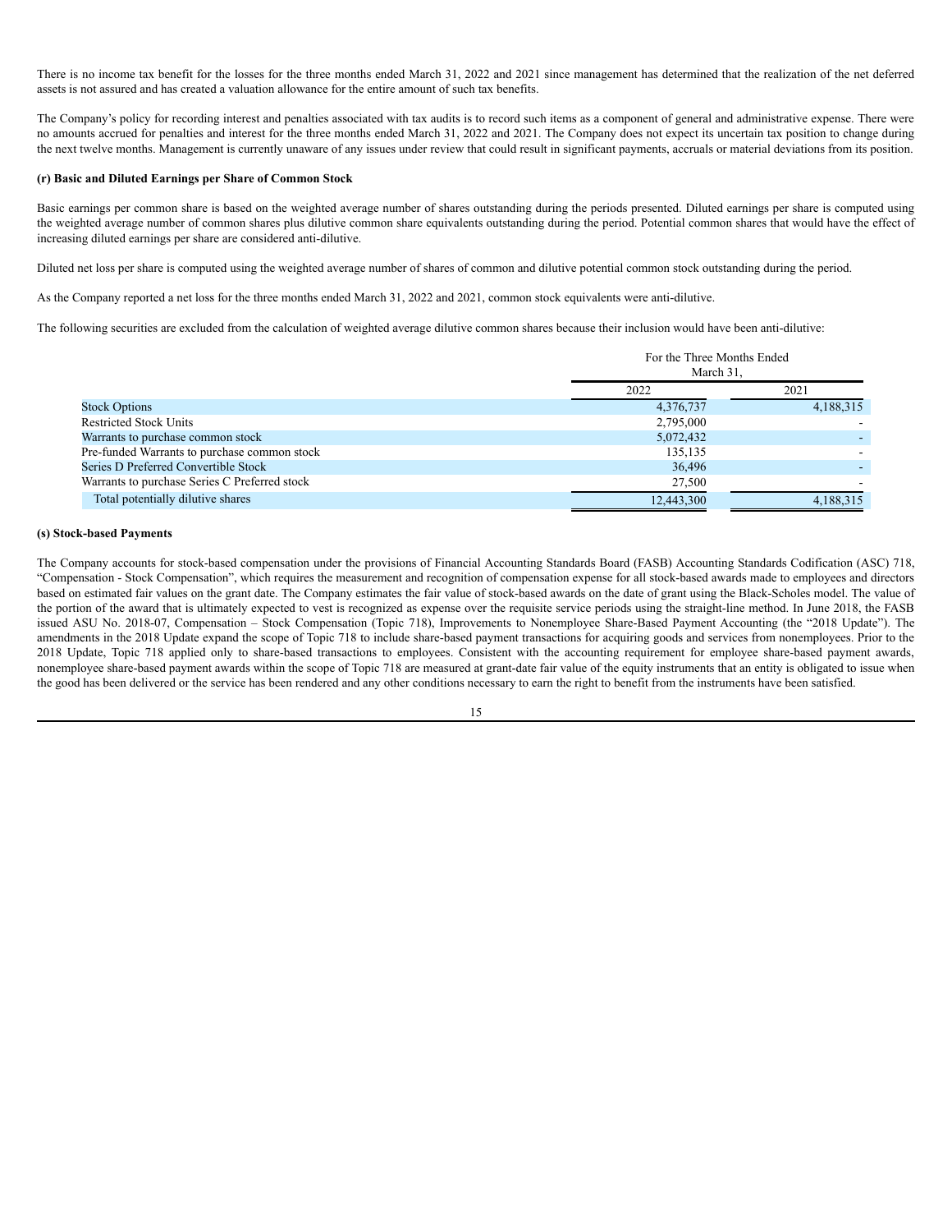There is no income tax benefit for the losses for the three months ended March 31, 2022 and 2021 since management has determined that the realization of the net deferred assets is not assured and has created a valuation allowance for the entire amount of such tax benefits.

The Company's policy for recording interest and penalties associated with tax audits is to record such items as a component of general and administrative expense. There were no amounts accrued for penalties and interest for the three months ended March 31, 2022 and 2021. The Company does not expect its uncertain tax position to change during the next twelve months. Management is currently unaware of any issues under review that could result in significant payments, accruals or material deviations from its position.

**(r) Basic and Diluted Earnings per Share of Common Stock**

Basic earnings per common share is based on the weighted average number of shares outstanding during the periods presented. Diluted earnings per share is computed using the weighted average number of common shares plus dilutive common share equivalents outstanding during the period. Potential common shares that would have the effect of increasing diluted earnings per share are considered anti-dilutive.

Diluted net loss per share is computed using the weighted average number of shares of common and dilutive potential common stock outstanding during the period.

As the Company reported a net loss for the three months ended March 31, 2022 and 2021, common stock equivalents were anti-dilutive.

The following securities are excluded from the calculation of weighted average dilutive common shares because their inclusion would have been anti-dilutive:

| | For the Three Months Ended March 31, | |
|---|---|---|
| | 2022 | 2021 |
| Stock Options | 4,376,737 | 4,188,315 |
| Restricted Stock Units | 2,795,000 | - |
| Warrants to purchase common stock | 5,072,432 | - |
| Pre-funded Warrants to purchase common stock | 135,135 | - |
| Series D Preferred Convertible Stock | 36,496 | - |
| Warrants to purchase Series C Preferred stock | 27,500 | - |
| Total potentially dilutive shares | 12,443,300 | 4,188,315 |

**(s) Stock-based Payments**

The Company accounts for stock-based compensation under the provisions of Financial Accounting Standards Board (FASB) Accounting Standards Codification (ASC) 718, "Compensation - Stock Compensation", which requires the measurement and recognition of compensation expense for all stock-based awards made to employees and directors based on estimated fair values on the grant date. The Company estimates the fair value of stock-based awards on the date of grant using the Black-Scholes model. The value of the portion of the award that is ultimately expected to vest is recognized as expense over the requisite service periods using the straight-line method. In June 2018, the FASB issued ASU No. 2018-07, Compensation – Stock Compensation (Topic 718), Improvements to Nonemployee Share-Based Payment Accounting (the "2018 Update"). The amendments in the 2018 Update expand the scope of Topic 718 to include share-based payment transactions for acquiring goods and services from nonemployees. Prior to the 2018 Update, Topic 718 applied only to share-based transactions to employees. Consistent with the accounting requirement for employee share-based payment awards, nonemployee share-based payment awards within the scope of Topic 718 are measured at grant-date fair value of the equity instruments that an entity is obligated to issue when the good has been delivered or the service has been rendered and any other conditions necessary to earn the right to benefit from the instruments have been satisfied.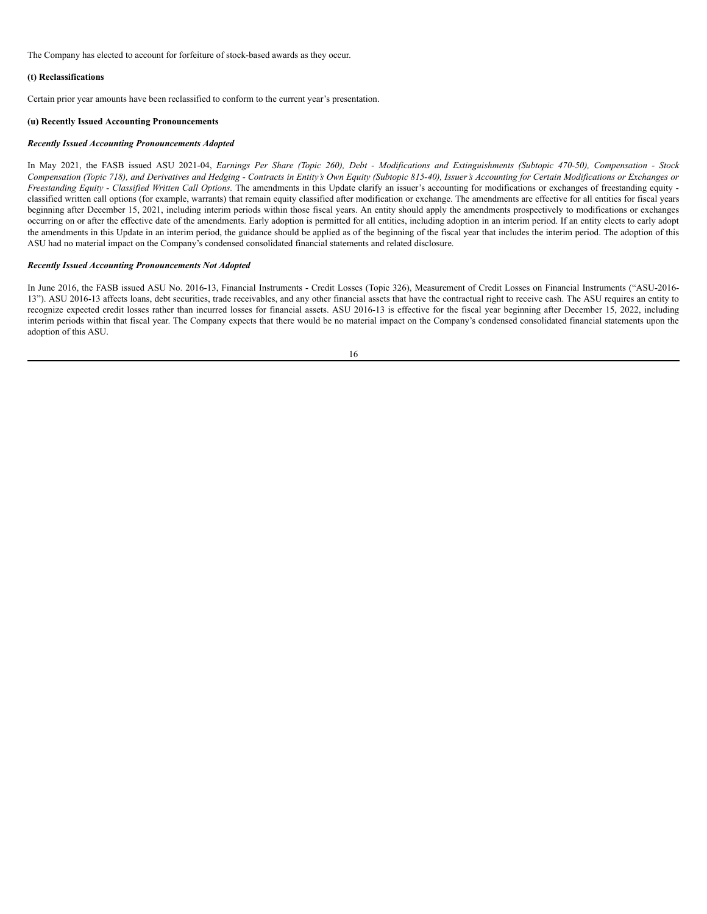The Company has elected to account for forfeiture of stock-based awards as they occur.

**(t) Reclassifications**

Certain prior year amounts have been reclassified to conform to the current year's presentation.

**(u) Recently Issued Accounting Pronouncements**

***Recently Issued Accounting Pronouncements Adopted***

In May 2021, the FASB issued ASU 2021-04, *Earnings Per Share (Topic 260), Debt - Modifications and Extinguishments (Subtopic 470-50), Compensation - Stock Compensation (Topic 718), and Derivatives and Hedging - Contracts in Entity's Own Equity (Subtopic 815-40), Issuer's Accounting for Certain Modifications or Exchanges or Freestanding Equity - Classified Written Call Options.* The amendments in this Update clarify an issuer's accounting for modifications or exchanges of freestanding equity - classified written call options (for example, warrants) that remain equity classified after modification or exchange. The amendments are effective for all entities for fiscal years beginning after December 15, 2021, including interim periods within those fiscal years. An entity should apply the amendments prospectively to modifications or exchanges occurring on or after the effective date of the amendments. Early adoption is permitted for all entities, including adoption in an interim period. If an entity elects to early adopt the amendments in this Update in an interim period, the guidance should be applied as of the beginning of the fiscal year that includes the interim period. The adoption of this ASU had no material impact on the Company's condensed consolidated financial statements and related disclosure.

***Recently Issued Accounting Pronouncements Not Adopted***

In June 2016, the FASB issued ASU No. 2016-13, Financial Instruments - Credit Losses (Topic 326), Measurement of Credit Losses on Financial Instruments ("ASU-2016-13"). ASU 2016-13 affects loans, debt securities, trade receivables, and any other financial assets that have the contractual right to receive cash. The ASU requires an entity to recognize expected credit losses rather than incurred losses for financial assets. ASU 2016-13 is effective for the fiscal year beginning after December 15, 2022, including interim periods within that fiscal year. The Company expects that there would be no material impact on the Company's condensed consolidated financial statements upon the adoption of this ASU.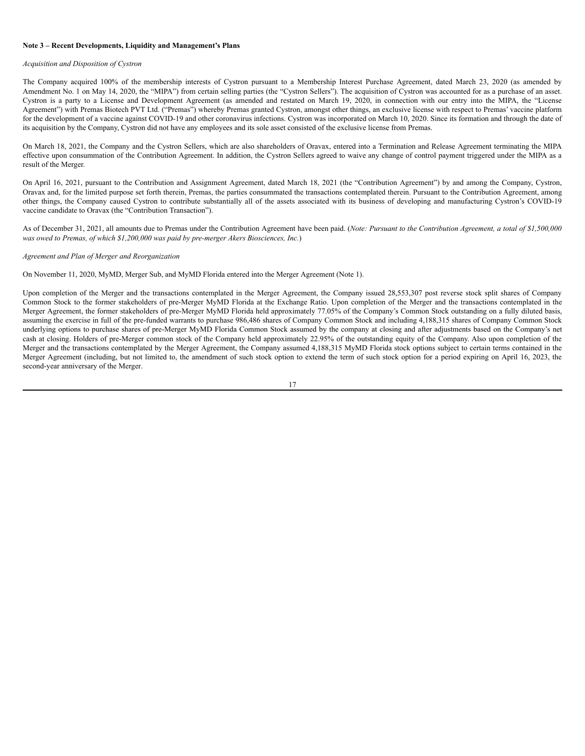**Note 3 – Recent Developments, Liquidity and Management's Plans**

*Acquisition and Disposition of Cystron*

The Company acquired 100% of the membership interests of Cystron pursuant to a Membership Interest Purchase Agreement, dated March 23, 2020 (as amended by Amendment No. 1 on May 14, 2020, the "MIPA") from certain selling parties (the "Cystron Sellers"). The acquisition of Cystron was accounted for as a purchase of an asset. Cystron is a party to a License and Development Agreement (as amended and restated on March 19, 2020, in connection with our entry into the MIPA, the "License Agreement") with Premas Biotech PVT Ltd. ("Premas") whereby Premas granted Cystron, amongst other things, an exclusive license with respect to Premas' vaccine platform for the development of a vaccine against COVID-19 and other coronavirus infections. Cystron was incorporated on March 10, 2020. Since its formation and through the date of its acquisition by the Company, Cystron did not have any employees and its sole asset consisted of the exclusive license from Premas.

On March 18, 2021, the Company and the Cystron Sellers, which are also shareholders of Oravax, entered into a Termination and Release Agreement terminating the MIPA effective upon consummation of the Contribution Agreement. In addition, the Cystron Sellers agreed to waive any change of control payment triggered under the MIPA as a result of the Merger.

On April 16, 2021, pursuant to the Contribution and Assignment Agreement, dated March 18, 2021 (the "Contribution Agreement") by and among the Company, Cystron, Oravax and, for the limited purpose set forth therein, Premas, the parties consummated the transactions contemplated therein. Pursuant to the Contribution Agreement, among other things, the Company caused Cystron to contribute substantially all of the assets associated with its business of developing and manufacturing Cystron's COVID-19 vaccine candidate to Oravax (the "Contribution Transaction").

As of December 31, 2021, all amounts due to Premas under the Contribution Agreement have been paid. (*Note: Pursuant to the Contribution Agreement, a total of $1,500,000 was owed to Premas, of which $1,200,000 was paid by pre-merger Akers Biosciences, Inc.*)

*Agreement and Plan of Merger and Reorganization*

On November 11, 2020, MyMD, Merger Sub, and MyMD Florida entered into the Merger Agreement (Note 1).

Upon completion of the Merger and the transactions contemplated in the Merger Agreement, the Company issued 28,553,307 post reverse stock split shares of Company Common Stock to the former stakeholders of pre-Merger MyMD Florida at the Exchange Ratio. Upon completion of the Merger and the transactions contemplated in the Merger Agreement, the former stakeholders of pre-Merger MyMD Florida held approximately 77.05% of the Company's Common Stock outstanding on a fully diluted basis, assuming the exercise in full of the pre-funded warrants to purchase 986,486 shares of Company Common Stock and including 4,188,315 shares of Company Common Stock underlying options to purchase shares of pre-Merger MyMD Florida Common Stock assumed by the company at closing and after adjustments based on the Company's net cash at closing. Holders of pre-Merger common stock of the Company held approximately 22.95% of the outstanding equity of the Company. Also upon completion of the Merger and the transactions contemplated by the Merger Agreement, the Company assumed 4,188,315 MyMD Florida stock options subject to certain terms contained in the Merger Agreement (including, but not limited to, the amendment of such stock option to extend the term of such stock option for a period expiring on April 16, 2023, the second-year anniversary of the Merger.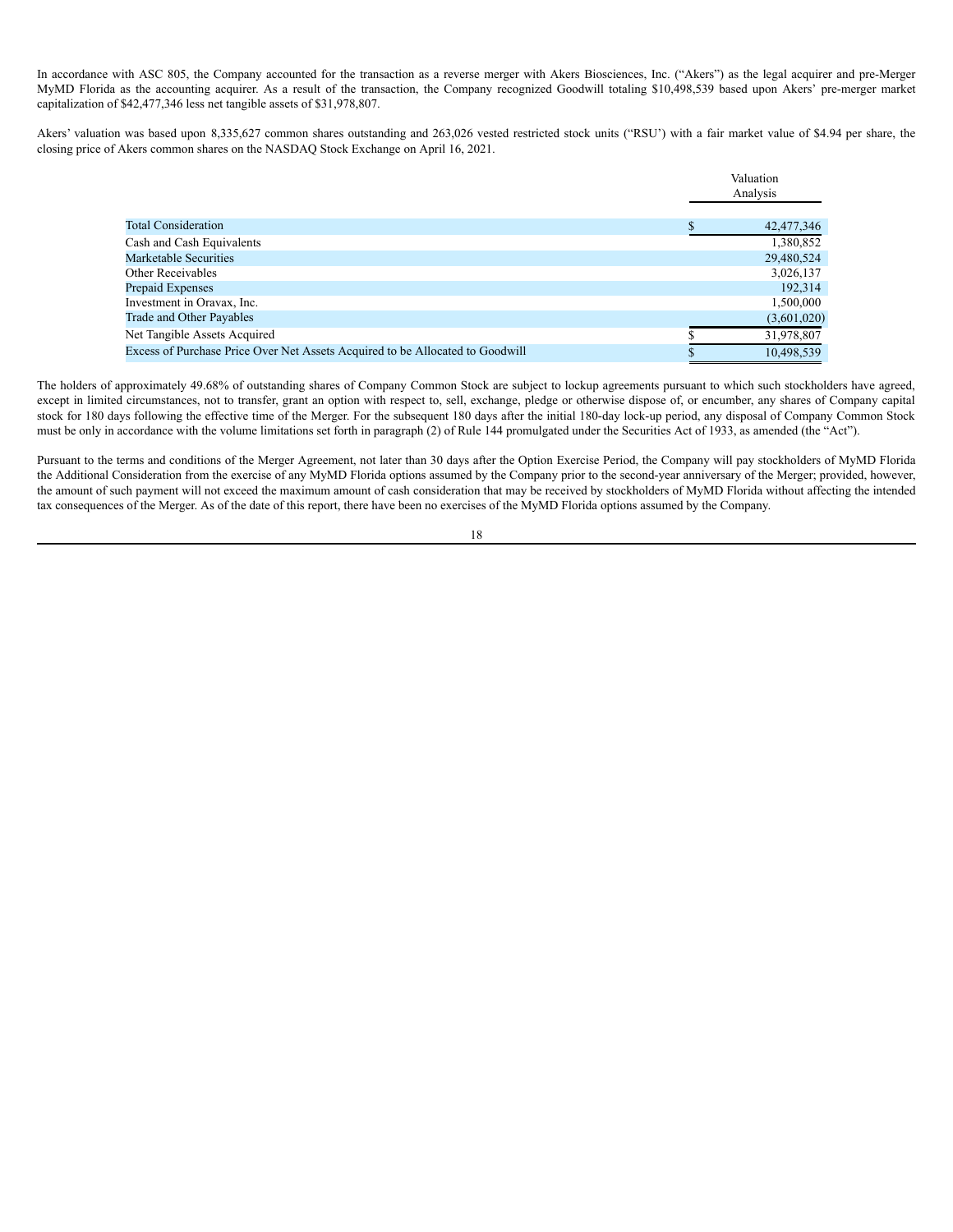In accordance with ASC 805, the Company accounted for the transaction as a reverse merger with Akers Biosciences, Inc. ("Akers") as the legal acquirer and pre-Merger MyMD Florida as the accounting acquirer. As a result of the transaction, the Company recognized Goodwill totaling $10,498,539 based upon Akers' pre-merger market capitalization of $42,477,346 less net tangible assets of $31,978,807.

Akers' valuation was based upon 8,335,627 common shares outstanding and 263,026 vested restricted stock units ("RSU') with a fair market value of $4.94 per share, the closing price of Akers common shares on the NASDAQ Stock Exchange on April 16, 2021.

| | Valuation Analysis |
|---|---|
| Total Consideration | $ 42,477,346 |
| Cash and Cash Equivalents | 1,380,852 |
| Marketable Securities | 29,480,524 |
| Other Receivables | 3,026,137 |
| Prepaid Expenses | 192,314 |
| Investment in Oravax, Inc. | 1,500,000 |
| Trade and Other Payables | (3,601,020) |
| Net Tangible Assets Acquired | $ 31,978,807 |
| Excess of Purchase Price Over Net Assets Acquired to be Allocated to Goodwill | $ 10,498,539 |

The holders of approximately 49.68% of outstanding shares of Company Common Stock are subject to lockup agreements pursuant to which such stockholders have agreed, except in limited circumstances, not to transfer, grant an option with respect to, sell, exchange, pledge or otherwise dispose of, or encumber, any shares of Company capital stock for 180 days following the effective time of the Merger. For the subsequent 180 days after the initial 180-day lock-up period, any disposal of Company Common Stock must be only in accordance with the volume limitations set forth in paragraph (2) of Rule 144 promulgated under the Securities Act of 1933, as amended (the "Act").

Pursuant to the terms and conditions of the Merger Agreement, not later than 30 days after the Option Exercise Period, the Company will pay stockholders of MyMD Florida the Additional Consideration from the exercise of any MyMD Florida options assumed by the Company prior to the second-year anniversary of the Merger; provided, however, the amount of such payment will not exceed the maximum amount of cash consideration that may be received by stockholders of MyMD Florida without affecting the intended tax consequences of the Merger. As of the date of this report, there have been no exercises of the MyMD Florida options assumed by the Company.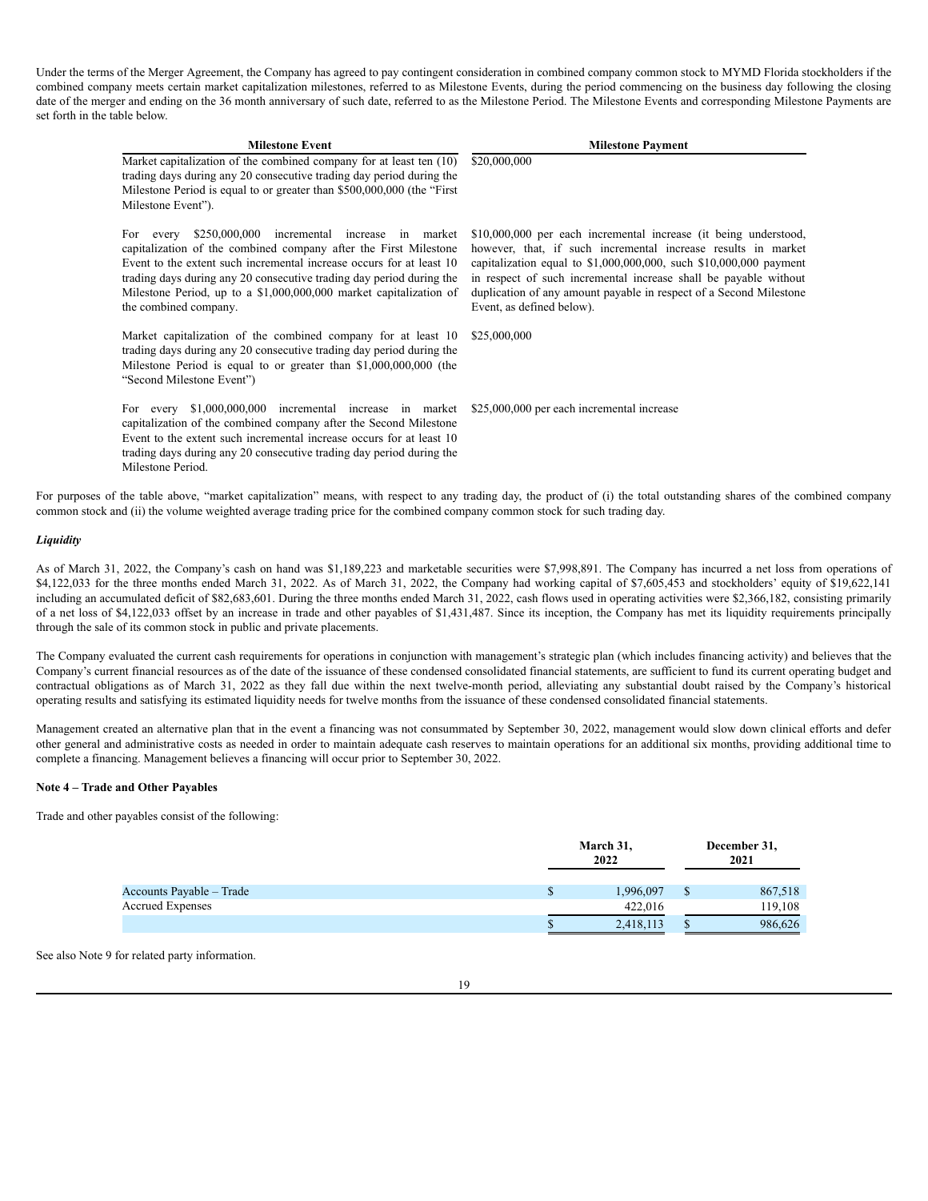Under the terms of the Merger Agreement, the Company has agreed to pay contingent consideration in combined company common stock to MYMD Florida stockholders if the combined company meets certain market capitalization milestones, referred to as Milestone Events, during the period commencing on the business day following the closing date of the merger and ending on the 36 month anniversary of such date, referred to as the Milestone Period. The Milestone Events and corresponding Milestone Payments are set forth in the table below.

| Milestone Event | Milestone Payment |
|---|---|
| Market capitalization of the combined company for at least ten (10) trading days during any 20 consecutive trading day period during the Milestone Period is equal to or greater than $500,000,000 (the "First Milestone Event"). | $20,000,000 |
| For every $250,000,000 incremental increase in market capitalization of the combined company after the First Milestone Event to the extent such incremental increase occurs for at least 10 trading days during any 20 consecutive trading day period during the Milestone Period, up to a $1,000,000,000 market capitalization of the combined company. | $10,000,000 per each incremental increase (it being understood, however, that, if such incremental increase results in market capitalization equal to $1,000,000,000, such $10,000,000 payment in respect of such incremental increase shall be payable without duplication of any amount payable in respect of a Second Milestone Event, as defined below). |
| Market capitalization of the combined company for at least 10 trading days during any 20 consecutive trading day period during the Milestone Period is equal to or greater than $1,000,000,000 (the "Second Milestone Event") | $25,000,000 |
| For every $1,000,000,000 incremental increase in market capitalization of the combined company after the Second Milestone Event to the extent such incremental increase occurs for at least 10 trading days during any 20 consecutive trading day period during the Milestone Period. | $25,000,000 per each incremental increase |

For purposes of the table above, "market capitalization" means, with respect to any trading day, the product of (i) the total outstanding shares of the combined company common stock and (ii) the volume weighted average trading price for the combined company common stock for such trading day.

***Liquidity***

As of March 31, 2022, the Company's cash on hand was $1,189,223 and marketable securities were $7,998,891. The Company has incurred a net loss from operations of $4,122,033 for the three months ended March 31, 2022. As of March 31, 2022, the Company had working capital of $7,605,453 and stockholders' equity of $19,622,141 including an accumulated deficit of $82,683,601. During the three months ended March 31, 2022, cash flows used in operating activities were $2,366,182, consisting primarily of a net loss of $4,122,033 offset by an increase in trade and other payables of $1,431,487. Since its inception, the Company has met its liquidity requirements principally through the sale of its common stock in public and private placements.

The Company evaluated the current cash requirements for operations in conjunction with management's strategic plan (which includes financing activity) and believes that the Company's current financial resources as of the date of the issuance of these condensed consolidated financial statements, are sufficient to fund its current operating budget and contractual obligations as of March 31, 2022 as they fall due within the next twelve-month period, alleviating any substantial doubt raised by the Company's historical operating results and satisfying its estimated liquidity needs for twelve months from the issuance of these condensed consolidated financial statements.

Management created an alternative plan that in the event a financing was not consummated by September 30, 2022, management would slow down clinical efforts and defer other general and administrative costs as needed in order to maintain adequate cash reserves to maintain operations for an additional six months, providing additional time to complete a financing. Management believes a financing will occur prior to September 30, 2022.

**Note 4 – Trade and Other Payables**

Trade and other payables consist of the following:

| | March 31, 2022 | December 31, 2021 |
|---|---|---|
| Accounts Payable – Trade | $ 1,996,097 | $ 867,518 |
| Accrued Expenses | 422,016 | 119,108 |
| | $ 2,418,113 | $ 986,626 |

See also Note 9 for related party information.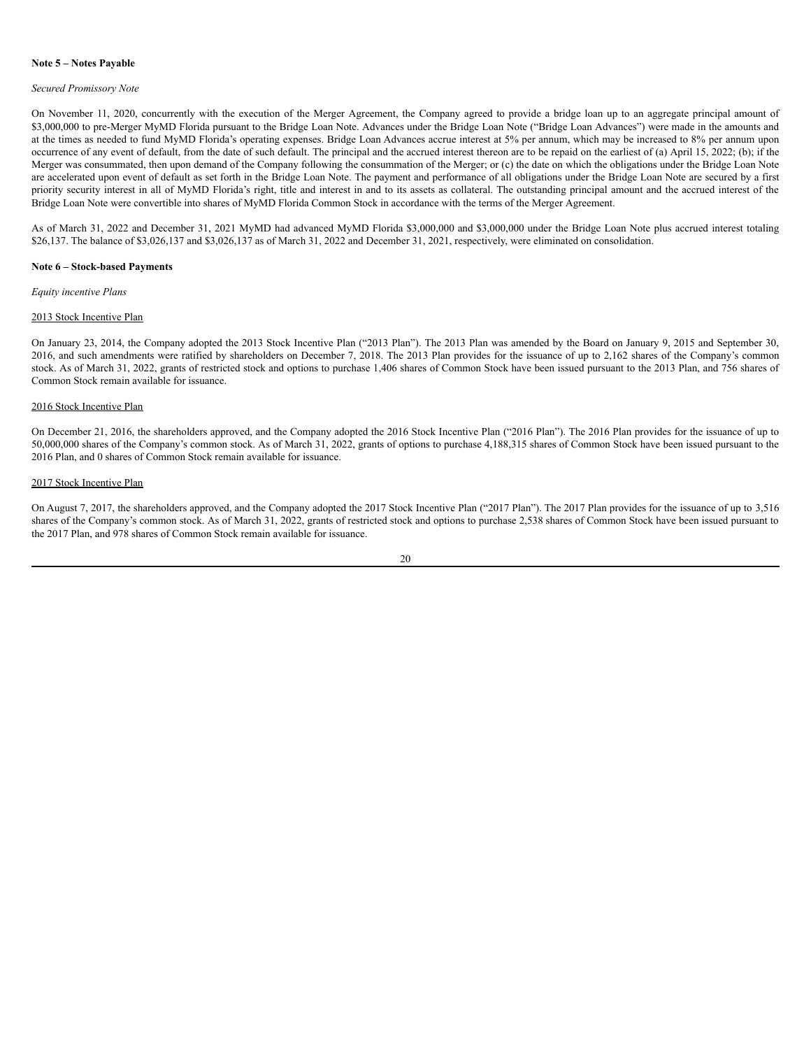**Note 5 – Notes Payable**

*Secured Promissory Note*

On November 11, 2020, concurrently with the execution of the Merger Agreement, the Company agreed to provide a bridge loan up to an aggregate principal amount of \$3,000,000 to pre-Merger MyMD Florida pursuant to the Bridge Loan Note. Advances under the Bridge Loan Note ("Bridge Loan Advances") were made in the amounts and at the times as needed to fund MyMD Florida's operating expenses. Bridge Loan Advances accrue interest at 5% per annum, which may be increased to 8% per annum upon occurrence of any event of default, from the date of such default. The principal and the accrued interest thereon are to be repaid on the earliest of (a) April 15, 2022; (b); if the Merger was consummated, then upon demand of the Company following the consummation of the Merger; or (c) the date on which the obligations under the Bridge Loan Note are accelerated upon event of default as set forth in the Bridge Loan Note. The payment and performance of all obligations under the Bridge Loan Note are secured by a first priority security interest in all of MyMD Florida's right, title and interest in and to its assets as collateral. The outstanding principal amount and the accrued interest of the Bridge Loan Note were convertible into shares of MyMD Florida Common Stock in accordance with the terms of the Merger Agreement.

As of March 31, 2022 and December 31, 2021 MyMD had advanced MyMD Florida \$3,000,000 and \$3,000,000 under the Bridge Loan Note plus accrued interest totaling \$26,137. The balance of \$3,026,137 and \$3,026,137 as of March 31, 2022 and December 31, 2021, respectively, were eliminated on consolidation.

**Note 6 – Stock-based Payments**

*Equity incentive Plans*

2013 Stock Incentive Plan

On January 23, 2014, the Company adopted the 2013 Stock Incentive Plan ("2013 Plan"). The 2013 Plan was amended by the Board on January 9, 2015 and September 30, 2016, and such amendments were ratified by shareholders on December 7, 2018. The 2013 Plan provides for the issuance of up to 2,162 shares of the Company's common stock. As of March 31, 2022, grants of restricted stock and options to purchase 1,406 shares of Common Stock have been issued pursuant to the 2013 Plan, and 756 shares of Common Stock remain available for issuance.

2016 Stock Incentive Plan

On December 21, 2016, the shareholders approved, and the Company adopted the 2016 Stock Incentive Plan ("2016 Plan"). The 2016 Plan provides for the issuance of up to 50,000,000 shares of the Company's common stock. As of March 31, 2022, grants of options to purchase 4,188,315 shares of Common Stock have been issued pursuant to the 2016 Plan, and 0 shares of Common Stock remain available for issuance.

2017 Stock Incentive Plan

On August 7, 2017, the shareholders approved, and the Company adopted the 2017 Stock Incentive Plan ("2017 Plan"). The 2017 Plan provides for the issuance of up to 3,516 shares of the Company's common stock. As of March 31, 2022, grants of restricted stock and options to purchase 2,538 shares of Common Stock have been issued pursuant to the 2017 Plan, and 978 shares of Common Stock remain available for issuance.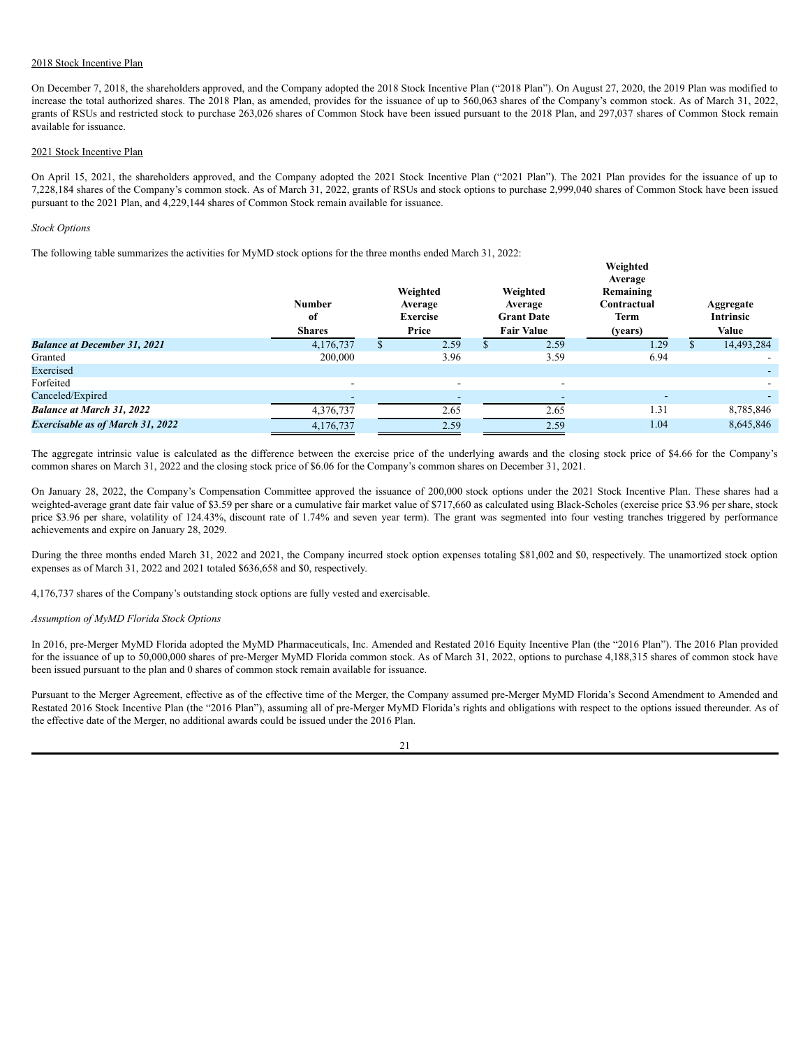2018 Stock Incentive Plan

On December 7, 2018, the shareholders approved, and the Company adopted the 2018 Stock Incentive Plan ("2018 Plan"). On August 27, 2020, the 2019 Plan was modified to increase the total authorized shares. The 2018 Plan, as amended, provides for the issuance of up to 560,063 shares of the Company's common stock. As of March 31, 2022, grants of RSUs and restricted stock to purchase 263,026 shares of Common Stock have been issued pursuant to the 2018 Plan, and 297,037 shares of Common Stock remain available for issuance.

2021 Stock Incentive Plan

On April 15, 2021, the shareholders approved, and the Company adopted the 2021 Stock Incentive Plan ("2021 Plan"). The 2021 Plan provides for the issuance of up to 7,228,184 shares of the Company's common stock. As of March 31, 2022, grants of RSUs and stock options to purchase 2,999,040 shares of Common Stock have been issued pursuant to the 2021 Plan, and 4,229,144 shares of Common Stock remain available for issuance.

*Stock Options*

The following table summarizes the activities for MyMD stock options for the three months ended March 31, 2022:

| | Number of Shares | Weighted Average Exercise Price | Weighted Average Grant Date Fair Value | Weighted Average Remaining Contractual Term (years) | Aggregate Intrinsic Value |
|---|---|---|---|---|---|
| ***Balance at December 31, 2021*** | 4,176,737 | $ 2.59 | $ 2.59 | 1.29 | $ 14,493,284 |
| Granted | 200,000 | 3.96 | 3.59 | 6.94 | - |
| Exercised | | | | | - |
| Forfeited | - | - | - | | - |
| Canceled/Expired | - | - | - | - | - |
| ***Balance at March 31, 2022*** | 4,376,737 | 2.65 | 2.65 | 1.31 | 8,785,846 |
| ***Exercisable as of March 31, 2022*** | 4,176,737 | 2.59 | 2.59 | 1.04 | 8,645,846 |

The aggregate intrinsic value is calculated as the difference between the exercise price of the underlying awards and the closing stock price of $4.66 for the Company's common shares on March 31, 2022 and the closing stock price of $6.06 for the Company's common shares on December 31, 2021.

On January 28, 2022, the Company's Compensation Committee approved the issuance of 200,000 stock options under the 2021 Stock Incentive Plan. These shares had a weighted-average grant date fair value of $3.59 per share or a cumulative fair market value of $717,660 as calculated using Black-Scholes (exercise price $3.96 per share, stock price $3.96 per share, volatility of 124.43%, discount rate of 1.74% and seven year term). The grant was segmented into four vesting tranches triggered by performance achievements and expire on January 28, 2029.

During the three months ended March 31, 2022 and 2021, the Company incurred stock option expenses totaling $81,002 and $0, respectively. The unamortized stock option expenses as of March 31, 2022 and 2021 totaled $636,658 and $0, respectively.

4,176,737 shares of the Company's outstanding stock options are fully vested and exercisable.

*Assumption of MyMD Florida Stock Options*

In 2016, pre-Merger MyMD Florida adopted the MyMD Pharmaceuticals, Inc. Amended and Restated 2016 Equity Incentive Plan (the "2016 Plan"). The 2016 Plan provided for the issuance of up to 50,000,000 shares of pre-Merger MyMD Florida common stock. As of March 31, 2022, options to purchase 4,188,315 shares of common stock have been issued pursuant to the plan and 0 shares of common stock remain available for issuance.

Pursuant to the Merger Agreement, effective as of the effective time of the Merger, the Company assumed pre-Merger MyMD Florida's Second Amendment to Amended and Restated 2016 Stock Incentive Plan (the "2016 Plan"), assuming all of pre-Merger MyMD Florida's rights and obligations with respect to the options issued thereunder. As of the effective date of the Merger, no additional awards could be issued under the 2016 Plan.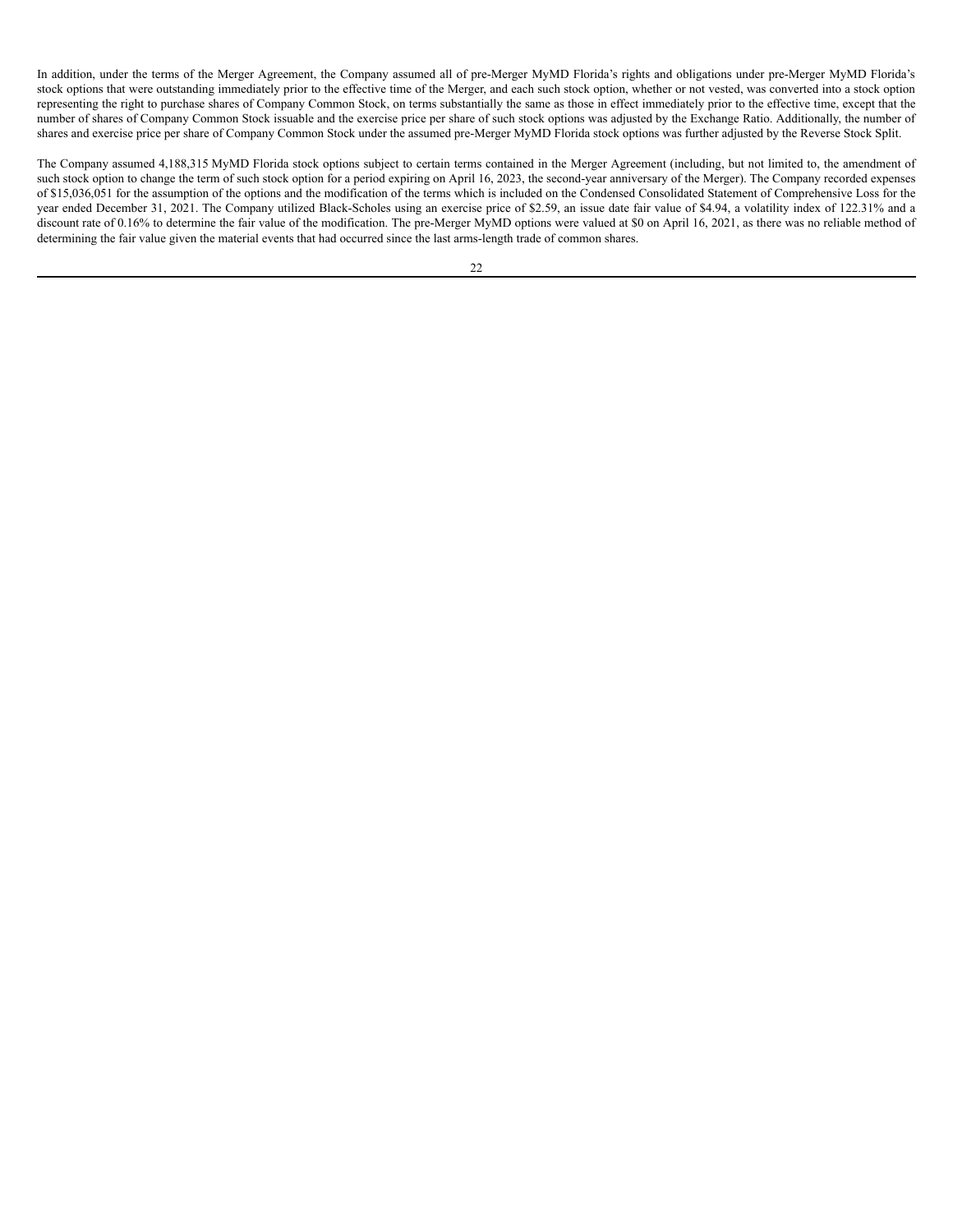In addition, under the terms of the Merger Agreement, the Company assumed all of pre-Merger MyMD Florida's rights and obligations under pre-Merger MyMD Florida's stock options that were outstanding immediately prior to the effective time of the Merger, and each such stock option, whether or not vested, was converted into a stock option representing the right to purchase shares of Company Common Stock, on terms substantially the same as those in effect immediately prior to the effective time, except that the number of shares of Company Common Stock issuable and the exercise price per share of such stock options was adjusted by the Exchange Ratio. Additionally, the number of shares and exercise price per share of Company Common Stock under the assumed pre-Merger MyMD Florida stock options was further adjusted by the Reverse Stock Split.

The Company assumed 4,188,315 MyMD Florida stock options subject to certain terms contained in the Merger Agreement (including, but not limited to, the amendment of such stock option to change the term of such stock option for a period expiring on April 16, 2023, the second-year anniversary of the Merger). The Company recorded expenses of $15,036,051 for the assumption of the options and the modification of the terms which is included on the Condensed Consolidated Statement of Comprehensive Loss for the year ended December 31, 2021. The Company utilized Black-Scholes using an exercise price of $2.59, an issue date fair value of $4.94, a volatility index of 122.31% and a discount rate of 0.16% to determine the fair value of the modification. The pre-Merger MyMD options were valued at $0 on April 16, 2021, as there was no reliable method of determining the fair value given the material events that had occurred since the last arms-length trade of common shares.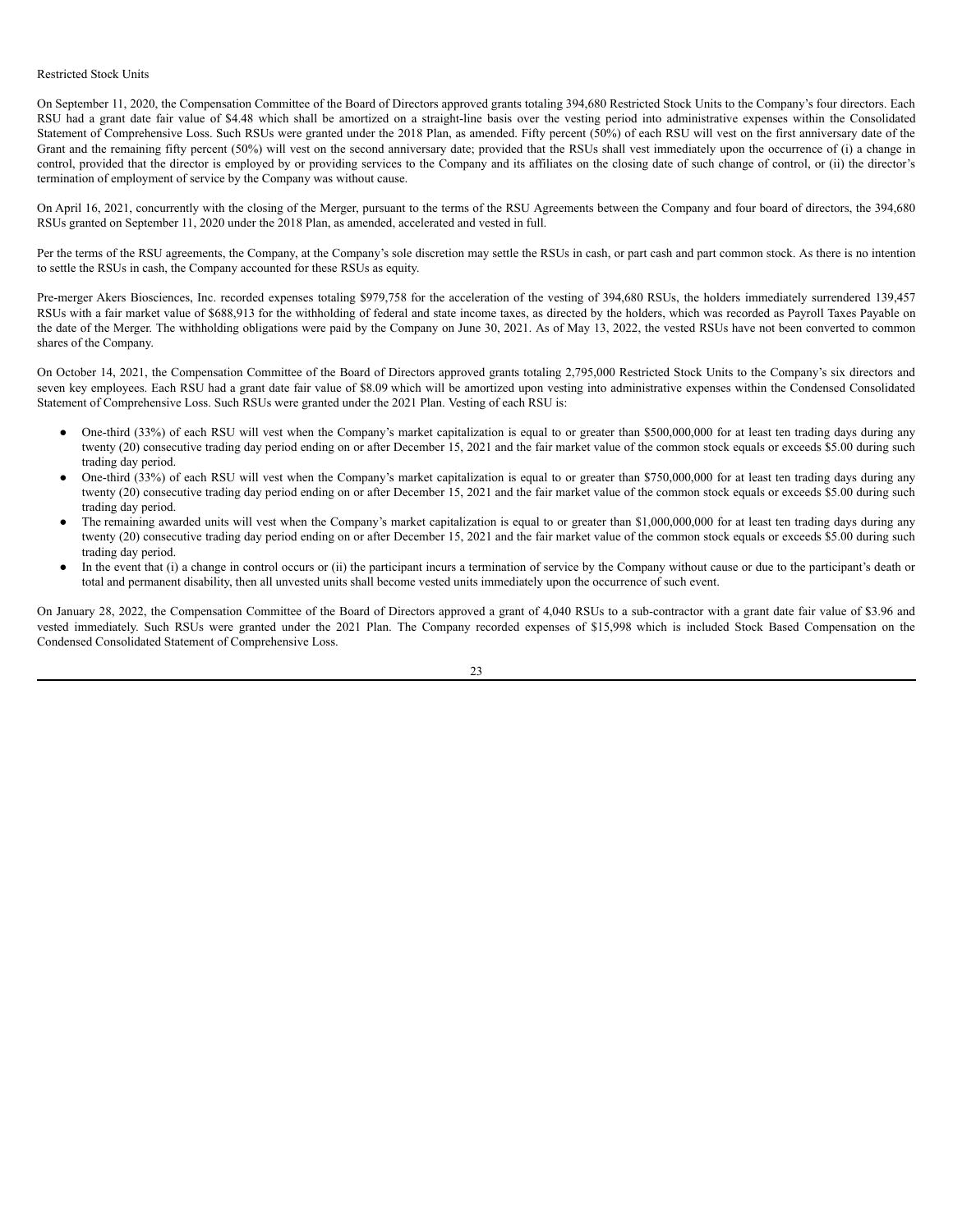Restricted Stock Units

On September 11, 2020, the Compensation Committee of the Board of Directors approved grants totaling 394,680 Restricted Stock Units to the Company's four directors. Each RSU had a grant date fair value of $4.48 which shall be amortized on a straight-line basis over the vesting period into administrative expenses within the Consolidated Statement of Comprehensive Loss. Such RSUs were granted under the 2018 Plan, as amended. Fifty percent (50%) of each RSU will vest on the first anniversary date of the Grant and the remaining fifty percent (50%) will vest on the second anniversary date; provided that the RSUs shall vest immediately upon the occurrence of (i) a change in control, provided that the director is employed by or providing services to the Company and its affiliates on the closing date of such change of control, or (ii) the director's termination of employment of service by the Company was without cause.

On April 16, 2021, concurrently with the closing of the Merger, pursuant to the terms of the RSU Agreements between the Company and four board of directors, the 394,680 RSUs granted on September 11, 2020 under the 2018 Plan, as amended, accelerated and vested in full.

Per the terms of the RSU agreements, the Company, at the Company's sole discretion may settle the RSUs in cash, or part cash and part common stock. As there is no intention to settle the RSUs in cash, the Company accounted for these RSUs as equity.

Pre-merger Akers Biosciences, Inc. recorded expenses totaling $979,758 for the acceleration of the vesting of 394,680 RSUs, the holders immediately surrendered 139,457 RSUs with a fair market value of $688,913 for the withholding of federal and state income taxes, as directed by the holders, which was recorded as Payroll Taxes Payable on the date of the Merger. The withholding obligations were paid by the Company on June 30, 2021. As of May 13, 2022, the vested RSUs have not been converted to common shares of the Company.

On October 14, 2021, the Compensation Committee of the Board of Directors approved grants totaling 2,795,000 Restricted Stock Units to the Company's six directors and seven key employees. Each RSU had a grant date fair value of $8.09 which will be amortized upon vesting into administrative expenses within the Condensed Consolidated Statement of Comprehensive Loss. Such RSUs were granted under the 2021 Plan. Vesting of each RSU is:

- One-third (33%) of each RSU will vest when the Company's market capitalization is equal to or greater than $500,000,000 for at least ten trading days during any twenty (20) consecutive trading day period ending on or after December 15, 2021 and the fair market value of the common stock equals or exceeds $5.00 during such trading day period.
- One-third (33%) of each RSU will vest when the Company's market capitalization is equal to or greater than $750,000,000 for at least ten trading days during any twenty (20) consecutive trading day period ending on or after December 15, 2021 and the fair market value of the common stock equals or exceeds $5.00 during such trading day period.
- The remaining awarded units will vest when the Company's market capitalization is equal to or greater than $1,000,000,000 for at least ten trading days during any twenty (20) consecutive trading day period ending on or after December 15, 2021 and the fair market value of the common stock equals or exceeds $5.00 during such trading day period.
- In the event that (i) a change in control occurs or (ii) the participant incurs a termination of service by the Company without cause or due to the participant's death or total and permanent disability, then all unvested units shall become vested units immediately upon the occurrence of such event.

On January 28, 2022, the Compensation Committee of the Board of Directors approved a grant of 4,040 RSUs to a sub-contractor with a grant date fair value of $3.96 and vested immediately. Such RSUs were granted under the 2021 Plan. The Company recorded expenses of $15,998 which is included Stock Based Compensation on the Condensed Consolidated Statement of Comprehensive Loss.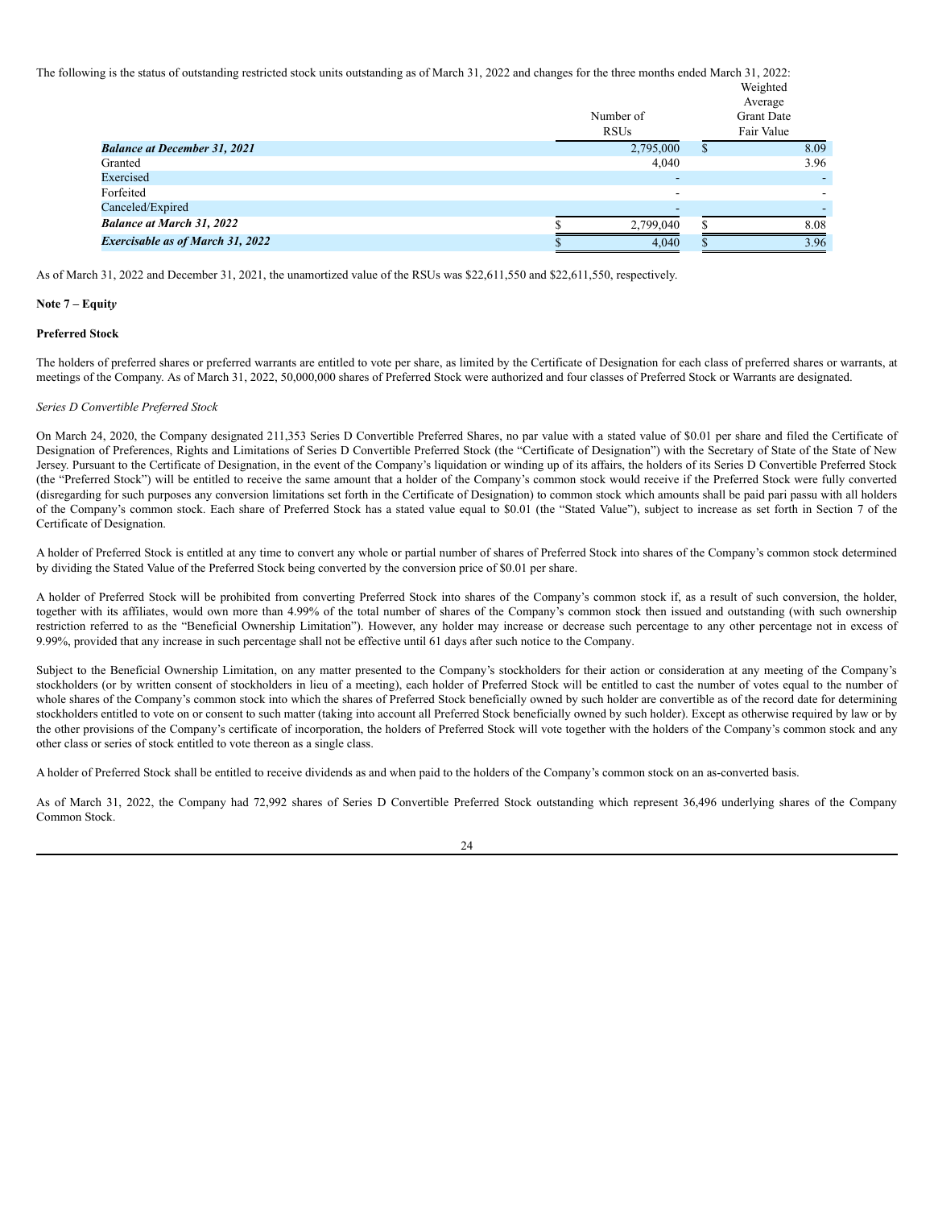The following is the status of outstanding restricted stock units outstanding as of March 31, 2022 and changes for the three months ended March 31, 2022:

| | Number of RSUs | Weighted Average Grant Date Fair Value |
|---|---|---|
| ***Balance at December 31, 2021*** | 2,795,000 | $ 8.09 |
| Granted | 4,040 | 3.96 |
| Exercised | - | - |
| Forfeited | - | - |
| Canceled/Expired | - | - |
| ***Balance at March 31, 2022*** | $ 2,799,040 | $ 8.08 |
| ***Exercisable as of March 31, 2022*** | $ 4,040 | $ 3.96 |

As of March 31, 2022 and December 31, 2021, the unamortized value of the RSUs was $22,611,550 and $22,611,550, respectively.

**Note 7 – Equity**

**Preferred Stock**

The holders of preferred shares or preferred warrants are entitled to vote per share, as limited by the Certificate of Designation for each class of preferred shares or warrants, at meetings of the Company. As of March 31, 2022, 50,000,000 shares of Preferred Stock were authorized and four classes of Preferred Stock or Warrants are designated.

*Series D Convertible Preferred Stock*

On March 24, 2020, the Company designated 211,353 Series D Convertible Preferred Shares, no par value with a stated value of $0.01 per share and filed the Certificate of Designation of Preferences, Rights and Limitations of Series D Convertible Preferred Stock (the "Certificate of Designation") with the Secretary of State of the State of New Jersey. Pursuant to the Certificate of Designation, in the event of the Company's liquidation or winding up of its affairs, the holders of its Series D Convertible Preferred Stock (the "Preferred Stock") will be entitled to receive the same amount that a holder of the Company's common stock would receive if the Preferred Stock were fully converted (disregarding for such purposes any conversion limitations set forth in the Certificate of Designation) to common stock which amounts shall be paid pari passu with all holders of the Company's common stock. Each share of Preferred Stock has a stated value equal to $0.01 (the "Stated Value"), subject to increase as set forth in Section 7 of the Certificate of Designation.

A holder of Preferred Stock is entitled at any time to convert any whole or partial number of shares of Preferred Stock into shares of the Company's common stock determined by dividing the Stated Value of the Preferred Stock being converted by the conversion price of $0.01 per share.

A holder of Preferred Stock will be prohibited from converting Preferred Stock into shares of the Company's common stock if, as a result of such conversion, the holder, together with its affiliates, would own more than 4.99% of the total number of shares of the Company's common stock then issued and outstanding (with such ownership restriction referred to as the "Beneficial Ownership Limitation"). However, any holder may increase or decrease such percentage to any other percentage not in excess of 9.99%, provided that any increase in such percentage shall not be effective until 61 days after such notice to the Company.

Subject to the Beneficial Ownership Limitation, on any matter presented to the Company's stockholders for their action or consideration at any meeting of the Company's stockholders (or by written consent of stockholders in lieu of a meeting), each holder of Preferred Stock will be entitled to cast the number of votes equal to the number of whole shares of the Company's common stock into which the shares of Preferred Stock beneficially owned by such holder are convertible as of the record date for determining stockholders entitled to vote on or consent to such matter (taking into account all Preferred Stock beneficially owned by such holder). Except as otherwise required by law or by the other provisions of the Company's certificate of incorporation, the holders of Preferred Stock will vote together with the holders of the Company's common stock and any other class or series of stock entitled to vote thereon as a single class.

A holder of Preferred Stock shall be entitled to receive dividends as and when paid to the holders of the Company's common stock on an as-converted basis.

As of March 31, 2022, the Company had 72,992 shares of Series D Convertible Preferred Stock outstanding which represent 36,496 underlying shares of the Company Common Stock.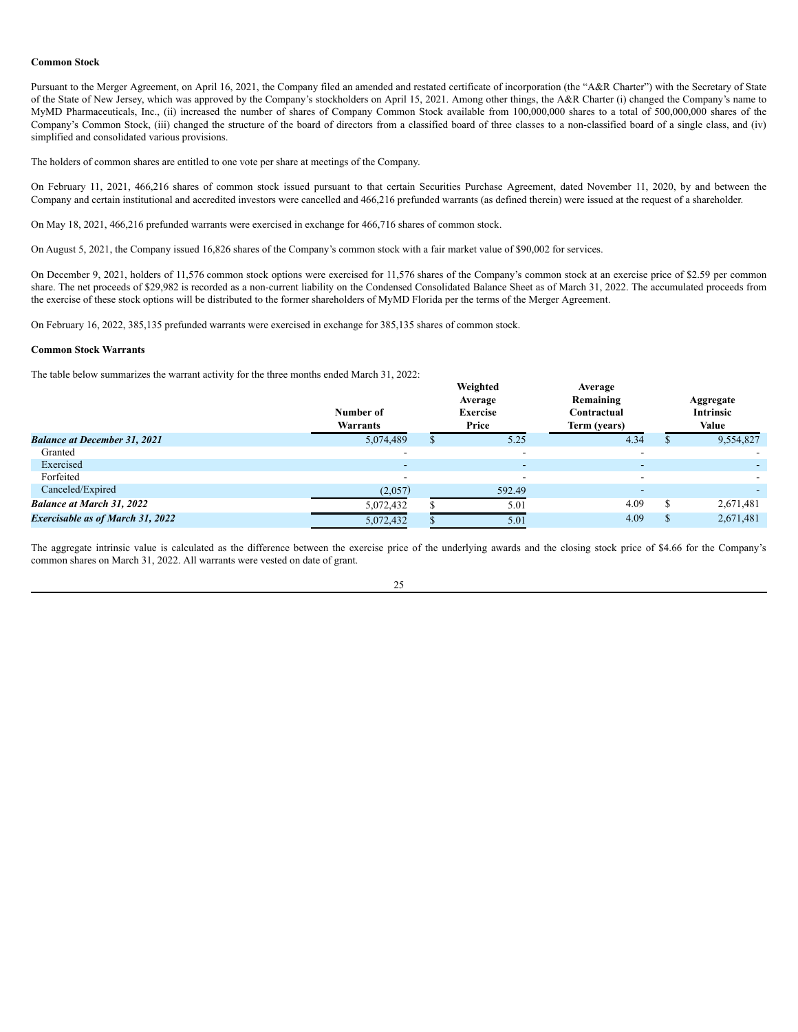**Common Stock**

Pursuant to the Merger Agreement, on April 16, 2021, the Company filed an amended and restated certificate of incorporation (the "A&R Charter") with the Secretary of State of the State of New Jersey, which was approved by the Company's stockholders on April 15, 2021. Among other things, the A&R Charter (i) changed the Company's name to MyMD Pharmaceuticals, Inc., (ii) increased the number of shares of Company Common Stock available from 100,000,000 shares to a total of 500,000,000 shares of the Company's Common Stock, (iii) changed the structure of the board of directors from a classified board of three classes to a non-classified board of a single class, and (iv) simplified and consolidated various provisions.

The holders of common shares are entitled to one vote per share at meetings of the Company.

On February 11, 2021, 466,216 shares of common stock issued pursuant to that certain Securities Purchase Agreement, dated November 11, 2020, by and between the Company and certain institutional and accredited investors were cancelled and 466,216 prefunded warrants (as defined therein) were issued at the request of a shareholder.

On May 18, 2021, 466,216 prefunded warrants were exercised in exchange for 466,716 shares of common stock.

On August 5, 2021, the Company issued 16,826 shares of the Company's common stock with a fair market value of $90,002 for services.

On December 9, 2021, holders of 11,576 common stock options were exercised for 11,576 shares of the Company's common stock at an exercise price of $2.59 per common share. The net proceeds of $29,982 is recorded as a non-current liability on the Condensed Consolidated Balance Sheet as of March 31, 2022. The accumulated proceeds from the exercise of these stock options will be distributed to the former shareholders of MyMD Florida per the terms of the Merger Agreement.

On February 16, 2022, 385,135 prefunded warrants were exercised in exchange for 385,135 shares of common stock.

**Common Stock Warrants**

The table below summarizes the warrant activity for the three months ended March 31, 2022:

| | Number of Warrants | Weighted Average Exercise Price | Average Remaining Contractual Term (years) | Aggregate Intrinsic Value |
|---|---|---|---|---|
| ***Balance at December 31, 2021*** | 5,074,489 | $ 5.25 | 4.34 | $ 9,554,827 |
| Granted | - | - | - | - |
| Exercised | - | - | - | - |
| Forfeited | - | - | - | - |
| Canceled/Expired | (2,057) | 592.49 | - | - |
| ***Balance at March 31, 2022*** | 5,072,432 | $ 5.01 | 4.09 | $ 2,671,481 |
| ***Exercisable as of March 31, 2022*** | 5,072,432 | $ 5.01 | 4.09 | $ 2,671,481 |

The aggregate intrinsic value is calculated as the difference between the exercise price of the underlying awards and the closing stock price of $4.66 for the Company's common shares on March 31, 2022. All warrants were vested on date of grant.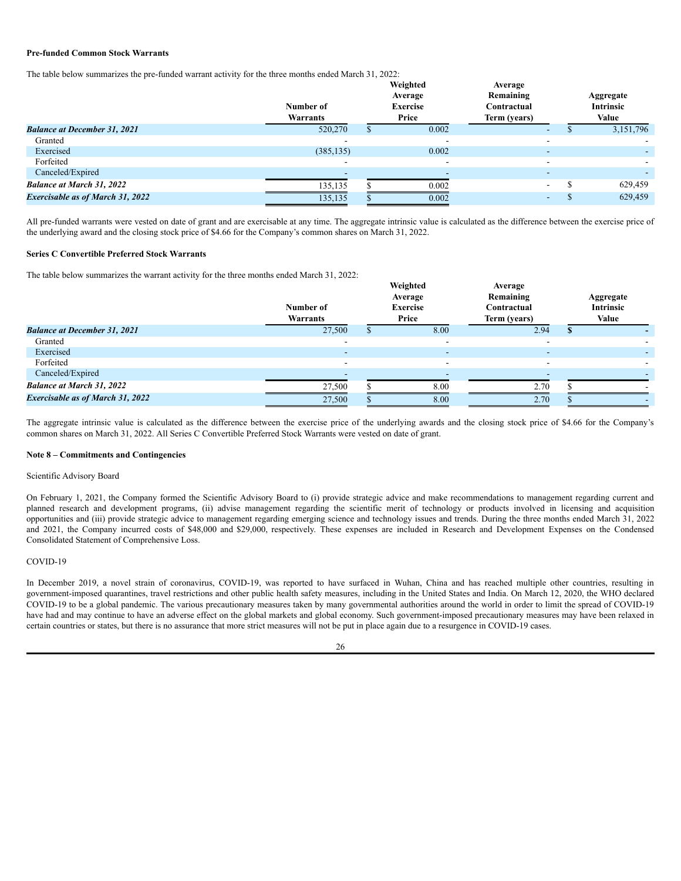**Pre-funded Common Stock Warrants**

The table below summarizes the pre-funded warrant activity for the three months ended March 31, 2022:

| | Number of Warrants | Weighted Average Exercise Price | Average Remaining Contractual Term (years) | Aggregate Intrinsic Value |
|---|---|---|---|---|
| ***Balance at December 31, 2021*** | 520,270 | $ 0.002 | - | $ 3,151,796 |
| Granted | - | - | - | - |
| Exercised | (385,135) | 0.002 | - | - |
| Forfeited | - | - | - | - |
| Canceled/Expired | - | - | - | - |
| ***Balance at March 31, 2022*** | 135,135 | $ 0.002 | - | $ 629,459 |
| ***Exercisable as of March 31, 2022*** | 135,135 | $ 0.002 | - | $ 629,459 |

All pre-funded warrants were vested on date of grant and are exercisable at any time. The aggregate intrinsic value is calculated as the difference between the exercise price of the underlying award and the closing stock price of $4.66 for the Company's common shares on March 31, 2022.

**Series C Convertible Preferred Stock Warrants**

The table below summarizes the warrant activity for the three months ended March 31, 2022:

| | Number of Warrants | Weighted Average Exercise Price | Average Remaining Contractual Term (years) | Aggregate Intrinsic Value |
|---|---|---|---|---|
| ***Balance at December 31, 2021*** | 27,500 | $ 8.00 | 2.94 | **$ -** |
| Granted | - | - | - | - |
| Exercised | - | - | - | - |
| Forfeited | - | - | - | - |
| Canceled/Expired | - | - | - | - |
| ***Balance at March 31, 2022*** | 27,500 | $ 8.00 | 2.70 | $ - |
| ***Exercisable as of March 31, 2022*** | 27,500 | $ 8.00 | 2.70 | $ - |

The aggregate intrinsic value is calculated as the difference between the exercise price of the underlying awards and the closing stock price of $4.66 for the Company's common shares on March 31, 2022. All Series C Convertible Preferred Stock Warrants were vested on date of grant.

**Note 8 – Commitments and Contingencies**

Scientific Advisory Board

On February 1, 2021, the Company formed the Scientific Advisory Board to (i) provide strategic advice and make recommendations to management regarding current and planned research and development programs, (ii) advise management regarding the scientific merit of technology or products involved in licensing and acquisition opportunities and (iii) provide strategic advice to management regarding emerging science and technology issues and trends. During the three months ended March 31, 2022 and 2021, the Company incurred costs of $48,000 and $29,000, respectively. These expenses are included in Research and Development Expenses on the Condensed Consolidated Statement of Comprehensive Loss.

COVID-19

In December 2019, a novel strain of coronavirus, COVID-19, was reported to have surfaced in Wuhan, China and has reached multiple other countries, resulting in government-imposed quarantines, travel restrictions and other public health safety measures, including in the United States and India. On March 12, 2020, the WHO declared COVID-19 to be a global pandemic. The various precautionary measures taken by many governmental authorities around the world in order to limit the spread of COVID-19 have had and may continue to have an adverse effect on the global markets and global economy. Such government-imposed precautionary measures may have been relaxed in certain countries or states, but there is no assurance that more strict measures will not be put in place again due to a resurgence in COVID-19 cases.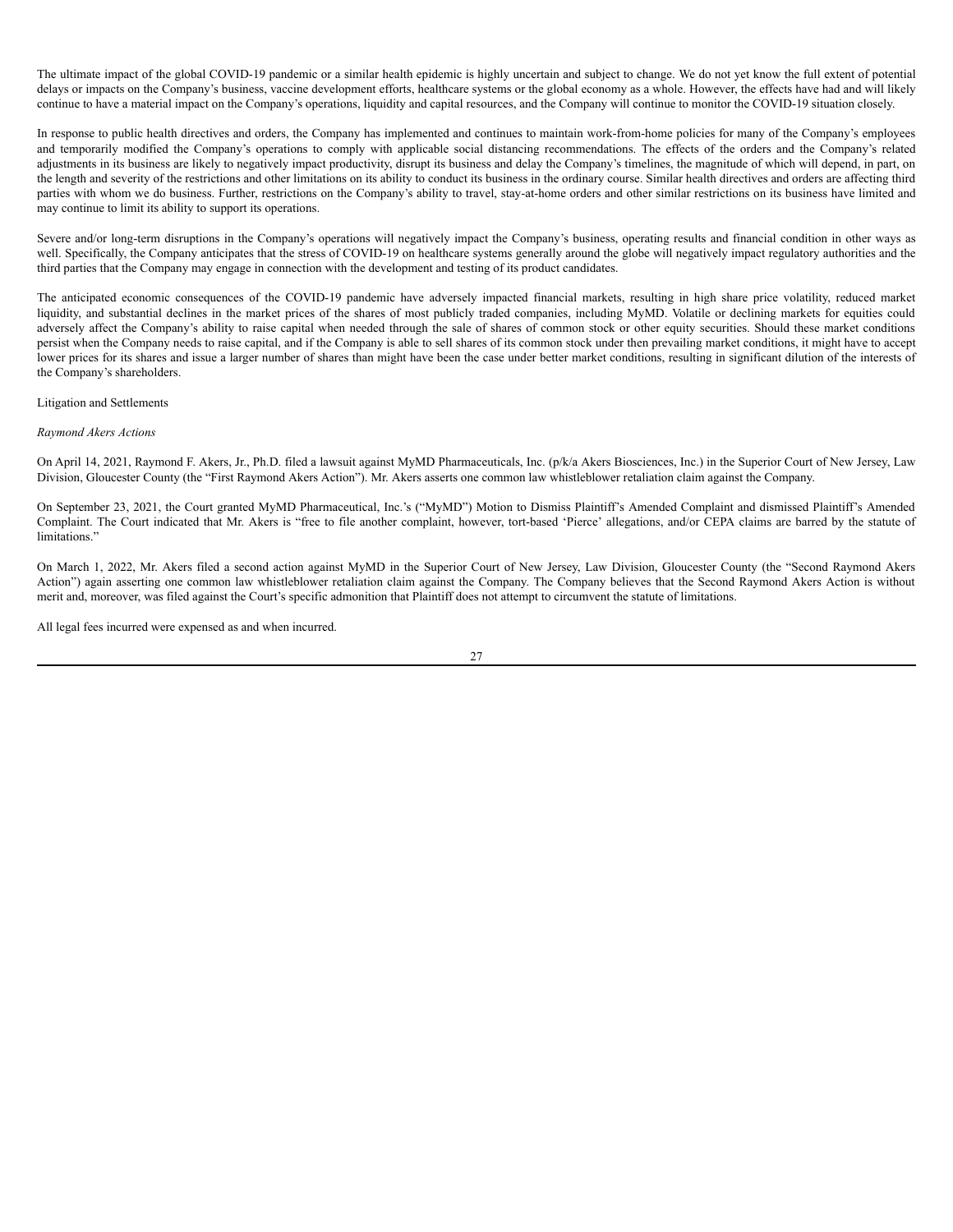The ultimate impact of the global COVID-19 pandemic or a similar health epidemic is highly uncertain and subject to change. We do not yet know the full extent of potential delays or impacts on the Company's business, vaccine development efforts, healthcare systems or the global economy as a whole. However, the effects have had and will likely continue to have a material impact on the Company's operations, liquidity and capital resources, and the Company will continue to monitor the COVID-19 situation closely.

In response to public health directives and orders, the Company has implemented and continues to maintain work-from-home policies for many of the Company's employees and temporarily modified the Company's operations to comply with applicable social distancing recommendations. The effects of the orders and the Company's related adjustments in its business are likely to negatively impact productivity, disrupt its business and delay the Company's timelines, the magnitude of which will depend, in part, on the length and severity of the restrictions and other limitations on its ability to conduct its business in the ordinary course. Similar health directives and orders are affecting third parties with whom we do business. Further, restrictions on the Company's ability to travel, stay-at-home orders and other similar restrictions on its business have limited and may continue to limit its ability to support its operations.

Severe and/or long-term disruptions in the Company's operations will negatively impact the Company's business, operating results and financial condition in other ways as well. Specifically, the Company anticipates that the stress of COVID-19 on healthcare systems generally around the globe will negatively impact regulatory authorities and the third parties that the Company may engage in connection with the development and testing of its product candidates.

The anticipated economic consequences of the COVID-19 pandemic have adversely impacted financial markets, resulting in high share price volatility, reduced market liquidity, and substantial declines in the market prices of the shares of most publicly traded companies, including MyMD. Volatile or declining markets for equities could adversely affect the Company's ability to raise capital when needed through the sale of shares of common stock or other equity securities. Should these market conditions persist when the Company needs to raise capital, and if the Company is able to sell shares of its common stock under then prevailing market conditions, it might have to accept lower prices for its shares and issue a larger number of shares than might have been the case under better market conditions, resulting in significant dilution of the interests of the Company's shareholders.

Litigation and Settlements

*Raymond Akers Actions*

On April 14, 2021, Raymond F. Akers, Jr., Ph.D. filed a lawsuit against MyMD Pharmaceuticals, Inc. (p/k/a Akers Biosciences, Inc.) in the Superior Court of New Jersey, Law Division, Gloucester County (the "First Raymond Akers Action"). Mr. Akers asserts one common law whistleblower retaliation claim against the Company.

On September 23, 2021, the Court granted MyMD Pharmaceutical, Inc.'s ("MyMD") Motion to Dismiss Plaintiff's Amended Complaint and dismissed Plaintiff's Amended Complaint. The Court indicated that Mr. Akers is "free to file another complaint, however, tort-based 'Pierce' allegations, and/or CEPA claims are barred by the statute of limitations."

On March 1, 2022, Mr. Akers filed a second action against MyMD in the Superior Court of New Jersey, Law Division, Gloucester County (the "Second Raymond Akers Action") again asserting one common law whistleblower retaliation claim against the Company. The Company believes that the Second Raymond Akers Action is without merit and, moreover, was filed against the Court's specific admonition that Plaintiff does not attempt to circumvent the statute of limitations.

All legal fees incurred were expensed as and when incurred.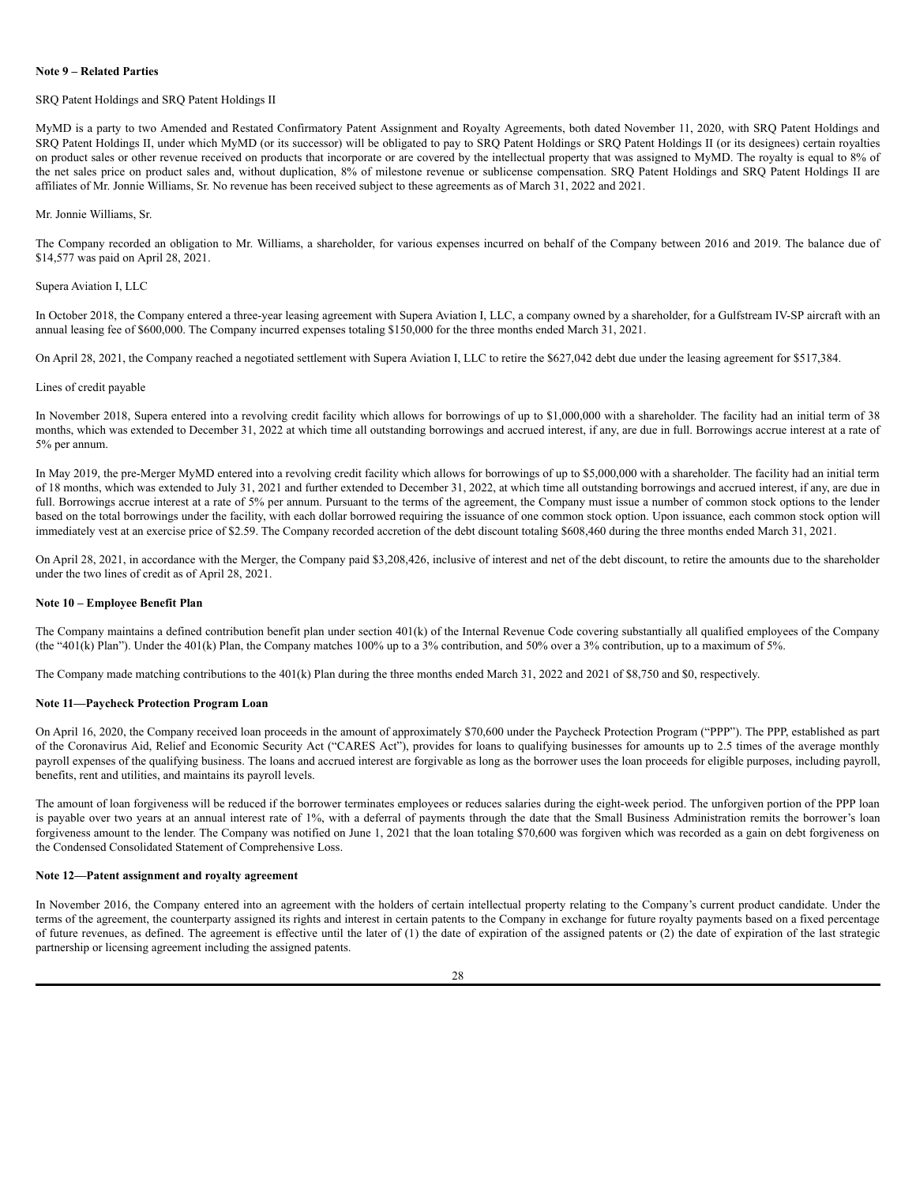**Note 9 – Related Parties**

SRQ Patent Holdings and SRQ Patent Holdings II

MyMD is a party to two Amended and Restated Confirmatory Patent Assignment and Royalty Agreements, both dated November 11, 2020, with SRQ Patent Holdings and SRQ Patent Holdings II, under which MyMD (or its successor) will be obligated to pay to SRQ Patent Holdings or SRQ Patent Holdings II (or its designees) certain royalties on product sales or other revenue received on products that incorporate or are covered by the intellectual property that was assigned to MyMD. The royalty is equal to 8% of the net sales price on product sales and, without duplication, 8% of milestone revenue or sublicense compensation. SRQ Patent Holdings and SRQ Patent Holdings II are affiliates of Mr. Jonnie Williams, Sr. No revenue has been received subject to these agreements as of March 31, 2022 and 2021.

Mr. Jonnie Williams, Sr.

The Company recorded an obligation to Mr. Williams, a shareholder, for various expenses incurred on behalf of the Company between 2016 and 2019. The balance due of $14,577 was paid on April 28, 2021.

Supera Aviation I, LLC

In October 2018, the Company entered a three-year leasing agreement with Supera Aviation I, LLC, a company owned by a shareholder, for a Gulfstream IV-SP aircraft with an annual leasing fee of $600,000. The Company incurred expenses totaling $150,000 for the three months ended March 31, 2021.

On April 28, 2021, the Company reached a negotiated settlement with Supera Aviation I, LLC to retire the $627,042 debt due under the leasing agreement for $517,384.

Lines of credit payable

In November 2018, Supera entered into a revolving credit facility which allows for borrowings of up to $1,000,000 with a shareholder. The facility had an initial term of 38 months, which was extended to December 31, 2022 at which time all outstanding borrowings and accrued interest, if any, are due in full. Borrowings accrue interest at a rate of 5% per annum.

In May 2019, the pre-Merger MyMD entered into a revolving credit facility which allows for borrowings of up to $5,000,000 with a shareholder. The facility had an initial term of 18 months, which was extended to July 31, 2021 and further extended to December 31, 2022, at which time all outstanding borrowings and accrued interest, if any, are due in full. Borrowings accrue interest at a rate of 5% per annum. Pursuant to the terms of the agreement, the Company must issue a number of common stock options to the lender based on the total borrowings under the facility, with each dollar borrowed requiring the issuance of one common stock option. Upon issuance, each common stock option will immediately vest at an exercise price of $2.59. The Company recorded accretion of the debt discount totaling $608,460 during the three months ended March 31, 2021.

On April 28, 2021, in accordance with the Merger, the Company paid $3,208,426, inclusive of interest and net of the debt discount, to retire the amounts due to the shareholder under the two lines of credit as of April 28, 2021.

**Note 10 – Employee Benefit Plan**

The Company maintains a defined contribution benefit plan under section 401(k) of the Internal Revenue Code covering substantially all qualified employees of the Company (the "401(k) Plan"). Under the 401(k) Plan, the Company matches 100% up to a 3% contribution, and 50% over a 3% contribution, up to a maximum of 5%.

The Company made matching contributions to the 401(k) Plan during the three months ended March 31, 2022 and 2021 of $8,750 and $0, respectively.

**Note 11—Paycheck Protection Program Loan**

On April 16, 2020, the Company received loan proceeds in the amount of approximately $70,600 under the Paycheck Protection Program ("PPP"). The PPP, established as part of the Coronavirus Aid, Relief and Economic Security Act ("CARES Act"), provides for loans to qualifying businesses for amounts up to 2.5 times of the average monthly payroll expenses of the qualifying business. The loans and accrued interest are forgivable as long as the borrower uses the loan proceeds for eligible purposes, including payroll, benefits, rent and utilities, and maintains its payroll levels.

The amount of loan forgiveness will be reduced if the borrower terminates employees or reduces salaries during the eight-week period. The unforgiven portion of the PPP loan is payable over two years at an annual interest rate of 1%, with a deferral of payments through the date that the Small Business Administration remits the borrower's loan forgiveness amount to the lender. The Company was notified on June 1, 2021 that the loan totaling $70,600 was forgiven which was recorded as a gain on debt forgiveness on the Condensed Consolidated Statement of Comprehensive Loss.

**Note 12—Patent assignment and royalty agreement**

In November 2016, the Company entered into an agreement with the holders of certain intellectual property relating to the Company's current product candidate. Under the terms of the agreement, the counterparty assigned its rights and interest in certain patents to the Company in exchange for future royalty payments based on a fixed percentage of future revenues, as defined. The agreement is effective until the later of (1) the date of expiration of the assigned patents or (2) the date of expiration of the last strategic partnership or licensing agreement including the assigned patents.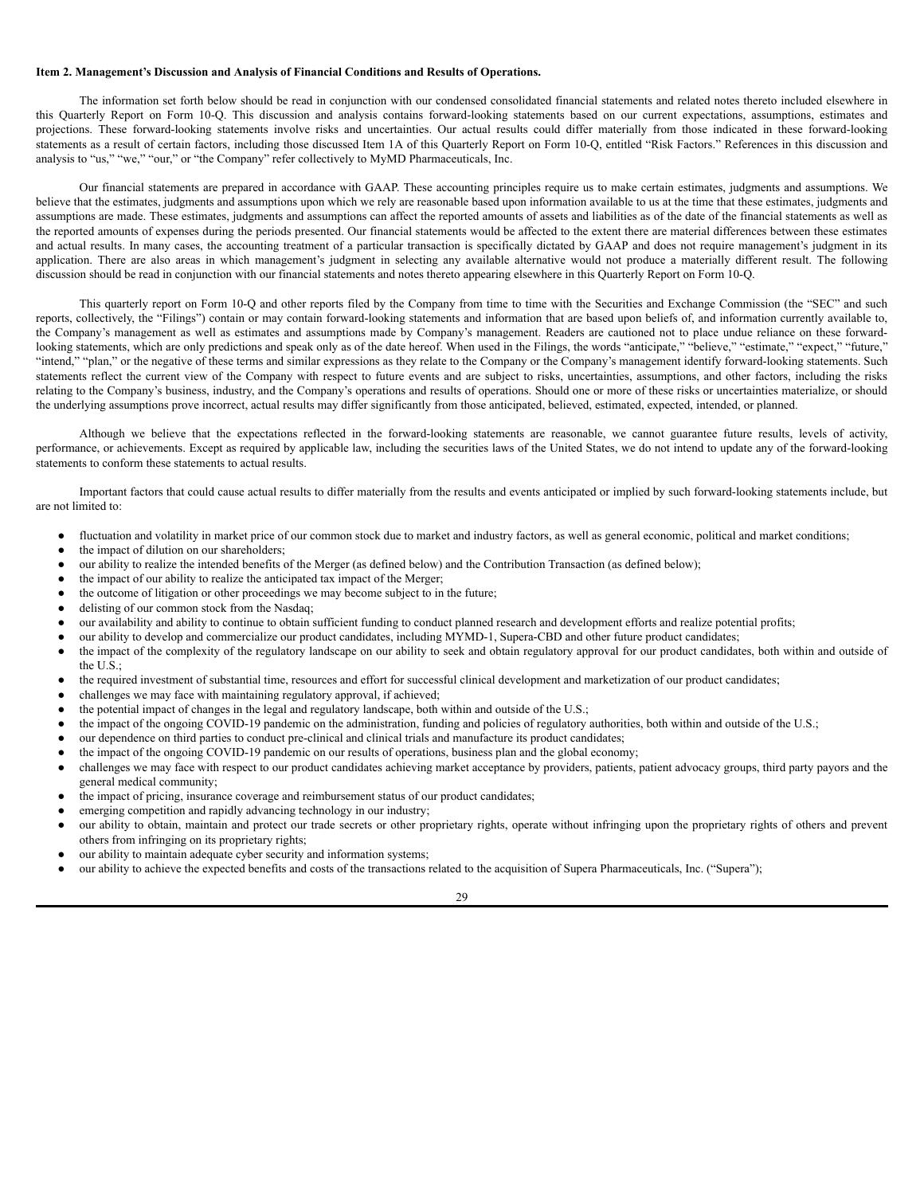**Item 2. Management's Discussion and Analysis of Financial Conditions and Results of Operations.**

The information set forth below should be read in conjunction with our condensed consolidated financial statements and related notes thereto included elsewhere in this Quarterly Report on Form 10-Q. This discussion and analysis contains forward-looking statements based on our current expectations, assumptions, estimates and projections. These forward-looking statements involve risks and uncertainties. Our actual results could differ materially from those indicated in these forward-looking statements as a result of certain factors, including those discussed Item 1A of this Quarterly Report on Form 10-Q, entitled "Risk Factors." References in this discussion and analysis to "us," "we," "our," or "the Company" refer collectively to MyMD Pharmaceuticals, Inc.

Our financial statements are prepared in accordance with GAAP. These accounting principles require us to make certain estimates, judgments and assumptions. We believe that the estimates, judgments and assumptions upon which we rely are reasonable based upon information available to us at the time that these estimates, judgments and assumptions are made. These estimates, judgments and assumptions can affect the reported amounts of assets and liabilities as of the date of the financial statements as well as the reported amounts of expenses during the periods presented. Our financial statements would be affected to the extent there are material differences between these estimates and actual results. In many cases, the accounting treatment of a particular transaction is specifically dictated by GAAP and does not require management's judgment in its application. There are also areas in which management's judgment in selecting any available alternative would not produce a materially different result. The following discussion should be read in conjunction with our financial statements and notes thereto appearing elsewhere in this Quarterly Report on Form 10-Q.

This quarterly report on Form 10-Q and other reports filed by the Company from time to time with the Securities and Exchange Commission (the "SEC" and such reports, collectively, the "Filings") contain or may contain forward-looking statements and information that are based upon beliefs of, and information currently available to, the Company's management as well as estimates and assumptions made by Company's management. Readers are cautioned not to place undue reliance on these forward-looking statements, which are only predictions and speak only as of the date hereof. When used in the Filings, the words "anticipate," "believe," "estimate," "expect," "future," "intend," "plan," or the negative of these terms and similar expressions as they relate to the Company or the Company's management identify forward-looking statements. Such statements reflect the current view of the Company with respect to future events and are subject to risks, uncertainties, assumptions, and other factors, including the risks relating to the Company's business, industry, and the Company's operations and results of operations. Should one or more of these risks or uncertainties materialize, or should the underlying assumptions prove incorrect, actual results may differ significantly from those anticipated, believed, estimated, expected, intended, or planned.

Although we believe that the expectations reflected in the forward-looking statements are reasonable, we cannot guarantee future results, levels of activity, performance, or achievements. Except as required by applicable law, including the securities laws of the United States, we do not intend to update any of the forward-looking statements to conform these statements to actual results.

Important factors that could cause actual results to differ materially from the results and events anticipated or implied by such forward-looking statements include, but are not limited to:

- fluctuation and volatility in market price of our common stock due to market and industry factors, as well as general economic, political and market conditions;
- the impact of dilution on our shareholders;
- our ability to realize the intended benefits of the Merger (as defined below) and the Contribution Transaction (as defined below);
- the impact of our ability to realize the anticipated tax impact of the Merger;
- the outcome of litigation or other proceedings we may become subject to in the future;
- delisting of our common stock from the Nasdaq;
- our availability and ability to continue to obtain sufficient funding to conduct planned research and development efforts and realize potential profits;
- our ability to develop and commercialize our product candidates, including MYMD-1, Supera-CBD and other future product candidates;
- the impact of the complexity of the regulatory landscape on our ability to seek and obtain regulatory approval for our product candidates, both within and outside of the U.S.;
- the required investment of substantial time, resources and effort for successful clinical development and marketization of our product candidates;
- challenges we may face with maintaining regulatory approval, if achieved;
- the potential impact of changes in the legal and regulatory landscape, both within and outside of the U.S.;
- the impact of the ongoing COVID-19 pandemic on the administration, funding and policies of regulatory authorities, both within and outside of the U.S.;
- our dependence on third parties to conduct pre-clinical and clinical trials and manufacture its product candidates;
- the impact of the ongoing COVID-19 pandemic on our results of operations, business plan and the global economy;
- challenges we may face with respect to our product candidates achieving market acceptance by providers, patients, patient advocacy groups, third party payors and the general medical community;
- the impact of pricing, insurance coverage and reimbursement status of our product candidates;
- emerging competition and rapidly advancing technology in our industry;
- our ability to obtain, maintain and protect our trade secrets or other proprietary rights, operate without infringing upon the proprietary rights of others and prevent others from infringing on its proprietary rights;
- our ability to maintain adequate cyber security and information systems;
- our ability to achieve the expected benefits and costs of the transactions related to the acquisition of Supera Pharmaceuticals, Inc. ("Supera");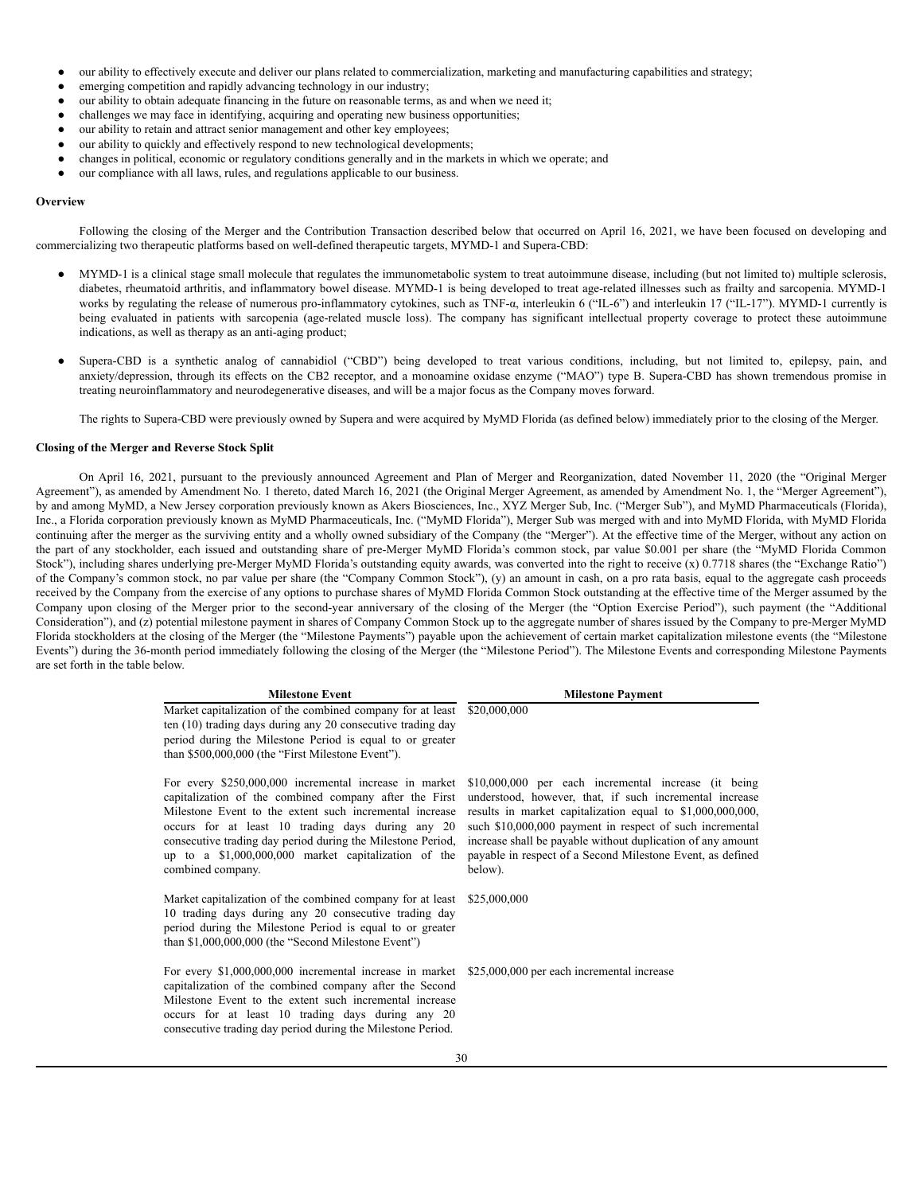- our ability to effectively execute and deliver our plans related to commercialization, marketing and manufacturing capabilities and strategy;
- emerging competition and rapidly advancing technology in our industry;
- our ability to obtain adequate financing in the future on reasonable terms, as and when we need it;
- challenges we may face in identifying, acquiring and operating new business opportunities;
- our ability to retain and attract senior management and other key employees;
- our ability to quickly and effectively respond to new technological developments;
- changes in political, economic or regulatory conditions generally and in the markets in which we operate; and
- our compliance with all laws, rules, and regulations applicable to our business.

**Overview**

Following the closing of the Merger and the Contribution Transaction described below that occurred on April 16, 2021, we have been focused on developing and commercializing two therapeutic platforms based on well-defined therapeutic targets, MYMD-1 and Supera-CBD:

- MYMD-1 is a clinical stage small molecule that regulates the immunometabolic system to treat autoimmune disease, including (but not limited to) multiple sclerosis, diabetes, rheumatoid arthritis, and inflammatory bowel disease. MYMD-1 is being developed to treat age-related illnesses such as frailty and sarcopenia. MYMD-1 works by regulating the release of numerous pro-inflammatory cytokines, such as TNF-α, interleukin 6 ("IL-6") and interleukin 17 ("IL-17"). MYMD-1 currently is being evaluated in patients with sarcopenia (age-related muscle loss). The company has significant intellectual property coverage to protect these autoimmune indications, as well as therapy as an anti-aging product;
- Supera-CBD is a synthetic analog of cannabidiol ("CBD") being developed to treat various conditions, including, but not limited to, epilepsy, pain, and anxiety/depression, through its effects on the CB2 receptor, and a monoamine oxidase enzyme ("MAO") type B. Supera-CBD has shown tremendous promise in treating neuroinflammatory and neurodegenerative diseases, and will be a major focus as the Company moves forward.

The rights to Supera-CBD were previously owned by Supera and were acquired by MyMD Florida (as defined below) immediately prior to the closing of the Merger.

**Closing of the Merger and Reverse Stock Split**

On April 16, 2021, pursuant to the previously announced Agreement and Plan of Merger and Reorganization, dated November 11, 2020 (the "Original Merger Agreement"), as amended by Amendment No. 1 thereto, dated March 16, 2021 (the Original Merger Agreement, as amended by Amendment No. 1, the "Merger Agreement"), by and among MyMD, a New Jersey corporation previously known as Akers Biosciences, Inc., XYZ Merger Sub, Inc. ("Merger Sub"), and MyMD Pharmaceuticals (Florida), Inc., a Florida corporation previously known as MyMD Pharmaceuticals, Inc. ("MyMD Florida"), Merger Sub was merged with and into MyMD Florida, with MyMD Florida continuing after the merger as the surviving entity and a wholly owned subsidiary of the Company (the "Merger"). At the effective time of the Merger, without any action on the part of any stockholder, each issued and outstanding share of pre-Merger MyMD Florida's common stock, par value $0.001 per share (the "MyMD Florida Common Stock"), including shares underlying pre-Merger MyMD Florida's outstanding equity awards, was converted into the right to receive (x) 0.7718 shares (the "Exchange Ratio") of the Company's common stock, no par value per share (the "Company Common Stock"), (y) an amount in cash, on a pro rata basis, equal to the aggregate cash proceeds received by the Company from the exercise of any options to purchase shares of MyMD Florida Common Stock outstanding at the effective time of the Merger assumed by the Company upon closing of the Merger prior to the second-year anniversary of the closing of the Merger (the "Option Exercise Period"), such payment (the "Additional Consideration"), and (z) potential milestone payment in shares of Company Common Stock up to the aggregate number of shares issued by the Company to pre-Merger MyMD Florida stockholders at the closing of the Merger (the "Milestone Payments") payable upon the achievement of certain market capitalization milestone events (the "Milestone Events") during the 36-month period immediately following the closing of the Merger (the "Milestone Period"). The Milestone Events and corresponding Milestone Payments are set forth in the table below.

| Milestone Event | Milestone Payment |
|---|---|
| Market capitalization of the combined company for at least ten (10) trading days during any 20 consecutive trading day period during the Milestone Period is equal to or greater than $500,000,000 (the "First Milestone Event"). | $20,000,000 |
| For every $250,000,000 incremental increase in market capitalization of the combined company after the First Milestone Event to the extent such incremental increase occurs for at least 10 trading days during any 20 consecutive trading day period during the Milestone Period, up to a $1,000,000,000 market capitalization of the combined company. | $10,000,000 per each incremental increase (it being understood, however, that, if such incremental increase results in market capitalization equal to $1,000,000,000, such $10,000,000 payment in respect of such incremental increase shall be payable without duplication of any amount payable in respect of a Second Milestone Event, as defined below). |
| Market capitalization of the combined company for at least 10 trading days during any 20 consecutive trading day period during the Milestone Period is equal to or greater than $1,000,000,000 (the "Second Milestone Event") | $25,000,000 |
| For every $1,000,000,000 incremental increase in market capitalization of the combined company after the Second Milestone Event to the extent such incremental increase occurs for at least 10 trading days during any 20 consecutive trading day period during the Milestone Period. | $25,000,000 per each incremental increase |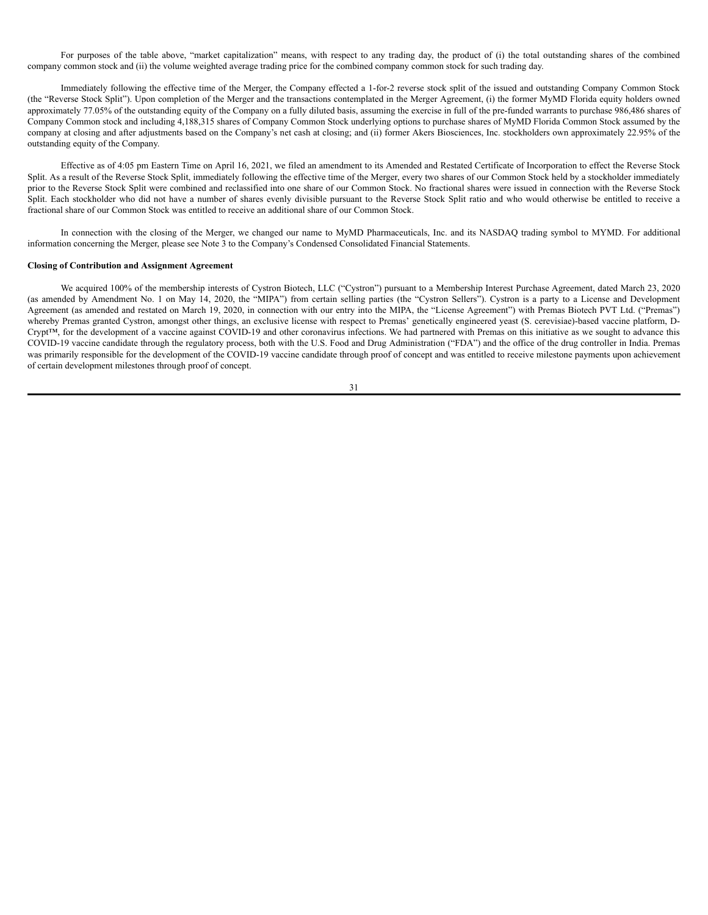For purposes of the table above, "market capitalization" means, with respect to any trading day, the product of (i) the total outstanding shares of the combined company common stock and (ii) the volume weighted average trading price for the combined company common stock for such trading day.

Immediately following the effective time of the Merger, the Company effected a 1-for-2 reverse stock split of the issued and outstanding Company Common Stock (the "Reverse Stock Split"). Upon completion of the Merger and the transactions contemplated in the Merger Agreement, (i) the former MyMD Florida equity holders owned approximately 77.05% of the outstanding equity of the Company on a fully diluted basis, assuming the exercise in full of the pre-funded warrants to purchase 986,486 shares of Company Common stock and including 4,188,315 shares of Company Common Stock underlying options to purchase shares of MyMD Florida Common Stock assumed by the company at closing and after adjustments based on the Company's net cash at closing; and (ii) former Akers Biosciences, Inc. stockholders own approximately 22.95% of the outstanding equity of the Company.

Effective as of 4:05 pm Eastern Time on April 16, 2021, we filed an amendment to its Amended and Restated Certificate of Incorporation to effect the Reverse Stock Split. As a result of the Reverse Stock Split, immediately following the effective time of the Merger, every two shares of our Common Stock held by a stockholder immediately prior to the Reverse Stock Split were combined and reclassified into one share of our Common Stock. No fractional shares were issued in connection with the Reverse Stock Split. Each stockholder who did not have a number of shares evenly divisible pursuant to the Reverse Stock Split ratio and who would otherwise be entitled to receive a fractional share of our Common Stock was entitled to receive an additional share of our Common Stock.

In connection with the closing of the Merger, we changed our name to MyMD Pharmaceuticals, Inc. and its NASDAQ trading symbol to MYMD. For additional information concerning the Merger, please see Note 3 to the Company's Condensed Consolidated Financial Statements.

**Closing of Contribution and Assignment Agreement**

We acquired 100% of the membership interests of Cystron Biotech, LLC ("Cystron") pursuant to a Membership Interest Purchase Agreement, dated March 23, 2020 (as amended by Amendment No. 1 on May 14, 2020, the "MIPA") from certain selling parties (the "Cystron Sellers"). Cystron is a party to a License and Development Agreement (as amended and restated on March 19, 2020, in connection with our entry into the MIPA, the "License Agreement") with Premas Biotech PVT Ltd. ("Premas") whereby Premas granted Cystron, amongst other things, an exclusive license with respect to Premas' genetically engineered yeast (S. cerevisiae)-based vaccine platform, D-Crypt™, for the development of a vaccine against COVID-19 and other coronavirus infections. We had partnered with Premas on this initiative as we sought to advance this COVID-19 vaccine candidate through the regulatory process, both with the U.S. Food and Drug Administration ("FDA") and the office of the drug controller in India. Premas was primarily responsible for the development of the COVID-19 vaccine candidate through proof of concept and was entitled to receive milestone payments upon achievement of certain development milestones through proof of concept.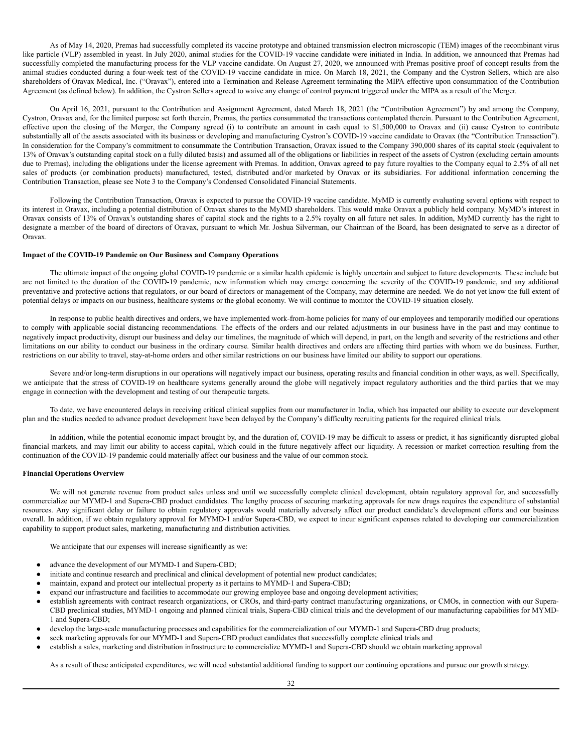As of May 14, 2020, Premas had successfully completed its vaccine prototype and obtained transmission electron microscopic (TEM) images of the recombinant virus like particle (VLP) assembled in yeast. In July 2020, animal studies for the COVID-19 vaccine candidate were initiated in India. In addition, we announced that Premas had successfully completed the manufacturing process for the VLP vaccine candidate. On August 27, 2020, we announced with Premas positive proof of concept results from the animal studies conducted during a four-week test of the COVID-19 vaccine candidate in mice. On March 18, 2021, the Company and the Cystron Sellers, which are also shareholders of Oravax Medical, Inc. ("Oravax"), entered into a Termination and Release Agreement terminating the MIPA effective upon consummation of the Contribution Agreement (as defined below). In addition, the Cystron Sellers agreed to waive any change of control payment triggered under the MIPA as a result of the Merger.

On April 16, 2021, pursuant to the Contribution and Assignment Agreement, dated March 18, 2021 (the "Contribution Agreement") by and among the Company, Cystron, Oravax and, for the limited purpose set forth therein, Premas, the parties consummated the transactions contemplated therein. Pursuant to the Contribution Agreement, effective upon the closing of the Merger, the Company agreed (i) to contribute an amount in cash equal to $1,500,000 to Oravax and (ii) cause Cystron to contribute substantially all of the assets associated with its business or developing and manufacturing Cystron's COVID-19 vaccine candidate to Oravax (the "Contribution Transaction"). In consideration for the Company's commitment to consummate the Contribution Transaction, Oravax issued to the Company 390,000 shares of its capital stock (equivalent to 13% of Oravax's outstanding capital stock on a fully diluted basis) and assumed all of the obligations or liabilities in respect of the assets of Cystron (excluding certain amounts due to Premas), including the obligations under the license agreement with Premas. In addition, Oravax agreed to pay future royalties to the Company equal to 2.5% of all net sales of products (or combination products) manufactured, tested, distributed and/or marketed by Oravax or its subsidiaries. For additional information concerning the Contribution Transaction, please see Note 3 to the Company's Condensed Consolidated Financial Statements.

Following the Contribution Transaction, Oravax is expected to pursue the COVID-19 vaccine candidate. MyMD is currently evaluating several options with respect to its interest in Oravax, including a potential distribution of Oravax shares to the MyMD shareholders. This would make Oravax a publicly held company. MyMD's interest in Oravax consists of 13% of Oravax's outstanding shares of capital stock and the rights to a 2.5% royalty on all future net sales. In addition, MyMD currently has the right to designate a member of the board of directors of Oravax, pursuant to which Mr. Joshua Silverman, our Chairman of the Board, has been designated to serve as a director of Oravax.

**Impact of the COVID-19 Pandemic on Our Business and Company Operations**

The ultimate impact of the ongoing global COVID-19 pandemic or a similar health epidemic is highly uncertain and subject to future developments. These include but are not limited to the duration of the COVID-19 pandemic, new information which may emerge concerning the severity of the COVID-19 pandemic, and any additional preventative and protective actions that regulators, or our board of directors or management of the Company, may determine are needed. We do not yet know the full extent of potential delays or impacts on our business, healthcare systems or the global economy. We will continue to monitor the COVID-19 situation closely.

In response to public health directives and orders, we have implemented work-from-home policies for many of our employees and temporarily modified our operations to comply with applicable social distancing recommendations. The effects of the orders and our related adjustments in our business have in the past and may continue to negatively impact productivity, disrupt our business and delay our timelines, the magnitude of which will depend, in part, on the length and severity of the restrictions and other limitations on our ability to conduct our business in the ordinary course. Similar health directives and orders are affecting third parties with whom we do business. Further, restrictions on our ability to travel, stay-at-home orders and other similar restrictions on our business have limited our ability to support our operations.

Severe and/or long-term disruptions in our operations will negatively impact our business, operating results and financial condition in other ways, as well. Specifically, we anticipate that the stress of COVID-19 on healthcare systems generally around the globe will negatively impact regulatory authorities and the third parties that we may engage in connection with the development and testing of our therapeutic targets.

To date, we have encountered delays in receiving critical clinical supplies from our manufacturer in India, which has impacted our ability to execute our development plan and the studies needed to advance product development have been delayed by the Company's difficulty recruiting patients for the required clinical trials.

In addition, while the potential economic impact brought by, and the duration of, COVID-19 may be difficult to assess or predict, it has significantly disrupted global financial markets, and may limit our ability to access capital, which could in the future negatively affect our liquidity. A recession or market correction resulting from the continuation of the COVID-19 pandemic could materially affect our business and the value of our common stock.

**Financial Operations Overview**

We will not generate revenue from product sales unless and until we successfully complete clinical development, obtain regulatory approval for, and successfully commercialize our MYMD-1 and Supera-CBD product candidates. The lengthy process of securing marketing approvals for new drugs requires the expenditure of substantial resources. Any significant delay or failure to obtain regulatory approvals would materially adversely affect our product candidate's development efforts and our business overall. In addition, if we obtain regulatory approval for MYMD-1 and/or Supera-CBD, we expect to incur significant expenses related to developing our commercialization capability to support product sales, marketing, manufacturing and distribution activities.

We anticipate that our expenses will increase significantly as we:

- advance the development of our MYMD-1 and Supera-CBD;
- initiate and continue research and preclinical and clinical development of potential new product candidates;
- maintain, expand and protect our intellectual property as it pertains to MYMD-1 and Supera-CBD;
- expand our infrastructure and facilities to accommodate our growing employee base and ongoing development activities;
- establish agreements with contract research organizations, or CROs, and third-party contract manufacturing organizations, or CMOs, in connection with our Supera-CBD preclinical studies, MYMD-1 ongoing and planned clinical trials, Supera-CBD clinical trials and the development of our manufacturing capabilities for MYMD-1 and Supera-CBD;
- develop the large-scale manufacturing processes and capabilities for the commercialization of our MYMD-1 and Supera-CBD drug products;
- seek marketing approvals for our MYMD-1 and Supera-CBD product candidates that successfully complete clinical trials and
- establish a sales, marketing and distribution infrastructure to commercialize MYMD-1 and Supera-CBD should we obtain marketing approval

As a result of these anticipated expenditures, we will need substantial additional funding to support our continuing operations and pursue our growth strategy.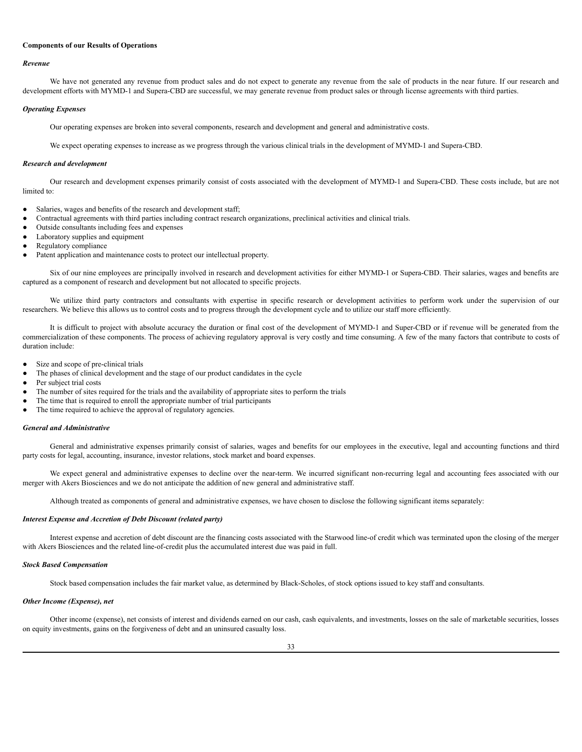**Components of our Results of Operations**

***Revenue***

We have not generated any revenue from product sales and do not expect to generate any revenue from the sale of products in the near future. If our research and development efforts with MYMD-1 and Supera-CBD are successful, we may generate revenue from product sales or through license agreements with third parties.

***Operating Expenses***

Our operating expenses are broken into several components, research and development and general and administrative costs.

We expect operating expenses to increase as we progress through the various clinical trials in the development of MYMD-1 and Supera-CBD.

***Research and development***

Our research and development expenses primarily consist of costs associated with the development of MYMD-1 and Supera-CBD. These costs include, but are not limited to:

- Salaries, wages and benefits of the research and development staff;
- Contractual agreements with third parties including contract research organizations, preclinical activities and clinical trials.
- Outside consultants including fees and expenses
- Laboratory supplies and equipment
- Regulatory compliance
- Patent application and maintenance costs to protect our intellectual property.

Six of our nine employees are principally involved in research and development activities for either MYMD-1 or Supera-CBD. Their salaries, wages and benefits are captured as a component of research and development but not allocated to specific projects.

We utilize third party contractors and consultants with expertise in specific research or development activities to perform work under the supervision of our researchers. We believe this allows us to control costs and to progress through the development cycle and to utilize our staff more efficiently.

It is difficult to project with absolute accuracy the duration or final cost of the development of MYMD-1 and Super-CBD or if revenue will be generated from the commercialization of these components. The process of achieving regulatory approval is very costly and time consuming. A few of the many factors that contribute to costs of duration include:

- Size and scope of pre-clinical trials
- The phases of clinical development and the stage of our product candidates in the cycle
- Per subject trial costs
- The number of sites required for the trials and the availability of appropriate sites to perform the trials
- The time that is required to enroll the appropriate number of trial participants
- The time required to achieve the approval of regulatory agencies.

***General and Administrative***

General and administrative expenses primarily consist of salaries, wages and benefits for our employees in the executive, legal and accounting functions and third party costs for legal, accounting, insurance, investor relations, stock market and board expenses.

We expect general and administrative expenses to decline over the near-term. We incurred significant non-recurring legal and accounting fees associated with our merger with Akers Biosciences and we do not anticipate the addition of new general and administrative staff.

Although treated as components of general and administrative expenses, we have chosen to disclose the following significant items separately:

***Interest Expense and Accretion of Debt Discount (related party)***

Interest expense and accretion of debt discount are the financing costs associated with the Starwood line-of credit which was terminated upon the closing of the merger with Akers Biosciences and the related line-of-credit plus the accumulated interest due was paid in full.

***Stock Based Compensation***

Stock based compensation includes the fair market value, as determined by Black-Scholes, of stock options issued to key staff and consultants.

***Other Income (Expense), net***

Other income (expense), net consists of interest and dividends earned on our cash, cash equivalents, and investments, losses on the sale of marketable securities, losses on equity investments, gains on the forgiveness of debt and an uninsured casualty loss.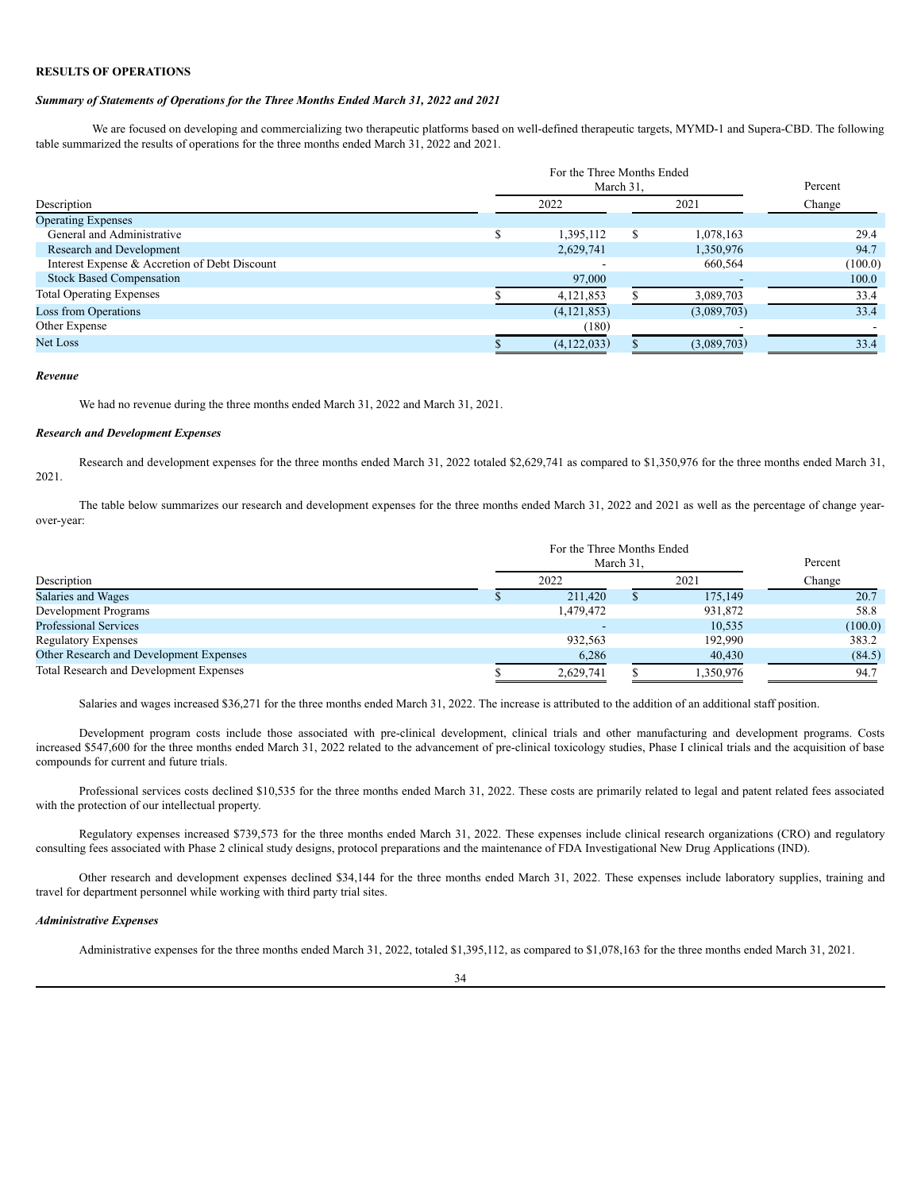**RESULTS OF OPERATIONS**

***Summary of Statements of Operations for the Three Months Ended March 31, 2022 and 2021***

We are focused on developing and commercializing two therapeutic platforms based on well-defined therapeutic targets, MYMD-1 and Supera-CBD. The following table summarized the results of operations for the three months ended March 31, 2022 and 2021.

| Description | For the Three Months Ended March 31, 2022 | 2021 | Percent Change |
|---|---|---|---|
| Operating Expenses | | | |
| General and Administrative | $ 1,395,112 | $ 1,078,163 | 29.4 |
| Research and Development | 2,629,741 | 1,350,976 | 94.7 |
| Interest Expense & Accretion of Debt Discount | - | 660,564 | (100.0) |
| Stock Based Compensation | 97,000 | - | 100.0 |
| Total Operating Expenses | $ 4,121,853 | $ 3,089,703 | 33.4 |
| Loss from Operations | (4,121,853) | (3,089,703) | 33.4 |
| Other Expense | (180) | - | - |
| Net Loss | $ (4,122,033) | $ (3,089,703) | 33.4 |

***Revenue***

We had no revenue during the three months ended March 31, 2022 and March 31, 2021.

***Research and Development Expenses***

Research and development expenses for the three months ended March 31, 2022 totaled $2,629,741 as compared to $1,350,976 for the three months ended March 31, 2021.

The table below summarizes our research and development expenses for the three months ended March 31, 2022 and 2021 as well as the percentage of change year-over-year:

| Description | For the Three Months Ended March 31, 2022 | 2021 | Percent Change |
|---|---|---|---|
| Salaries and Wages | $ 211,420 | $ 175,149 | 20.7 |
| Development Programs | 1,479,472 | 931,872 | 58.8 |
| Professional Services | - | 10,535 | (100.0) |
| Regulatory Expenses | 932,563 | 192,990 | 383.2 |
| Other Research and Development Expenses | 6,286 | 40,430 | (84.5) |
| Total Research and Development Expenses | $ 2,629,741 | $ 1,350,976 | 94.7 |

Salaries and wages increased $36,271 for the three months ended March 31, 2022. The increase is attributed to the addition of an additional staff position.

Development program costs include those associated with pre-clinical development, clinical trials and other manufacturing and development programs. Costs increased $547,600 for the three months ended March 31, 2022 related to the advancement of pre-clinical toxicology studies, Phase I clinical trials and the acquisition of base compounds for current and future trials.

Professional services costs declined $10,535 for the three months ended March 31, 2022. These costs are primarily related to legal and patent related fees associated with the protection of our intellectual property.

Regulatory expenses increased $739,573 for the three months ended March 31, 2022. These expenses include clinical research organizations (CRO) and regulatory consulting fees associated with Phase 2 clinical study designs, protocol preparations and the maintenance of FDA Investigational New Drug Applications (IND).

Other research and development expenses declined $34,144 for the three months ended March 31, 2022. These expenses include laboratory supplies, training and travel for department personnel while working with third party trial sites.

***Administrative Expenses***

Administrative expenses for the three months ended March 31, 2022, totaled $1,395,112, as compared to $1,078,163 for the three months ended March 31, 2021.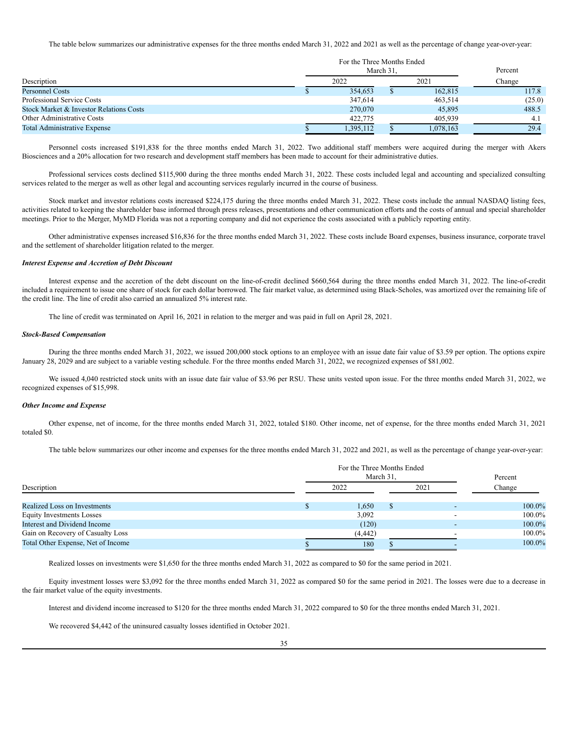The table below summarizes our administrative expenses for the three months ended March 31, 2022 and 2021 as well as the percentage of change year-over-year:

| Description | For the Three Months Ended March 31, 2022 | 2021 | Percent Change |
|---|---|---|---|
| Personnel Costs | $ 354,653 | $ 162,815 | 117.8 |
| Professional Service Costs | 347,614 | 463,514 | (25.0) |
| Stock Market & Investor Relations Costs | 270,070 | 45,895 | 488.5 |
| Other Administrative Costs | 422,775 | 405,939 | 4.1 |
| Total Administrative Expense | $ 1,395,112 | $ 1,078,163 | 29.4 |

Personnel costs increased $191,838 for the three months ended March 31, 2022. Two additional staff members were acquired during the merger with Akers Biosciences and a 20% allocation for two research and development staff members has been made to account for their administrative duties.

Professional services costs declined $115,900 during the three months ended March 31, 2022. These costs included legal and accounting and specialized consulting services related to the merger as well as other legal and accounting services regularly incurred in the course of business.

Stock market and investor relations costs increased $224,175 during the three months ended March 31, 2022. These costs include the annual NASDAQ listing fees, activities related to keeping the shareholder base informed through press releases, presentations and other communication efforts and the costs of annual and special shareholder meetings. Prior to the Merger, MyMD Florida was not a reporting company and did not experience the costs associated with a publicly reporting entity.

Other administrative expenses increased $16,836 for the three months ended March 31, 2022. These costs include Board expenses, business insurance, corporate travel and the settlement of shareholder litigation related to the merger.

***Interest Expense and Accretion of Debt Discount***

Interest expense and the accretion of the debt discount on the line-of-credit declined $660,564 during the three months ended March 31, 2022. The line-of-credit included a requirement to issue one share of stock for each dollar borrowed. The fair market value, as determined using Black-Scholes, was amortized over the remaining life of the credit line. The line of credit also carried an annualized 5% interest rate.

The line of credit was terminated on April 16, 2021 in relation to the merger and was paid in full on April 28, 2021.

***Stock-Based Compensation***

During the three months ended March 31, 2022, we issued 200,000 stock options to an employee with an issue date fair value of $3.59 per option. The options expire January 28, 2029 and are subject to a variable vesting schedule. For the three months ended March 31, 2022, we recognized expenses of $81,002.

We issued 4,040 restricted stock units with an issue date fair value of $3.96 per RSU. These units vested upon issue. For the three months ended March 31, 2022, we recognized expenses of $15,998.

***Other Income and Expense***

Other expense, net of income, for the three months ended March 31, 2022, totaled $180. Other income, net of expense, for the three months ended March 31, 2021 totaled $0.

The table below summarizes our other income and expenses for the three months ended March 31, 2022 and 2021, as well as the percentage of change year-over-year:

| Description | For the Three Months Ended March 31, 2022 | 2021 | Percent Change |
|---|---|---|---|
| Realized Loss on Investments | $ 1,650 | $ - | 100.0% |
| Equity Investments Losses | 3,092 | - | 100.0% |
| Interest and Dividend Income | (120) | - | 100.0% |
| Gain on Recovery of Casualty Loss | (4,442) | - | 100.0% |
| Total Other Expense, Net of Income | $ 180 | $ - | 100.0% |

Realized losses on investments were $1,650 for the three months ended March 31, 2022 as compared to $0 for the same period in 2021.

Equity investment losses were $3,092 for the three months ended March 31, 2022 as compared $0 for the same period in 2021. The losses were due to a decrease in the fair market value of the equity investments.

Interest and dividend income increased to $120 for the three months ended March 31, 2022 compared to $0 for the three months ended March 31, 2021.

We recovered $4,442 of the uninsured casualty losses identified in October 2021.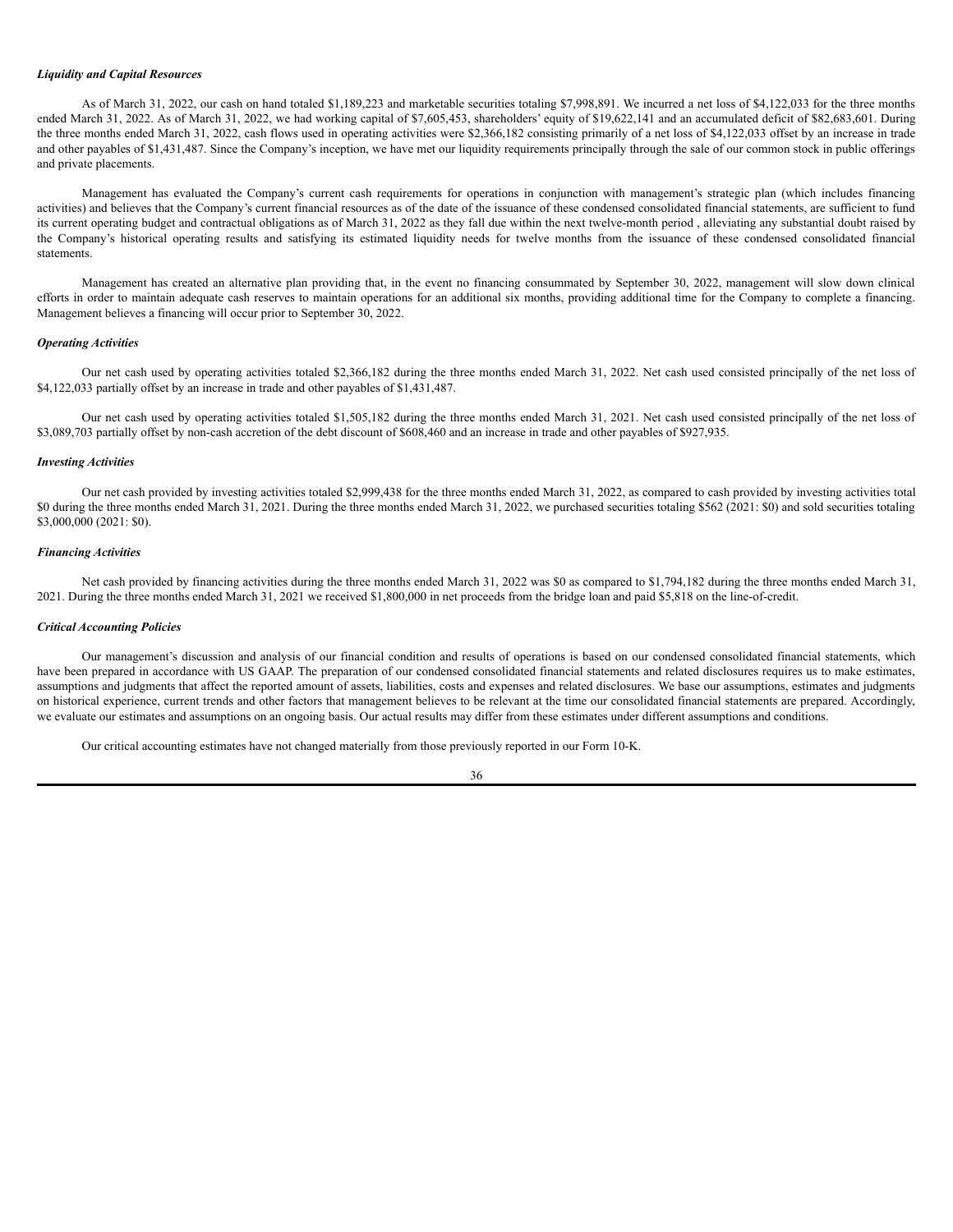*Liquidity and Capital Resources*

As of March 31, 2022, our cash on hand totaled $1,189,223 and marketable securities totaling $7,998,891. We incurred a net loss of $4,122,033 for the three months ended March 31, 2022. As of March 31, 2022, we had working capital of $7,605,453, shareholders' equity of $19,622,141 and an accumulated deficit of $82,683,601. During the three months ended March 31, 2022, cash flows used in operating activities were $2,366,182 consisting primarily of a net loss of $4,122,033 offset by an increase in trade and other payables of $1,431,487. Since the Company's inception, we have met our liquidity requirements principally through the sale of our common stock in public offerings and private placements.

Management has evaluated the Company's current cash requirements for operations in conjunction with management's strategic plan (which includes financing activities) and believes that the Company's current financial resources as of the date of the issuance of these condensed consolidated financial statements, are sufficient to fund its current operating budget and contractual obligations as of March 31, 2022 as they fall due within the next twelve-month period , alleviating any substantial doubt raised by the Company's historical operating results and satisfying its estimated liquidity needs for twelve months from the issuance of these condensed consolidated financial statements.

Management has created an alternative plan providing that, in the event no financing consummated by September 30, 2022, management will slow down clinical efforts in order to maintain adequate cash reserves to maintain operations for an additional six months, providing additional time for the Company to complete a financing. Management believes a financing will occur prior to September 30, 2022.

*Operating Activities*

Our net cash used by operating activities totaled $2,366,182 during the three months ended March 31, 2022. Net cash used consisted principally of the net loss of $4,122,033 partially offset by an increase in trade and other payables of $1,431,487.

Our net cash used by operating activities totaled $1,505,182 during the three months ended March 31, 2021. Net cash used consisted principally of the net loss of $3,089,703 partially offset by non-cash accretion of the debt discount of $608,460 and an increase in trade and other payables of $927,935.

*Investing Activities*

Our net cash provided by investing activities totaled $2,999,438 for the three months ended March 31, 2022, as compared to cash provided by investing activities total $0 during the three months ended March 31, 2021. During the three months ended March 31, 2022, we purchased securities totaling $562 (2021: $0) and sold securities totaling $3,000,000 (2021: $0).

*Financing Activities*

Net cash provided by financing activities during the three months ended March 31, 2022 was $0 as compared to $1,794,182 during the three months ended March 31, 2021. During the three months ended March 31, 2021 we received $1,800,000 in net proceeds from the bridge loan and paid $5,818 on the line-of-credit.

*Critical Accounting Policies*

Our management's discussion and analysis of our financial condition and results of operations is based on our condensed consolidated financial statements, which have been prepared in accordance with US GAAP. The preparation of our condensed consolidated financial statements and related disclosures requires us to make estimates, assumptions and judgments that affect the reported amount of assets, liabilities, costs and expenses and related disclosures. We base our assumptions, estimates and judgments on historical experience, current trends and other factors that management believes to be relevant at the time our consolidated financial statements are prepared. Accordingly, we evaluate our estimates and assumptions on an ongoing basis. Our actual results may differ from these estimates under different assumptions and conditions.

Our critical accounting estimates have not changed materially from those previously reported in our Form 10-K.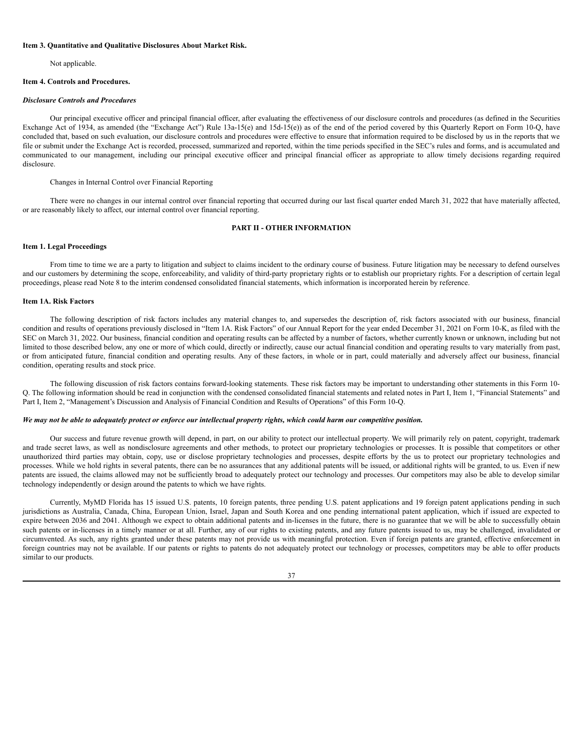**Item 3. Quantitative and Qualitative Disclosures About Market Risk.**

Not applicable.

**Item 4. Controls and Procedures.**

***Disclosure Controls and Procedures***

Our principal executive officer and principal financial officer, after evaluating the effectiveness of our disclosure controls and procedures (as defined in the Securities Exchange Act of 1934, as amended (the "Exchange Act") Rule 13a-15(e) and 15d-15(e)) as of the end of the period covered by this Quarterly Report on Form 10-Q, have concluded that, based on such evaluation, our disclosure controls and procedures were effective to ensure that information required to be disclosed by us in the reports that we file or submit under the Exchange Act is recorded, processed, summarized and reported, within the time periods specified in the SEC's rules and forms, and is accumulated and communicated to our management, including our principal executive officer and principal financial officer as appropriate to allow timely decisions regarding required disclosure.

Changes in Internal Control over Financial Reporting

There were no changes in our internal control over financial reporting that occurred during our last fiscal quarter ended March 31, 2022 that have materially affected, or are reasonably likely to affect, our internal control over financial reporting.

**PART II - OTHER INFORMATION**

**Item 1. Legal Proceedings**

From time to time we are a party to litigation and subject to claims incident to the ordinary course of business. Future litigation may be necessary to defend ourselves and our customers by determining the scope, enforceability, and validity of third-party proprietary rights or to establish our proprietary rights. For a description of certain legal proceedings, please read Note 8 to the interim condensed consolidated financial statements, which information is incorporated herein by reference.

**Item 1A. Risk Factors**

The following description of risk factors includes any material changes to, and supersedes the description of, risk factors associated with our business, financial condition and results of operations previously disclosed in "Item 1A. Risk Factors" of our Annual Report for the year ended December 31, 2021 on Form 10-K, as filed with the SEC on March 31, 2022. Our business, financial condition and operating results can be affected by a number of factors, whether currently known or unknown, including but not limited to those described below, any one or more of which could, directly or indirectly, cause our actual financial condition and operating results to vary materially from past, or from anticipated future, financial condition and operating results. Any of these factors, in whole or in part, could materially and adversely affect our business, financial condition, operating results and stock price.

The following discussion of risk factors contains forward-looking statements. These risk factors may be important to understanding other statements in this Form 10-Q. The following information should be read in conjunction with the condensed consolidated financial statements and related notes in Part I, Item 1, "Financial Statements" and Part I, Item 2, "Management's Discussion and Analysis of Financial Condition and Results of Operations" of this Form 10-Q.

***We may not be able to adequately protect or enforce our intellectual property rights, which could harm our competitive position.***

Our success and future revenue growth will depend, in part, on our ability to protect our intellectual property. We will primarily rely on patent, copyright, trademark and trade secret laws, as well as nondisclosure agreements and other methods, to protect our proprietary technologies or processes. It is possible that competitors or other unauthorized third parties may obtain, copy, use or disclose proprietary technologies and processes, despite efforts by the us to protect our proprietary technologies and processes. While we hold rights in several patents, there can be no assurances that any additional patents will be issued, or additional rights will be granted, to us. Even if new patents are issued, the claims allowed may not be sufficiently broad to adequately protect our technology and processes. Our competitors may also be able to develop similar technology independently or design around the patents to which we have rights.

Currently, MyMD Florida has 15 issued U.S. patents, 10 foreign patents, three pending U.S. patent applications and 19 foreign patent applications pending in such jurisdictions as Australia, Canada, China, European Union, Israel, Japan and South Korea and one pending international patent application, which if issued are expected to expire between 2036 and 2041. Although we expect to obtain additional patents and in-licenses in the future, there is no guarantee that we will be able to successfully obtain such patents or in-licenses in a timely manner or at all. Further, any of our rights to existing patents, and any future patents issued to us, may be challenged, invalidated or circumvented. As such, any rights granted under these patents may not provide us with meaningful protection. Even if foreign patents are granted, effective enforcement in foreign countries may not be available. If our patents or rights to patents do not adequately protect our technology or processes, competitors may be able to offer products similar to our products.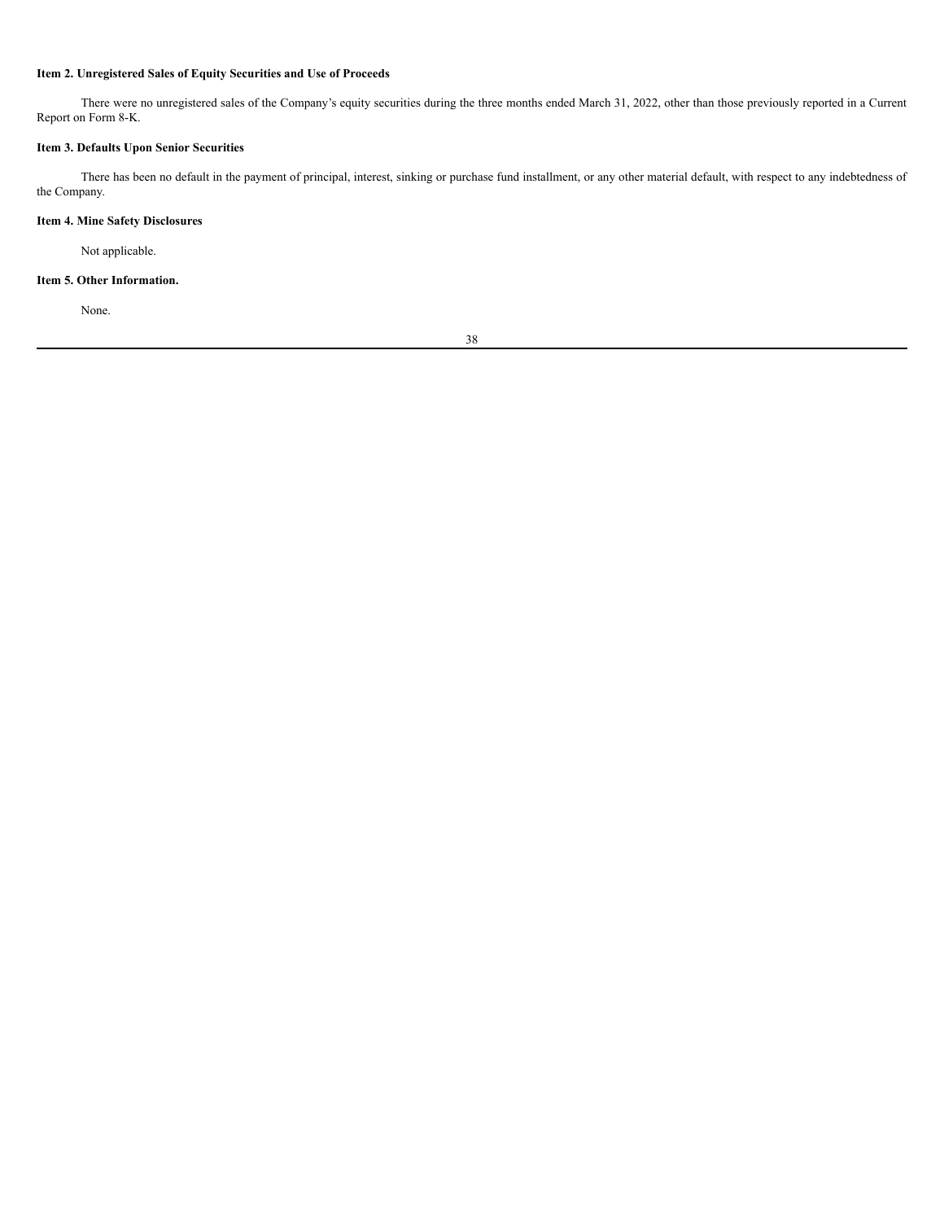### Item 2. Unregistered Sales of Equity Securities and Use of Proceeds

There were no unregistered sales of the Company's equity securities during the three months ended March 31, 2022, other than those previously reported in a Current Report on Form 8-K.

### Item 3. Defaults Upon Senior Securities

There has been no default in the payment of principal, interest, sinking or purchase fund installment, or any other material default, with respect to any indebtedness of the Company.

### Item 4. Mine Safety Disclosures

Not applicable.

### Item 5. Other Information.

None.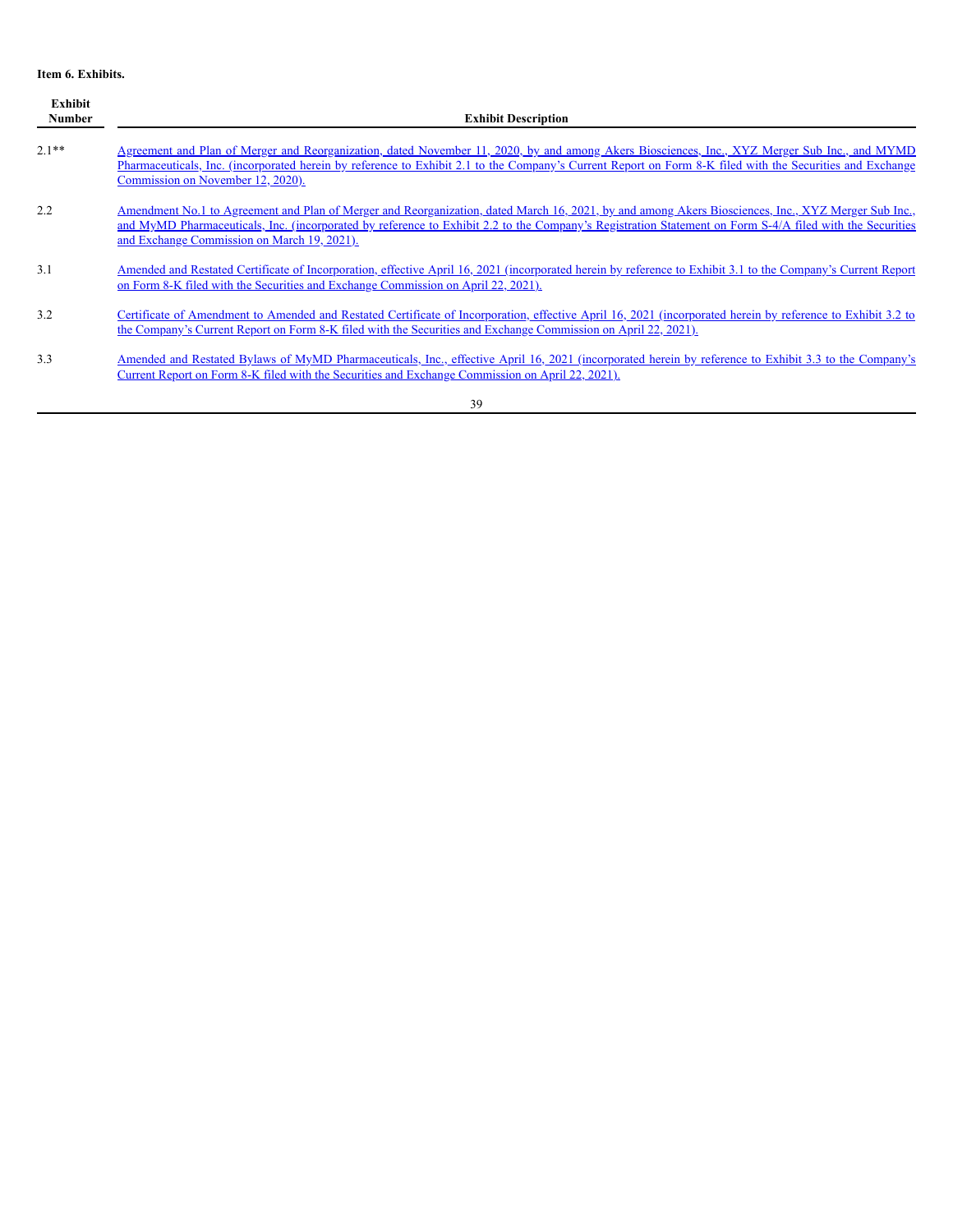**Item 6. Exhibits.**

| Exhibit Number | Exhibit Description |
|---|---|
| 2.1** | Agreement and Plan of Merger and Reorganization, dated November 11, 2020, by and among Akers Biosciences, Inc., XYZ Merger Sub Inc., and MYMD Pharmaceuticals, Inc. (incorporated herein by reference to Exhibit 2.1 to the Company's Current Report on Form 8-K filed with the Securities and Exchange Commission on November 12, 2020). |
| 2.2 | Amendment No.1 to Agreement and Plan of Merger and Reorganization, dated March 16, 2021, by and among Akers Biosciences, Inc., XYZ Merger Sub Inc., and MyMD Pharmaceuticals, Inc. (incorporated by reference to Exhibit 2.2 to the Company's Registration Statement on Form S-4/A filed with the Securities and Exchange Commission on March 19, 2021). |
| 3.1 | Amended and Restated Certificate of Incorporation, effective April 16, 2021 (incorporated herein by reference to Exhibit 3.1 to the Company's Current Report on Form 8-K filed with the Securities and Exchange Commission on April 22, 2021). |
| 3.2 | Certificate of Amendment to Amended and Restated Certificate of Incorporation, effective April 16, 2021 (incorporated herein by reference to Exhibit 3.2 to the Company's Current Report on Form 8-K filed with the Securities and Exchange Commission on April 22, 2021). |
| 3.3 | Amended and Restated Bylaws of MyMD Pharmaceuticals, Inc., effective April 16, 2021 (incorporated herein by reference to Exhibit 3.3 to the Company's Current Report on Form 8-K filed with the Securities and Exchange Commission on April 22, 2021). |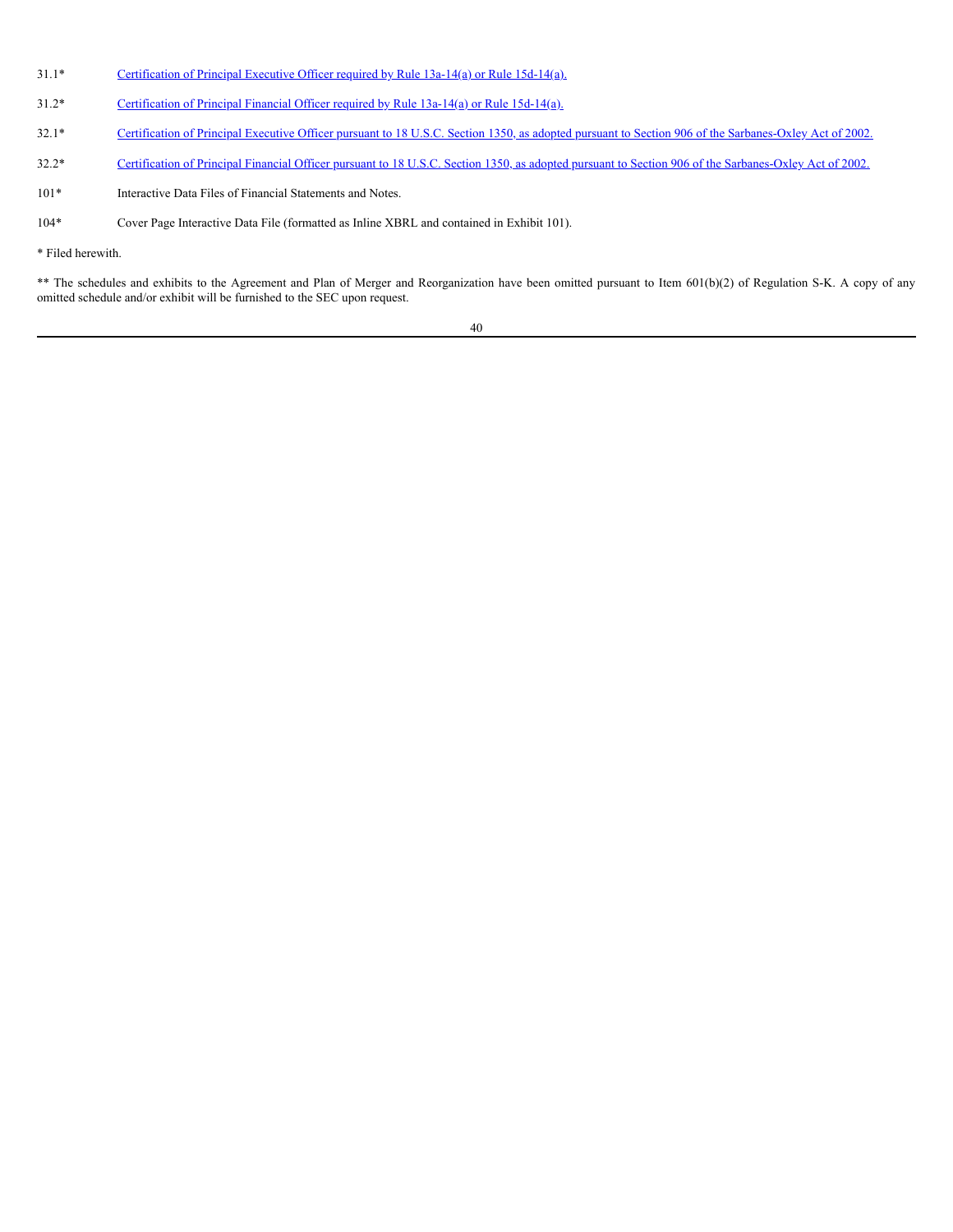| | |
|---|---|
| 31.1* | Certification of Principal Executive Officer required by Rule 13a-14(a) or Rule 15d-14(a). |
| 31.2* | Certification of Principal Financial Officer required by Rule 13a-14(a) or Rule 15d-14(a). |
| 32.1* | Certification of Principal Executive Officer pursuant to 18 U.S.C. Section 1350, as adopted pursuant to Section 906 of the Sarbanes-Oxley Act of 2002. |
| 32.2* | Certification of Principal Financial Officer pursuant to 18 U.S.C. Section 1350, as adopted pursuant to Section 906 of the Sarbanes-Oxley Act of 2002. |
| 101* | Interactive Data Files of Financial Statements and Notes. |
| 104* | Cover Page Interactive Data File (formatted as Inline XBRL and contained in Exhibit 101). |

* Filed herewith.

** The schedules and exhibits to the Agreement and Plan of Merger and Reorganization have been omitted pursuant to Item 601(b)(2) of Regulation S-K. A copy of any omitted schedule and/or exhibit will be furnished to the SEC upon request.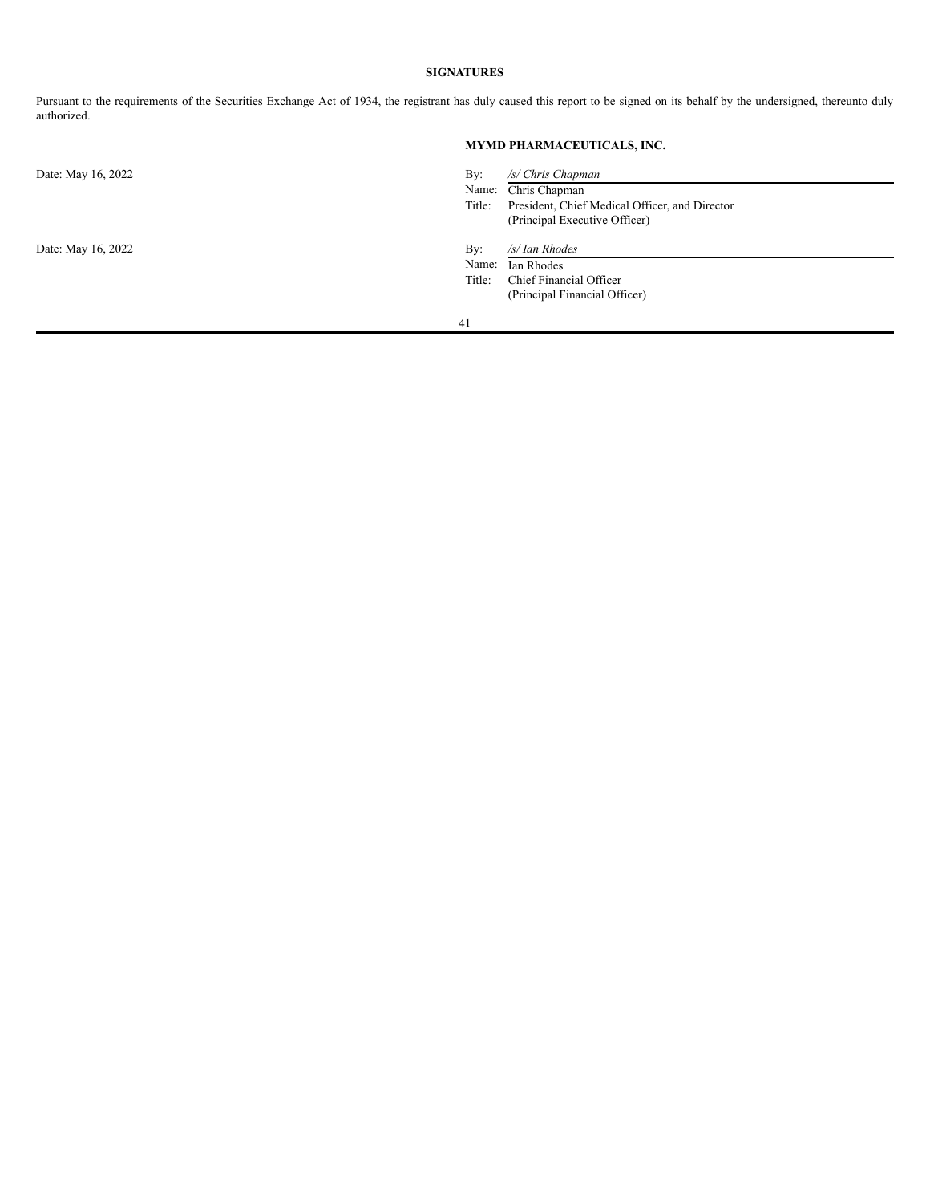## SIGNATURES

Pursuant to the requirements of the Securities Exchange Act of 1934, the registrant has duly caused this report to be signed on its behalf by the undersigned, thereunto duly authorized.

**MYMD PHARMACEUTICALS, INC.**

| | | |
|---|---|---|
| Date: May 16, 2022 | By: | */s/ Chris Chapman* |
| | Name: | Chris Chapman |
| | Title: | President, Chief Medical Officer, and Director (Principal Executive Officer) |
| Date: May 16, 2022 | By: | */s/ Ian Rhodes* |
| | Name: | Ian Rhodes |
| | Title: | Chief Financial Officer (Principal Financial Officer) |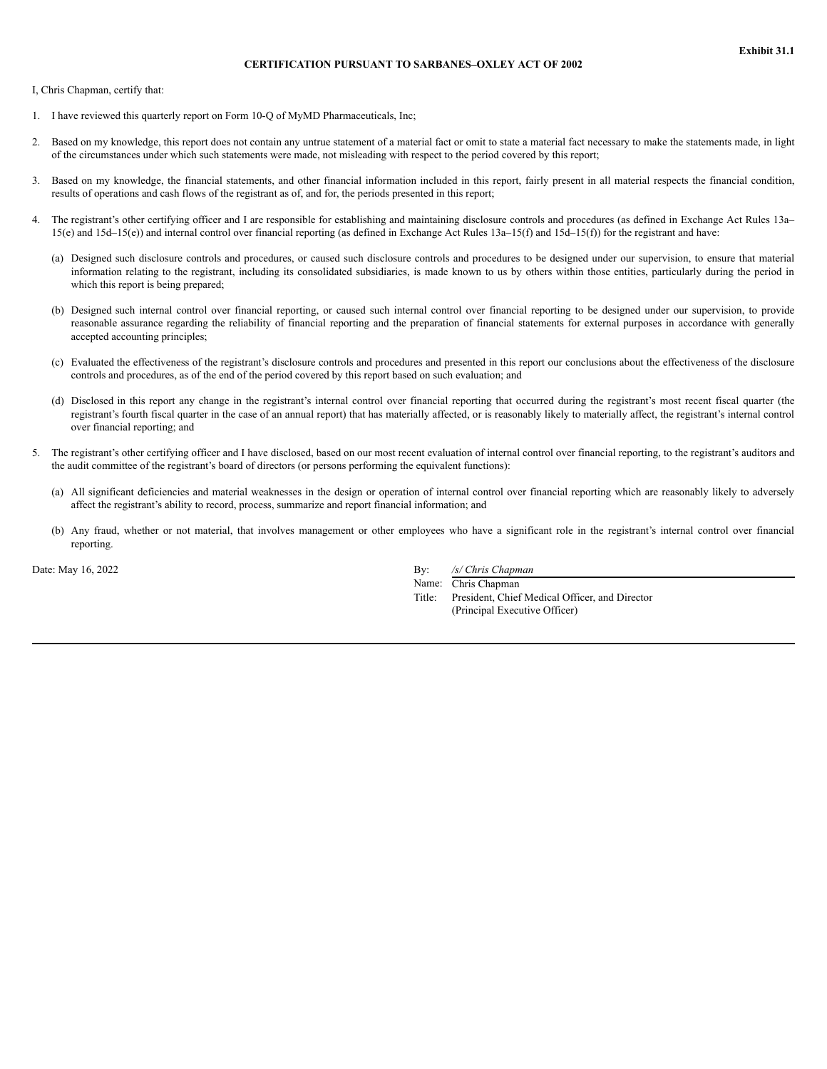**Exhibit 31.1**

**CERTIFICATION PURSUANT TO SARBANES–OXLEY ACT OF 2002**

I, Chris Chapman, certify that:

1. I have reviewed this quarterly report on Form 10-Q of MyMD Pharmaceuticals, Inc;

2. Based on my knowledge, this report does not contain any untrue statement of a material fact or omit to state a material fact necessary to make the statements made, in light of the circumstances under which such statements were made, not misleading with respect to the period covered by this report;

3. Based on my knowledge, the financial statements, and other financial information included in this report, fairly present in all material respects the financial condition, results of operations and cash flows of the registrant as of, and for, the periods presented in this report;

4. The registrant's other certifying officer and I are responsible for establishing and maintaining disclosure controls and procedures (as defined in Exchange Act Rules 13a–15(e) and 15d–15(e)) and internal control over financial reporting (as defined in Exchange Act Rules 13a–15(f) and 15d–15(f)) for the registrant and have:

   (a) Designed such disclosure controls and procedures, or caused such disclosure controls and procedures to be designed under our supervision, to ensure that material information relating to the registrant, including its consolidated subsidiaries, is made known to us by others within those entities, particularly during the period in which this report is being prepared;

   (b) Designed such internal control over financial reporting, or caused such internal control over financial reporting to be designed under our supervision, to provide reasonable assurance regarding the reliability of financial reporting and the preparation of financial statements for external purposes in accordance with generally accepted accounting principles;

   (c) Evaluated the effectiveness of the registrant's disclosure controls and procedures and presented in this report our conclusions about the effectiveness of the disclosure controls and procedures, as of the end of the period covered by this report based on such evaluation; and

   (d) Disclosed in this report any change in the registrant's internal control over financial reporting that occurred during the registrant's most recent fiscal quarter (the registrant's fourth fiscal quarter in the case of an annual report) that has materially affected, or is reasonably likely to materially affect, the registrant's internal control over financial reporting; and

5. The registrant's other certifying officer and I have disclosed, based on our most recent evaluation of internal control over financial reporting, to the registrant's auditors and the audit committee of the registrant's board of directors (or persons performing the equivalent functions):

   (a) All significant deficiencies and material weaknesses in the design or operation of internal control over financial reporting which are reasonably likely to adversely affect the registrant's ability to record, process, summarize and report financial information; and

   (b) Any fraud, whether or not material, that involves management or other employees who have a significant role in the registrant's internal control over financial reporting.

Date: May 16, 2022

By: */s/ Chris Chapman*
Name: Chris Chapman
Title: President, Chief Medical Officer, and Director
(Principal Executive Officer)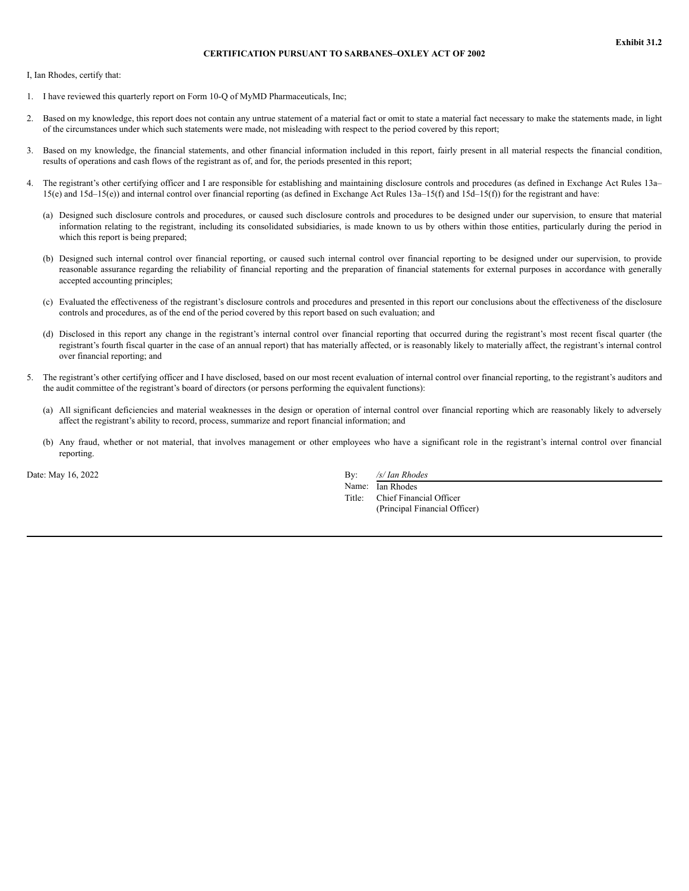**Exhibit 31.2**

**CERTIFICATION PURSUANT TO SARBANES–OXLEY ACT OF 2002**

I, Ian Rhodes, certify that:

1. I have reviewed this quarterly report on Form 10-Q of MyMD Pharmaceuticals, Inc;

2. Based on my knowledge, this report does not contain any untrue statement of a material fact or omit to state a material fact necessary to make the statements made, in light of the circumstances under which such statements were made, not misleading with respect to the period covered by this report;

3. Based on my knowledge, the financial statements, and other financial information included in this report, fairly present in all material respects the financial condition, results of operations and cash flows of the registrant as of, and for, the periods presented in this report;

4. The registrant's other certifying officer and I are responsible for establishing and maintaining disclosure controls and procedures (as defined in Exchange Act Rules 13a–15(e) and 15d–15(e)) and internal control over financial reporting (as defined in Exchange Act Rules 13a–15(f) and 15d–15(f)) for the registrant and have:

   (a) Designed such disclosure controls and procedures, or caused such disclosure controls and procedures to be designed under our supervision, to ensure that material information relating to the registrant, including its consolidated subsidiaries, is made known to us by others within those entities, particularly during the period in which this report is being prepared;

   (b) Designed such internal control over financial reporting, or caused such internal control over financial reporting to be designed under our supervision, to provide reasonable assurance regarding the reliability of financial reporting and the preparation of financial statements for external purposes in accordance with generally accepted accounting principles;

   (c) Evaluated the effectiveness of the registrant's disclosure controls and procedures and presented in this report our conclusions about the effectiveness of the disclosure controls and procedures, as of the end of the period covered by this report based on such evaluation; and

   (d) Disclosed in this report any change in the registrant's internal control over financial reporting that occurred during the registrant's most recent fiscal quarter (the registrant's fourth fiscal quarter in the case of an annual report) that has materially affected, or is reasonably likely to materially affect, the registrant's internal control over financial reporting; and

5. The registrant's other certifying officer and I have disclosed, based on our most recent evaluation of internal control over financial reporting, to the registrant's auditors and the audit committee of the registrant's board of directors (or persons performing the equivalent functions):

   (a) All significant deficiencies and material weaknesses in the design or operation of internal control over financial reporting which are reasonably likely to adversely affect the registrant's ability to record, process, summarize and report financial information; and

   (b) Any fraud, whether or not material, that involves management or other employees who have a significant role in the registrant's internal control over financial reporting.

Date: May 16, 2022

By: */s/ Ian Rhodes*
Name: Ian Rhodes
Title: Chief Financial Officer
(Principal Financial Officer)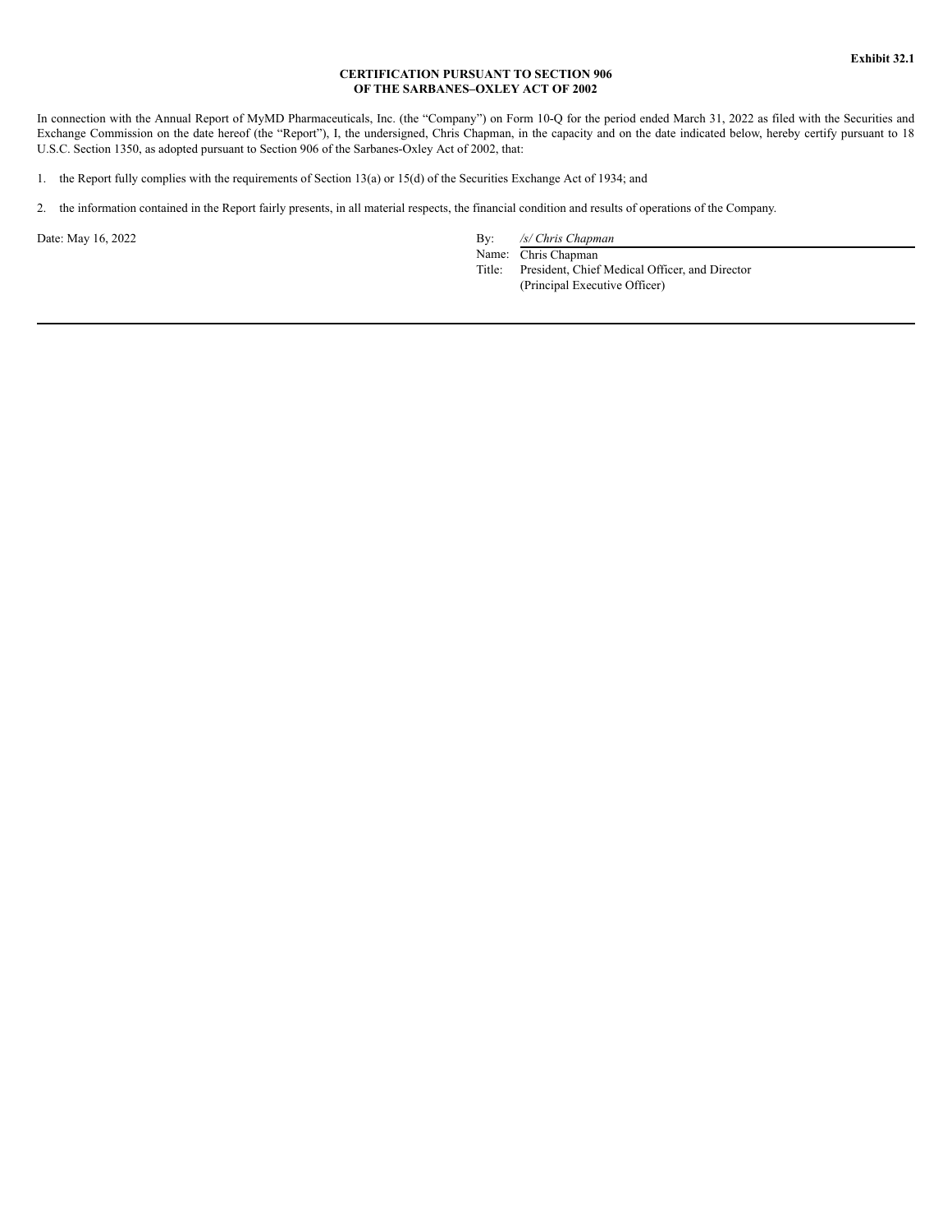**Exhibit 32.1**

**CERTIFICATION PURSUANT TO SECTION 906**
**OF THE SARBANES–OXLEY ACT OF 2002**

In connection with the Annual Report of MyMD Pharmaceuticals, Inc. (the "Company") on Form 10-Q for the period ended March 31, 2022 as filed with the Securities and Exchange Commission on the date hereof (the "Report"), I, the undersigned, Chris Chapman, in the capacity and on the date indicated below, hereby certify pursuant to 18 U.S.C. Section 1350, as adopted pursuant to Section 906 of the Sarbanes-Oxley Act of 2002, that:

1. the Report fully complies with the requirements of Section 13(a) or 15(d) of the Securities Exchange Act of 1934; and

2. the information contained in the Report fairly presents, in all material respects, the financial condition and results of operations of the Company.

Date: May 16, 2022

By: */s/ Chris Chapman*
Name: Chris Chapman
Title: President, Chief Medical Officer, and Director
(Principal Executive Officer)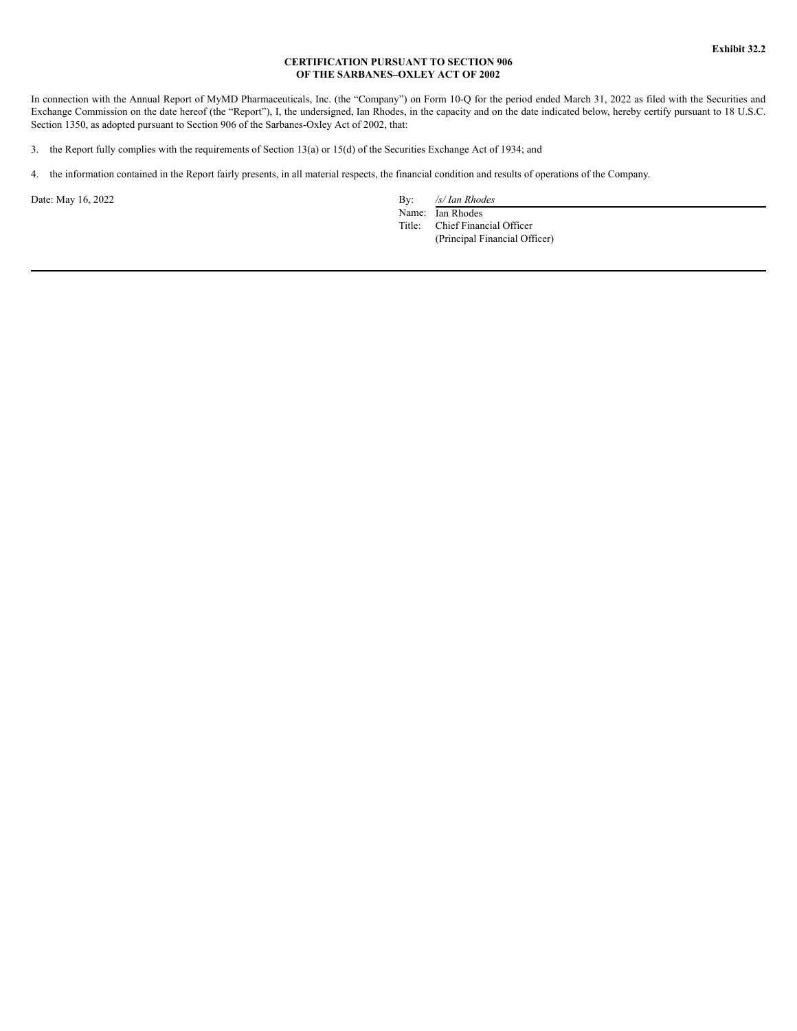**Exhibit 32.2**

**CERTIFICATION PURSUANT TO SECTION 906 OF THE SARBANES–OXLEY ACT OF 2002**

In connection with the Annual Report of MyMD Pharmaceuticals, Inc. (the "Company") on Form 10-Q for the period ended March 31, 2022 as filed with the Securities and Exchange Commission on the date hereof (the "Report"), I, the undersigned, Ian Rhodes, in the capacity and on the date indicated below, hereby certify pursuant to 18 U.S.C. Section 1350, as adopted pursuant to Section 906 of the Sarbanes-Oxley Act of 2002, that:

3. the Report fully complies with the requirements of Section 13(a) or 15(d) of the Securities Exchange Act of 1934; and

4. the information contained in the Report fairly presents, in all material respects, the financial condition and results of operations of the Company.

Date: May 16, 2022

By: */s/ Ian Rhodes*
Name: Ian Rhodes
Title: Chief Financial Officer
(Principal Financial Officer)